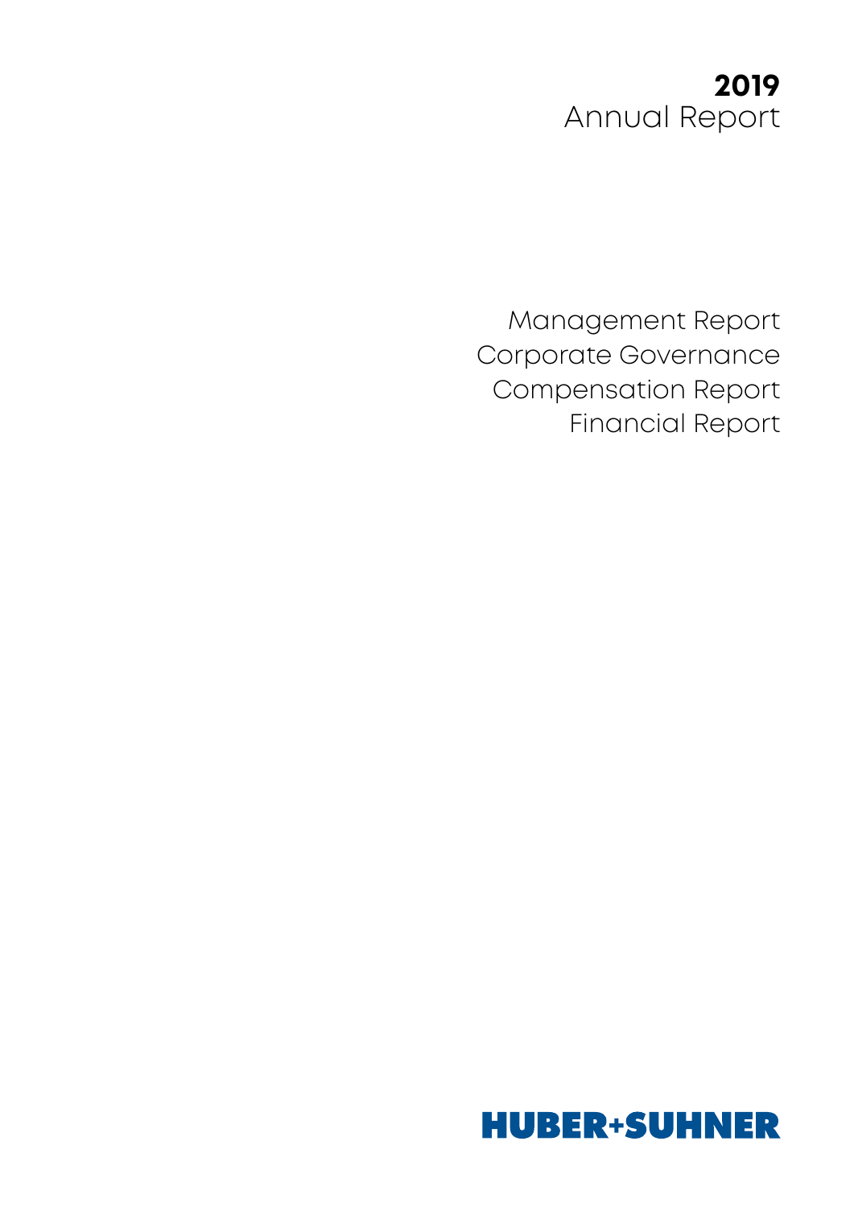# 2019
# Annual Report

Management Report
Corporate Governance
Compensation Report
Financial Report

HUBER+SUHNER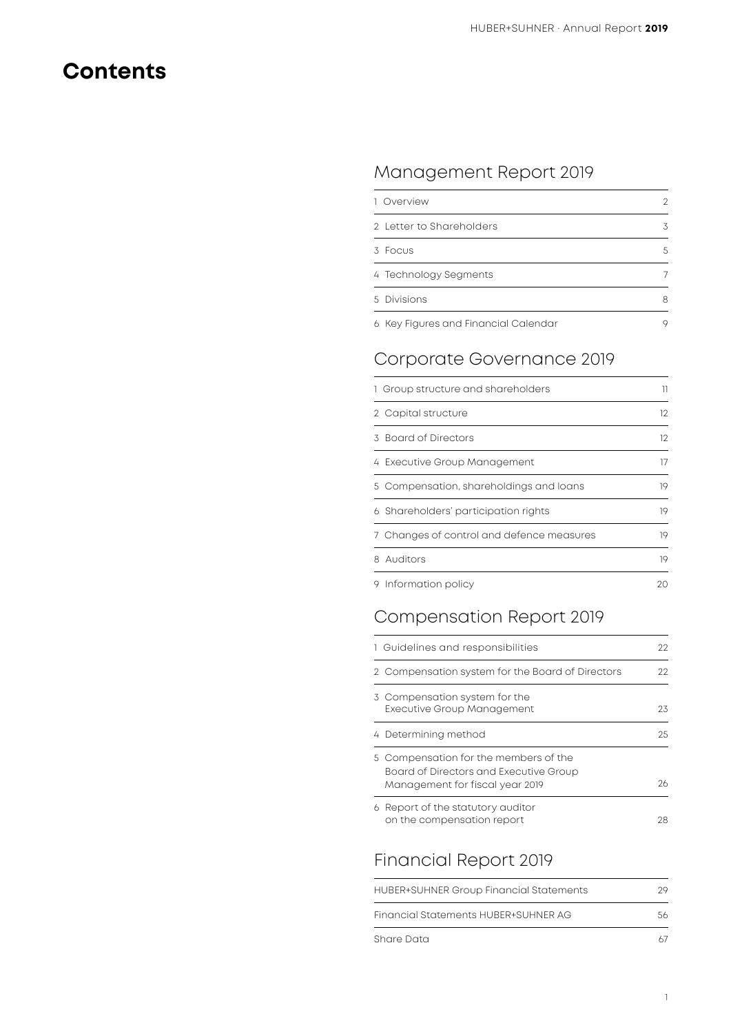# Contents

## Management Report 2019

| | |
|---|---|
| 1 Overview | 2 |
| 2 Letter to Shareholders | 3 |
| 3 Focus | 5 |
| 4 Technology Segments | 7 |
| 5 Divisions | 8 |
| 6 Key Figures and Financial Calendar | 9 |

## Corporate Governance 2019

| | |
|---|---|
| 1 Group structure and shareholders | 11 |
| 2 Capital structure | 12 |
| 3 Board of Directors | 12 |
| 4 Executive Group Management | 17 |
| 5 Compensation, shareholdings and loans | 19 |
| 6 Shareholders' participation rights | 19 |
| 7 Changes of control and defence measures | 19 |
| 8 Auditors | 19 |
| 9 Information policy | 20 |

## Compensation Report 2019

| | |
|---|---|
| 1 Guidelines and responsibilities | 22 |
| 2 Compensation system for the Board of Directors | 22 |
| 3 Compensation system for the Executive Group Management | 23 |
| 4 Determining method | 25 |
| 5 Compensation for the members of the Board of Directors and Executive Group Management for fiscal year 2019 | 26 |
| 6 Report of the statutory auditor on the compensation report | 28 |

## Financial Report 2019

| | |
|---|---|
| HUBER+SUHNER Group Financial Statements | 29 |
| Financial Statements HUBER+SUHNER AG | 56 |
| Share Data | 67 |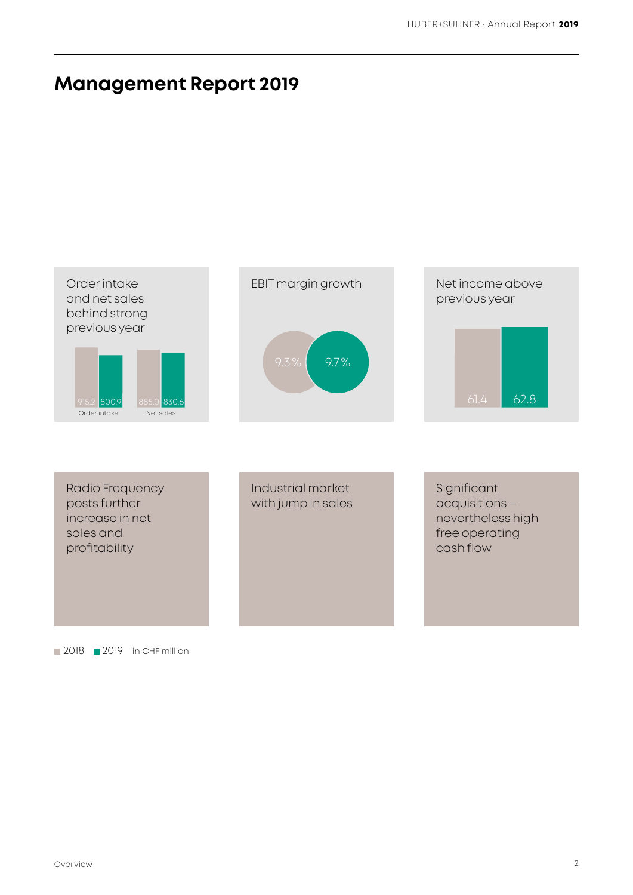# Management Report 2019

**Order intake and net sales behind strong previous year**

| | 2018 | 2019 |
|---|---|---|
| Order intake | 915.2 | 800.9 |
| Net sales | 885.0 | 830.6 |

**EBIT margin growth**

| 2018 | 2019 |
|---|---|
| 9.3 % | 9.7 % |

**Net income above previous year**

| 2018 | 2019 |
|---|---|
| 61.4 | 62.8 |

**Radio Frequency posts further increase in net sales and profitability**

**Industrial market with jump in sales**

**Significant acquisitions – nevertheless high free operating cash flow**

■ 2018 ■ 2019 in CHF million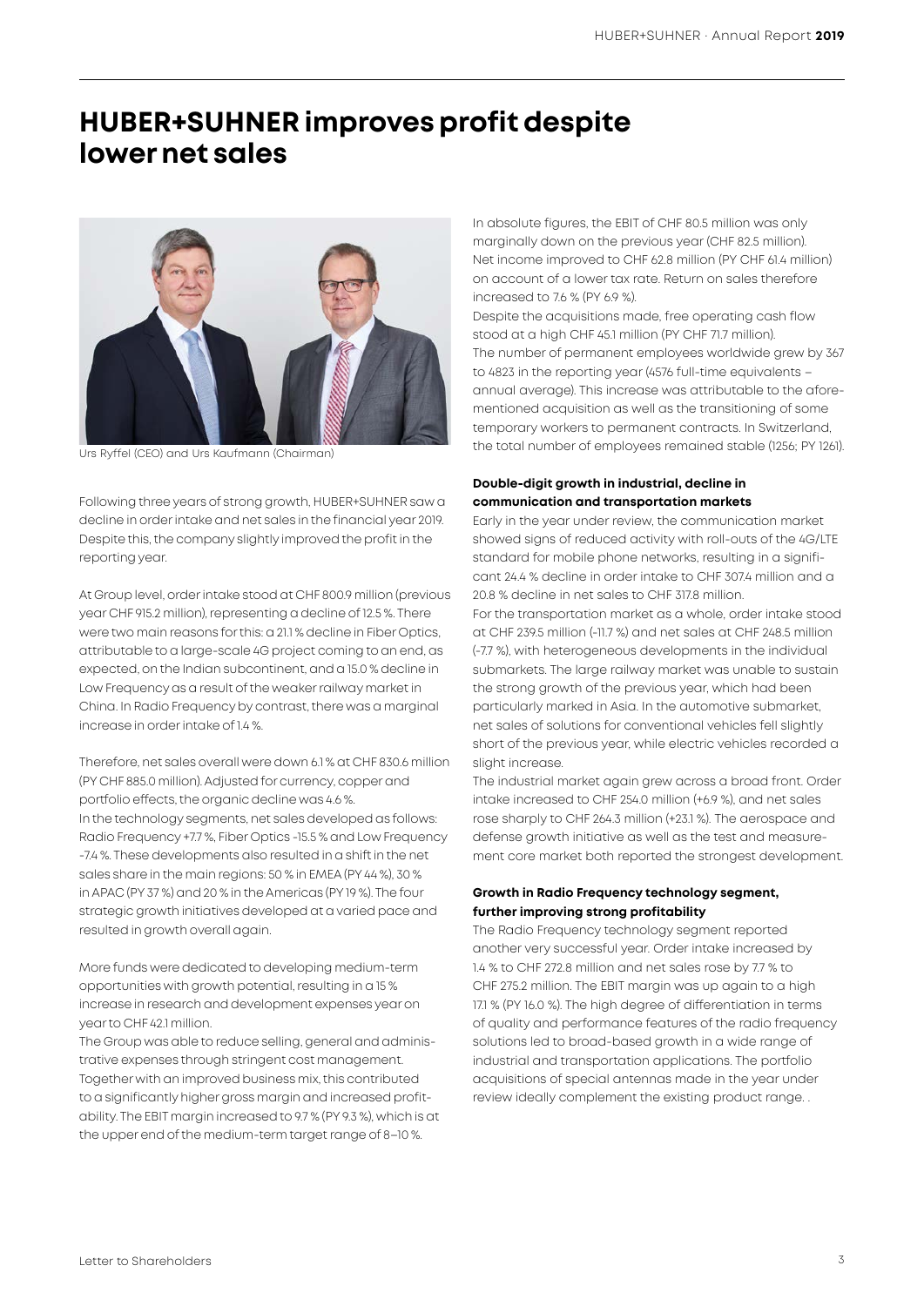# HUBER+SUHNER improves profit despite lower net sales

Urs Ryffel (CEO) and Urs Kaufmann (Chairman)

Following three years of strong growth, HUBER+SUHNER saw a decline in order intake and net sales in the financial year 2019. Despite this, the company slightly improved the profit in the reporting year.

At Group level, order intake stood at CHF 800.9 million (previous year CHF 915.2 million), representing a decline of 12.5 %. There were two main reasons for this: a 21.1 % decline in Fiber Optics, attributable to a large-scale 4G project coming to an end, as expected, on the Indian subcontinent, and a 15.0 % decline in Low Frequency as a result of the weaker railway market in China. In Radio Frequency by contrast, there was a marginal increase in order intake of 1.4 %.

Therefore, net sales overall were down 6.1 % at CHF 830.6 million (PY CHF 885.0 million). Adjusted for currency, copper and portfolio effects, the organic decline was 4.6 %.
In the technology segments, net sales developed as follows: Radio Frequency +7.7 %, Fiber Optics -15.5 % and Low Frequency -7.4 %. These developments also resulted in a shift in the net sales share in the main regions: 50 % in EMEA (PY 44 %), 30 % in APAC (PY 37 %) and 20 % in the Americas (PY 19 %). The four strategic growth initiatives developed at a varied pace and resulted in growth overall again.

More funds were dedicated to developing medium-term opportunities with growth potential, resulting in a 15 % increase in research and development expenses year on year to CHF 42.1 million.
The Group was able to reduce selling, general and administrative expenses through stringent cost management. Together with an improved business mix, this contributed to a significantly higher gross margin and increased profitability. The EBIT margin increased to 9.7 % (PY 9.3 %), which is at the upper end of the medium-term target range of 8–10 %.

In absolute figures, the EBIT of CHF 80.5 million was only marginally down on the previous year (CHF 82.5 million). Net income improved to CHF 62.8 million (PY CHF 61.4 million) on account of a lower tax rate. Return on sales therefore increased to 7.6 % (PY 6.9 %).
Despite the acquisitions made, free operating cash flow stood at a high CHF 45.1 million (PY CHF 71.7 million).
The number of permanent employees worldwide grew by 367 to 4823 in the reporting year (4576 full-time equivalents – annual average). This increase was attributable to the aforementioned acquisition as well as the transitioning of some temporary workers to permanent contracts. In Switzerland, the total number of employees remained stable (1256; PY 1261).

**Double-digit growth in industrial, decline in communication and transportation markets**

Early in the year under review, the communication market showed signs of reduced activity with roll-outs of the 4G/LTE standard for mobile phone networks, resulting in a significant 24.4 % decline in order intake to CHF 307.4 million and a 20.8 % decline in net sales to CHF 317.8 million.
For the transportation market as a whole, order intake stood at CHF 239.5 million (-11.7 %) and net sales at CHF 248.5 million (-7.7 %), with heterogeneous developments in the individual submarkets. The large railway market was unable to sustain the strong growth of the previous year, which had been particularly marked in Asia. In the automotive submarket, net sales of solutions for conventional vehicles fell slightly short of the previous year, while electric vehicles recorded a slight increase.
The industrial market again grew across a broad front. Order intake increased to CHF 254.0 million (+6.9 %), and net sales rose sharply to CHF 264.3 million (+23.1 %). The aerospace and defense growth initiative as well as the test and measurement core market both reported the strongest development.

**Growth in Radio Frequency technology segment, further improving strong profitability**

The Radio Frequency technology segment reported another very successful year. Order intake increased by 1.4 % to CHF 272.8 million and net sales rose by 7.7 % to CHF 275.2 million. The EBIT margin was up again to a high 17.1 % (PY 16.0 %). The high degree of differentiation in terms of quality and performance features of the radio frequency solutions led to broad-based growth in a wide range of industrial and transportation applications. The portfolio acquisitions of special antennas made in the year under review ideally complement the existing product range. .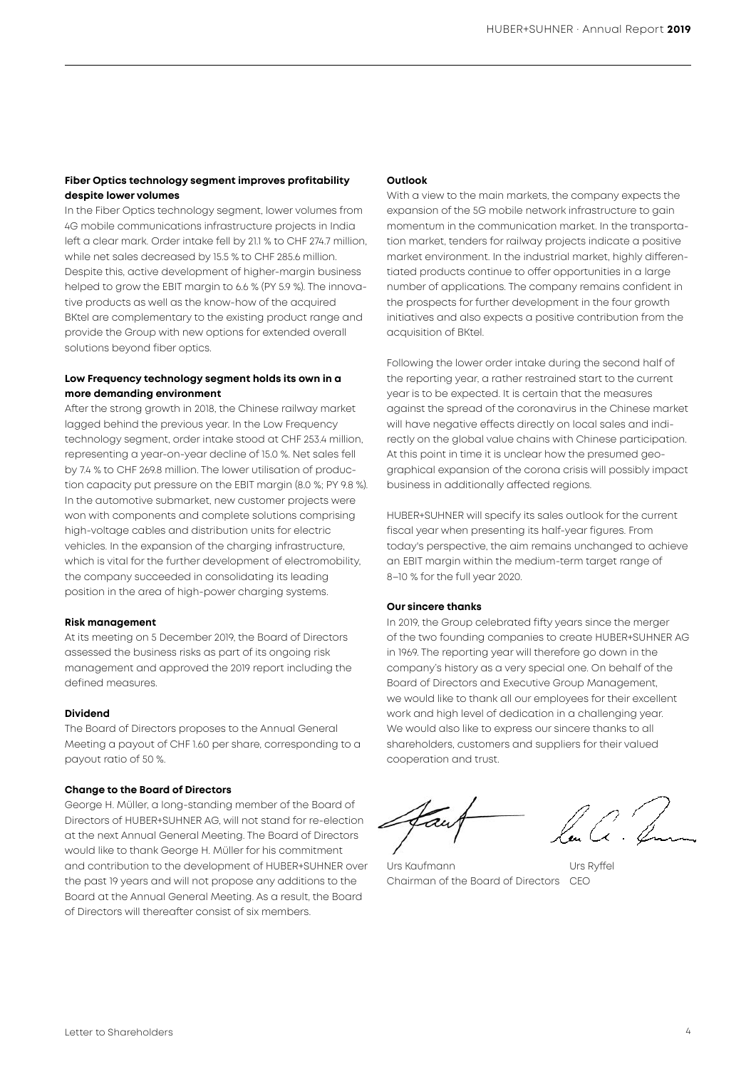**Fiber Optics technology segment improves profitability despite lower volumes**

In the Fiber Optics technology segment, lower volumes from 4G mobile communications infrastructure projects in India left a clear mark. Order intake fell by 21.1 % to CHF 274.7 million, while net sales decreased by 15.5 % to CHF 285.6 million. Despite this, active development of higher-margin business helped to grow the EBIT margin to 6.6 % (PY 5.9 %). The innovative products as well as the know-how of the acquired BKtel are complementary to the existing product range and provide the Group with new options for extended overall solutions beyond fiber optics.

**Low Frequency technology segment holds its own in a more demanding environment**

After the strong growth in 2018, the Chinese railway market lagged behind the previous year. In the Low Frequency technology segment, order intake stood at CHF 253.4 million, representing a year-on-year decline of 15.0 %. Net sales fell by 7.4 % to CHF 269.8 million. The lower utilisation of production capacity put pressure on the EBIT margin (8.0 %; PY 9.8 %). In the automotive submarket, new customer projects were won with components and complete solutions comprising high-voltage cables and distribution units for electric vehicles. In the expansion of the charging infrastructure, which is vital for the further development of electromobility, the company succeeded in consolidating its leading position in the area of high-power charging systems.

**Risk management**

At its meeting on 5 December 2019, the Board of Directors assessed the business risks as part of its ongoing risk management and approved the 2019 report including the defined measures.

**Dividend**

The Board of Directors proposes to the Annual General Meeting a payout of CHF 1.60 per share, corresponding to a payout ratio of 50 %.

**Change to the Board of Directors**

George H. Müller, a long-standing member of the Board of Directors of HUBER+SUHNER AG, will not stand for re-election at the next Annual General Meeting. The Board of Directors would like to thank George H. Müller for his commitment and contribution to the development of HUBER+SUHNER over the past 19 years and will not propose any additions to the Board at the Annual General Meeting. As a result, the Board of Directors will thereafter consist of six members.

**Outlook**

With a view to the main markets, the company expects the expansion of the 5G mobile network infrastructure to gain momentum in the communication market. In the transportation market, tenders for railway projects indicate a positive market environment. In the industrial market, highly differentiated products continue to offer opportunities in a large number of applications. The company remains confident in the prospects for further development in the four growth initiatives and also expects a positive contribution from the acquisition of BKtel.

Following the lower order intake during the second half of the reporting year, a rather restrained start to the current year is to be expected. It is certain that the measures against the spread of the coronavirus in the Chinese market will have negative effects directly on local sales and indirectly on the global value chains with Chinese participation. At this point in time it is unclear how the presumed geographical expansion of the corona crisis will possibly impact business in additionally affected regions.

HUBER+SUHNER will specify its sales outlook for the current fiscal year when presenting its half-year figures. From today's perspective, the aim remains unchanged to achieve an EBIT margin within the medium-term target range of 8–10 % for the full year 2020.

**Our sincere thanks**

In 2019, the Group celebrated fifty years since the merger of the two founding companies to create HUBER+SUHNER AG in 1969. The reporting year will therefore go down in the company's history as a very special one. On behalf of the Board of Directors and Executive Group Management, we would like to thank all our employees for their excellent work and high level of dedication in a challenging year. We would also like to express our sincere thanks to all shareholders, customers and suppliers for their valued cooperation and trust.

Urs Kaufmann
Chairman of the Board of Directors

Urs Ryffel
CEO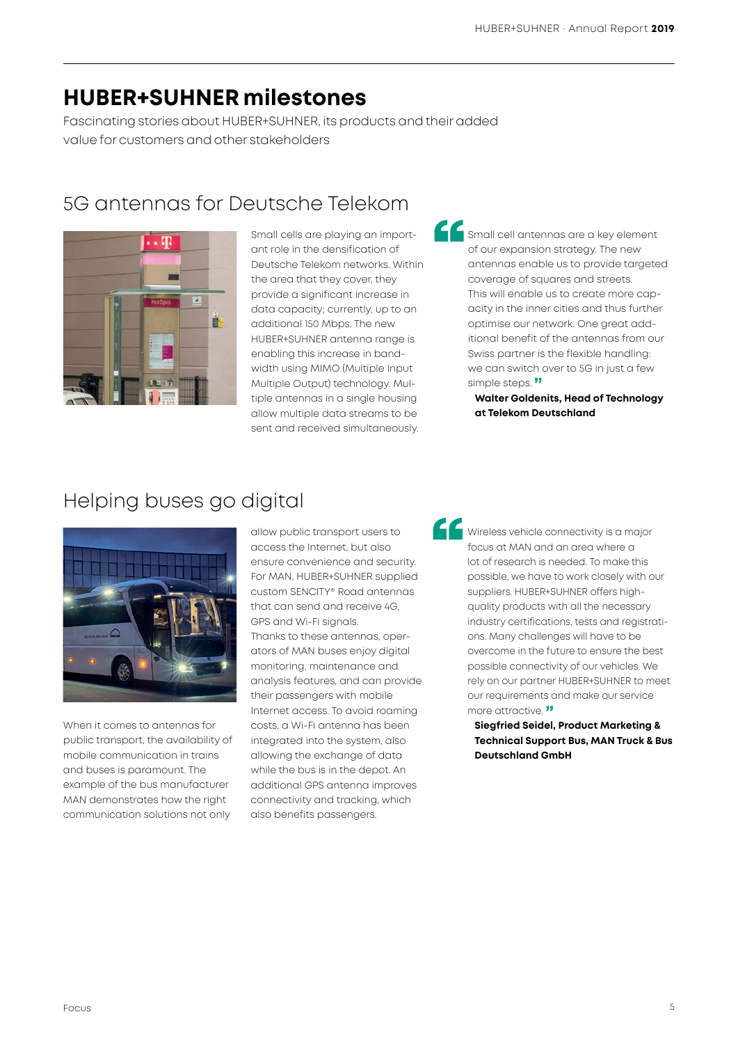# HUBER+SUHNER milestones

Fascinating stories about HUBER+SUHNER, its products and their added value for customers and other stakeholders

## 5G antennas for Deutsche Telekom

Small cells are playing an important role in the densification of Deutsche Telekom networks. Within the area that they cover, they provide a significant increase in data capacity; currently, up to an additional 150 Mbps. The new HUBER+SUHNER antenna range is enabling this increase in bandwidth using MIMO (Multiple Input Multiple Output) technology. Multiple antennas in a single housing allow multiple data streams to be sent and received simultaneously.

> "Small cell antennas are a key element of our expansion strategy. The new antennas enable us to provide targeted coverage of squares and streets. This will enable us to create more capacity in the inner cities and thus further optimise our network. One great additional benefit of the antennas from our Swiss partner is the flexible handling: we can switch over to 5G in just a few simple steps."
>
> **Walter Goldenits, Head of Technology at Telekom Deutschland**

## Helping buses go digital

When it comes to antennas for public transport, the availability of mobile communication in trains and buses is paramount. The example of the bus manufacturer MAN demonstrates how the right communication solutions not only allow public transport users to access the Internet, but also ensure convenience and security. For MAN, HUBER+SUHNER supplied custom SENCITY® Road antennas that can send and receive 4G, GPS and Wi-Fi signals.

Thanks to these antennas, operators of MAN buses enjoy digital monitoring, maintenance and analysis features, and can provide their passengers with mobile Internet access. To avoid roaming costs, a Wi-Fi antenna has been integrated into the system, also allowing the exchange of data while the bus is in the depot. An additional GPS antenna improves connectivity and tracking, which also benefits passengers.

> "Wireless vehicle connectivity is a major focus at MAN and an area where a lot of research is needed. To make this possible, we have to work closely with our suppliers. HUBER+SUHNER offers high-quality products with all the necessary industry certifications, tests and registrations. Many challenges will have to be overcome in the future to ensure the best possible connectivity of our vehicles. We rely on our partner HUBER+SUHNER to meet our requirements and make our service more attractive."
>
> **Siegfried Seidel, Product Marketing & Technical Support Bus, MAN Truck & Bus Deutschland GmbH**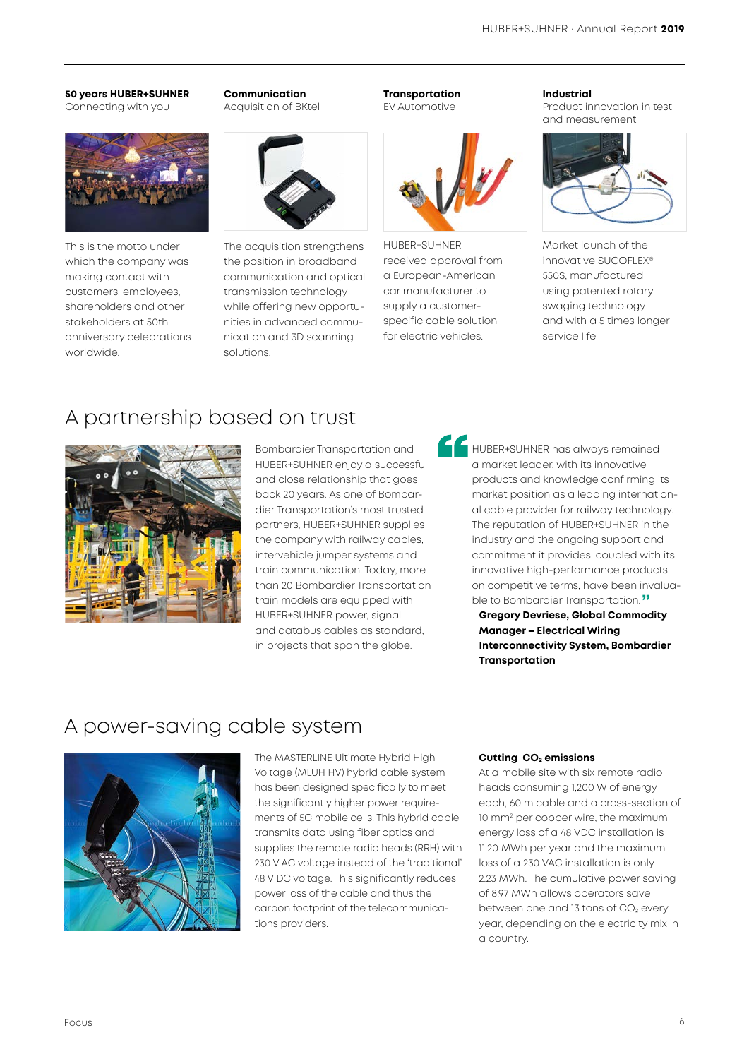**50 years HUBER+SUHNER**
Connecting with you

This is the motto under which the company was making contact with customers, employees, shareholders and other stakeholders at 50th anniversary celebrations worldwide.

**Communication**
Acquisition of BKtel

The acquisition strengthens the position in broadband communication and optical transmission technology while offering new opportunities in advanced communication and 3D scanning solutions.

**Transportation**
EV Automotive

HUBER+SUHNER received approval from a European-American car manufacturer to supply a customer-specific cable solution for electric vehicles.

**Industrial**
Product innovation in test and measurement

Market launch of the innovative SUCOFLEX® 550S, manufactured using patented rotary swaging technology and with a 5 times longer service life

## A partnership based on trust

Bombardier Transportation and HUBER+SUHNER enjoy a successful and close relationship that goes back 20 years. As one of Bombardier Transportation's most trusted partners, HUBER+SUHNER supplies the company with railway cables, intervehicle jumper systems and train communication. Today, more than 20 Bombardier Transportation train models are equipped with HUBER+SUHNER power, signal and databus cables as standard, in projects that span the globe.

> "HUBER+SUHNER has always remained a market leader, with its innovative products and knowledge confirming its market position as a leading international cable provider for railway technology. The reputation of HUBER+SUHNER in the industry and the ongoing support and commitment it provides, coupled with its innovative high-performance products on competitive terms, have been invaluable to Bombardier Transportation."
>
> **Gregory Devriese, Global Commodity Manager – Electrical Wiring Interconnectivity System, Bombardier Transportation**

## A power-saving cable system

The MASTERLINE Ultimate Hybrid High Voltage (MLUH HV) hybrid cable system has been designed specifically to meet the significantly higher power requirements of 5G mobile cells. This hybrid cable transmits data using fiber optics and supplies the remote radio heads (RRH) with 230 V AC voltage instead of the 'traditional' 48 V DC voltage. This significantly reduces power loss of the cable and thus the carbon footprint of the telecommunications providers.

**Cutting $CO_2$ emissions**
At a mobile site with six remote radio heads consuming 1,200 W of energy each, 60 m cable and a cross-section of 10 mm² per copper wire, the maximum energy loss of a 48 VDC installation is 11.20 MWh per year and the maximum loss of a 230 VAC installation is only 2.23 MWh. The cumulative power saving of 8.97 MWh allows operators save between one and 13 tons of $CO_2$ every year, depending on the electricity mix in a country.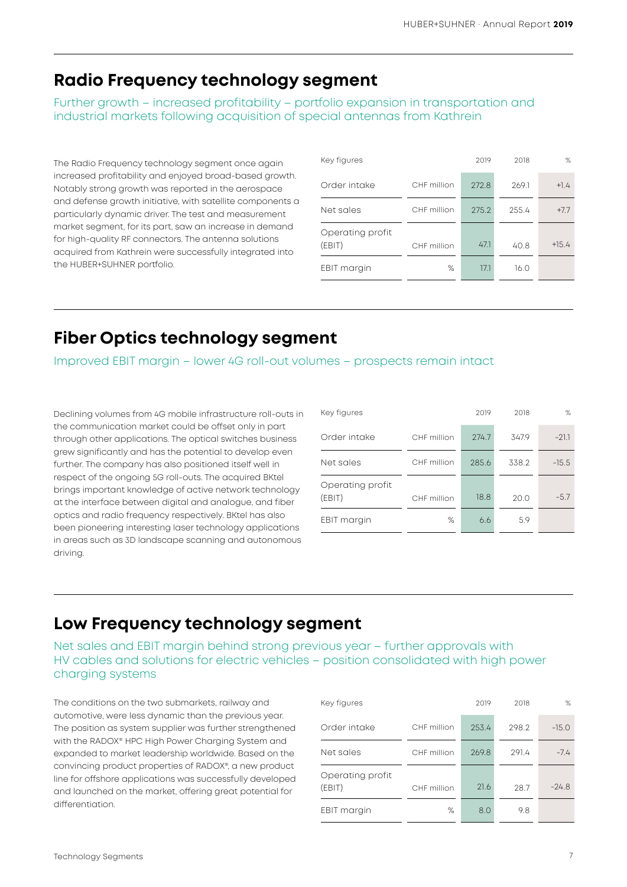## Radio Frequency technology segment

Further growth – increased profitability – portfolio expansion in transportation and industrial markets following acquisition of special antennas from Kathrein

The Radio Frequency technology segment once again increased profitability and enjoyed broad-based growth. Notably strong growth was reported in the aerospace and defense growth initiative, with satellite components a particularly dynamic driver. The test and measurement market segment, for its part, saw an increase in demand for high-quality RF connectors. The antenna solutions acquired from Kathrein were successfully integrated into the HUBER+SUHNER portfolio.

| Key figures | | 2019 | 2018 | % |
|---|---|---|---|---|
| Order intake | CHF million | 272.8 | 269.1 | +1.4 |
| Net sales | CHF million | 275.2 | 255.4 | +7.7 |
| Operating profit (EBIT) | CHF million | 47.1 | 40.8 | +15.4 |
| EBIT margin | % | 17.1 | 16.0 | |

## Fiber Optics technology segment

Improved EBIT margin – lower 4G roll-out volumes – prospects remain intact

Declining volumes from 4G mobile infrastructure roll-outs in the communication market could be offset only in part through other applications. The optical switches business grew significantly and has the potential to develop even further. The company has also positioned itself well in respect of the ongoing 5G roll-outs. The acquired BKtel brings important knowledge of active network technology at the interface between digital and analogue, and fiber optics and radio frequency respectively. BKtel has also been pioneering interesting laser technology applications in areas such as 3D landscape scanning and autonomous driving.

| Key figures | | 2019 | 2018 | % |
|---|---|---|---|---|
| Order intake | CHF million | 274.7 | 347.9 | -21.1 |
| Net sales | CHF million | 285.6 | 338.2 | -15.5 |
| Operating profit (EBIT) | CHF million | 18.8 | 20.0 | -5.7 |
| EBIT margin | % | 6.6 | 5.9 | |

## Low Frequency technology segment

Net sales and EBIT margin behind strong previous year – further approvals with HV cables and solutions for electric vehicles – position consolidated with high power charging systems

The conditions on the two submarkets, railway and automotive, were less dynamic than the previous year. The position as system supplier was further strengthened with the RADOX® HPC High Power Charging System and expanded to market leadership worldwide. Based on the convincing product properties of RADOX®, a new product line for offshore applications was successfully developed and launched on the market, offering great potential for differentiation.

| Key figures | | 2019 | 2018 | % |
|---|---|---|---|---|
| Order intake | CHF million | 253.4 | 298.2 | -15.0 |
| Net sales | CHF million | 269.8 | 291.4 | -7.4 |
| Operating profit (EBIT) | CHF million | 21.6 | 28.7 | -24.8 |
| EBIT margin | % | 8.0 | 9.8 | |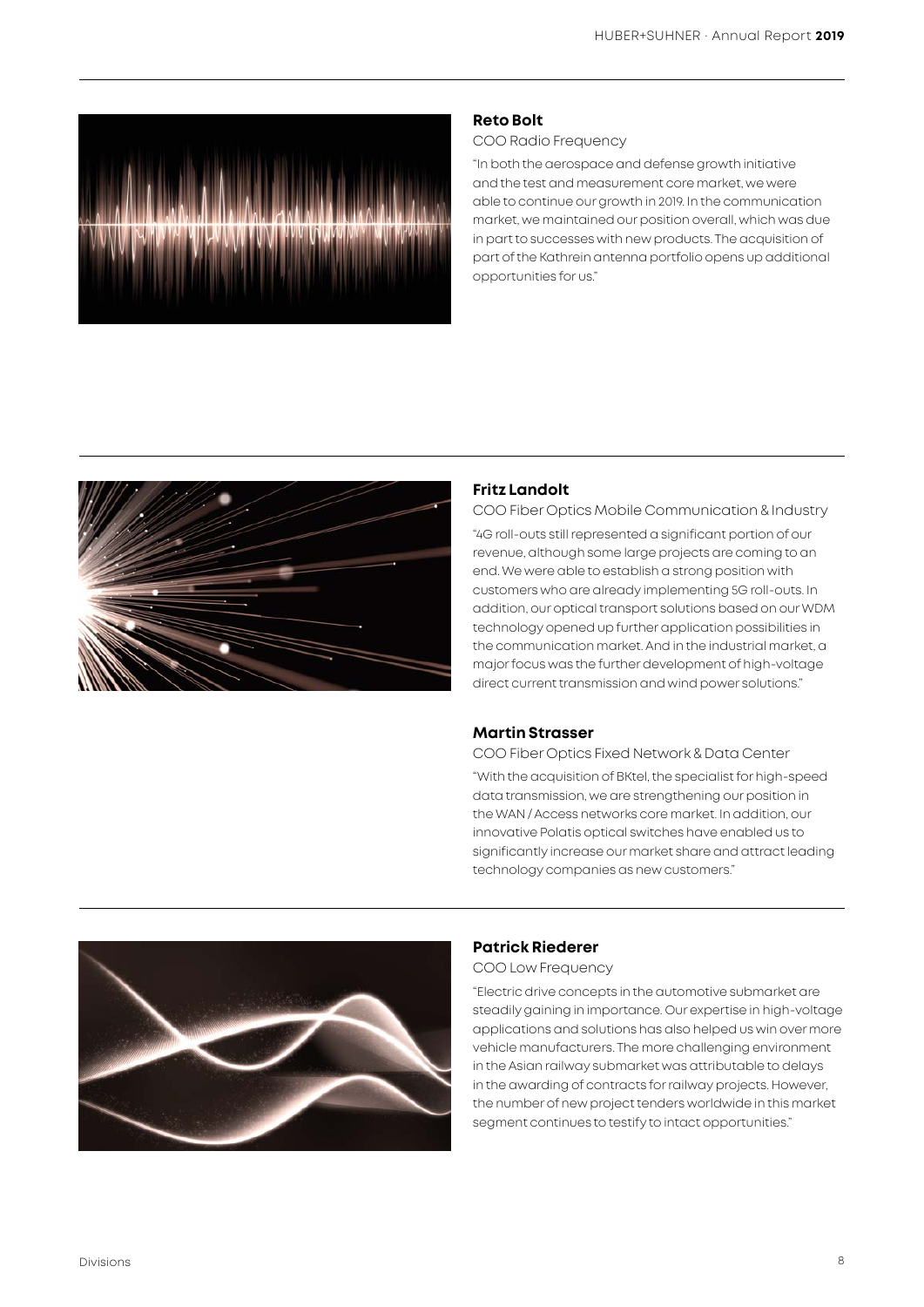### Reto Bolt

COO Radio Frequency

"In both the aerospace and defense growth initiative and the test and measurement core market, we were able to continue our growth in 2019. In the communication market, we maintained our position overall, which was due in part to successes with new products. The acquisition of part of the Kathrein antenna portfolio opens up additional opportunities for us."

### Fritz Landolt

COO Fiber Optics Mobile Communication & Industry

"4G roll-outs still represented a significant portion of our revenue, although some large projects are coming to an end. We were able to establish a strong position with customers who are already implementing 5G roll-outs. In addition, our optical transport solutions based on our WDM technology opened up further application possibilities in the communication market. And in the industrial market, a major focus was the further development of high-voltage direct current transmission and wind power solutions."

### Martin Strasser

COO Fiber Optics Fixed Network & Data Center

"With the acquisition of BKtel, the specialist for high-speed data transmission, we are strengthening our position in the WAN / Access networks core market. In addition, our innovative Polatis optical switches have enabled us to significantly increase our market share and attract leading technology companies as new customers."

### Patrick Riederer

COO Low Frequency

"Electric drive concepts in the automotive submarket are steadily gaining in importance. Our expertise in high-voltage applications and solutions has also helped us win over more vehicle manufacturers. The more challenging environment in the Asian railway submarket was attributable to delays in the awarding of contracts for railway projects. However, the number of new project tenders worldwide in this market segment continues to testify to intact opportunities."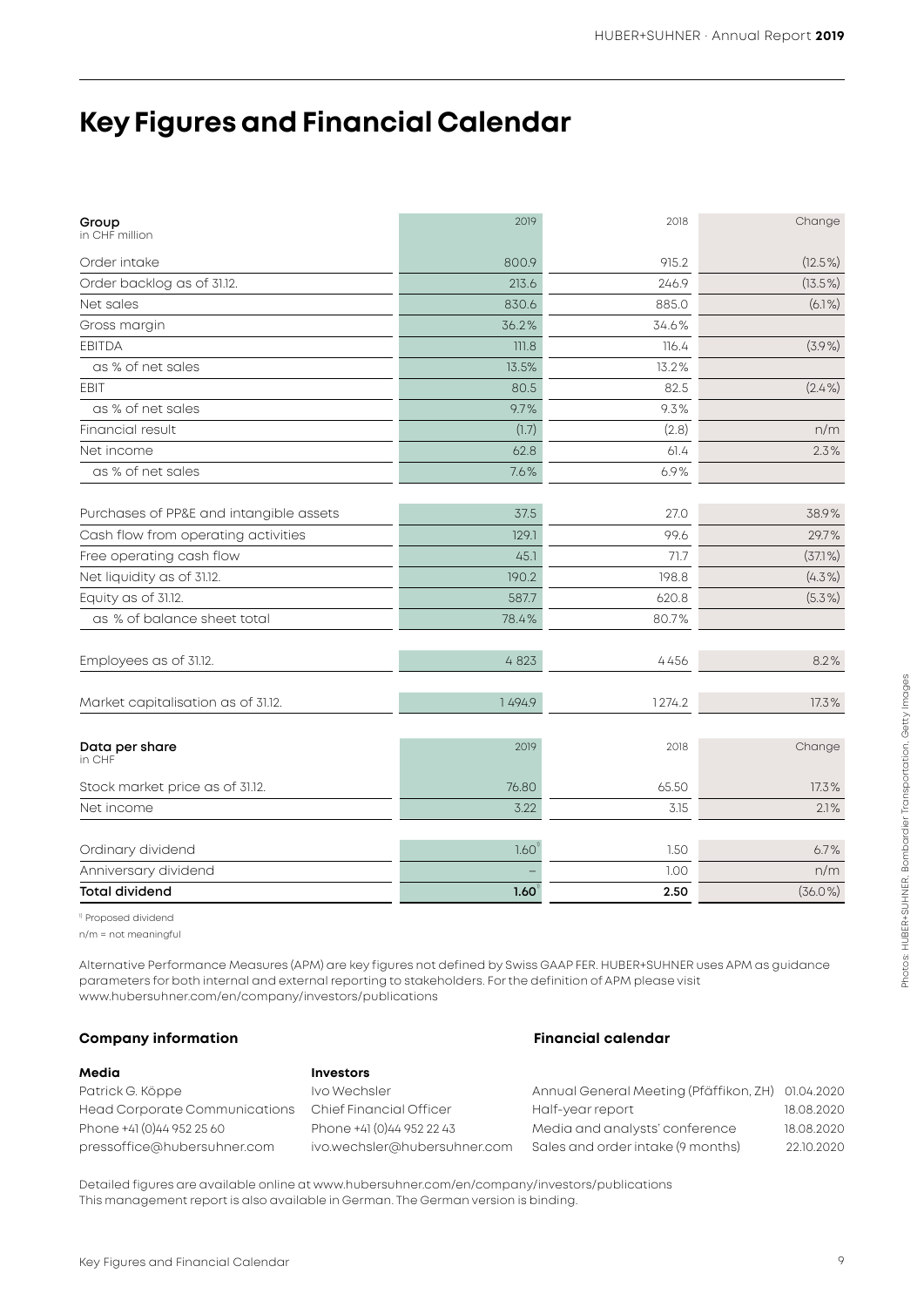# Key Figures and Financial Calendar

| Group<br>in CHF million | 2019 | 2018 | Change |
|---|---|---|---|
| Order intake | 800.9 | 915.2 | (12.5%) |
| Order backlog as of 31.12. | 213.6 | 246.9 | (13.5%) |
| Net sales | 830.6 | 885.0 | (6.1%) |
| Gross margin | 36.2% | 34.6% | |
| EBITDA | 111.8 | 116.4 | (3.9%) |
| as % of net sales | 13.5% | 13.2% | |
| EBIT | 80.5 | 82.5 | (2.4%) |
| as % of net sales | 9.7% | 9.3% | |
| Financial result | (1.7) | (2.8) | n/m |
| Net income | 62.8 | 61.4 | 2.3% |
| as % of net sales | 7.6% | 6.9% | |
| Purchases of PP&E and intangible assets | 37.5 | 27.0 | 38.9% |
| Cash flow from operating activities | 129.1 | 99.6 | 29.7% |
| Free operating cash flow | 45.1 | 71.7 | (37.1%) |
| Net liquidity as of 31.12. | 190.2 | 198.8 | (4.3%) |
| Equity as of 31.12. | 587.7 | 620.8 | (5.3%) |
| as % of balance sheet total | 78.4% | 80.7% | |
| Employees as of 31.12. | 4 823 | 4 456 | 8.2% |
| Market capitalisation as of 31.12. | 1 494.9 | 1 274.2 | 17.3% |

| Data per share<br>in CHF | 2019 | 2018 | Change |
|---|---|---|---|
| Stock market price as of 31.12. | 76.80 | 65.50 | 17.3% |
| Net income | 3.22 | 3.15 | 2.1% |
| Ordinary dividend | 1.60[1] | 1.50 | 6.7% |
| Anniversary dividend | – | 1.00 | n/m |
| **Total dividend** | **1.60**[1] | **2.50** | (36.0%) |

[1] Proposed dividend

n/m = not meaningful

Alternative Performance Measures (APM) are key figures not defined by Swiss GAAP FER. HUBER+SUHNER uses APM as guidance parameters for both internal and external reporting to stakeholders. For the definition of APM please visit www.hubersuhner.com/en/company/investors/publications

## Company information

**Media**
Patrick G. Köppe
Head Corporate Communications
Phone +41 (0)44 952 25 60
pressoffice@hubersuhner.com

**Investors**
Ivo Wechsler
Chief Financial Officer
Phone +41 (0)44 952 22 43
ivo.wechsler@hubersuhner.com

## Financial calendar

| | |
|---|---|
| Annual General Meeting (Pfäffikon, ZH) | 01.04.2020 |
| Half-year report | 18.08.2020 |
| Media and analysts' conference | 18.08.2020 |
| Sales and order intake (9 months) | 22.10.2020 |

Detailed figures are available online at www.hubersuhner.com/en/company/investors/publications
This management report is also available in German. The German version is binding.

Photos: HUBER+SUHNER, Bombardier Transportation, Getty Images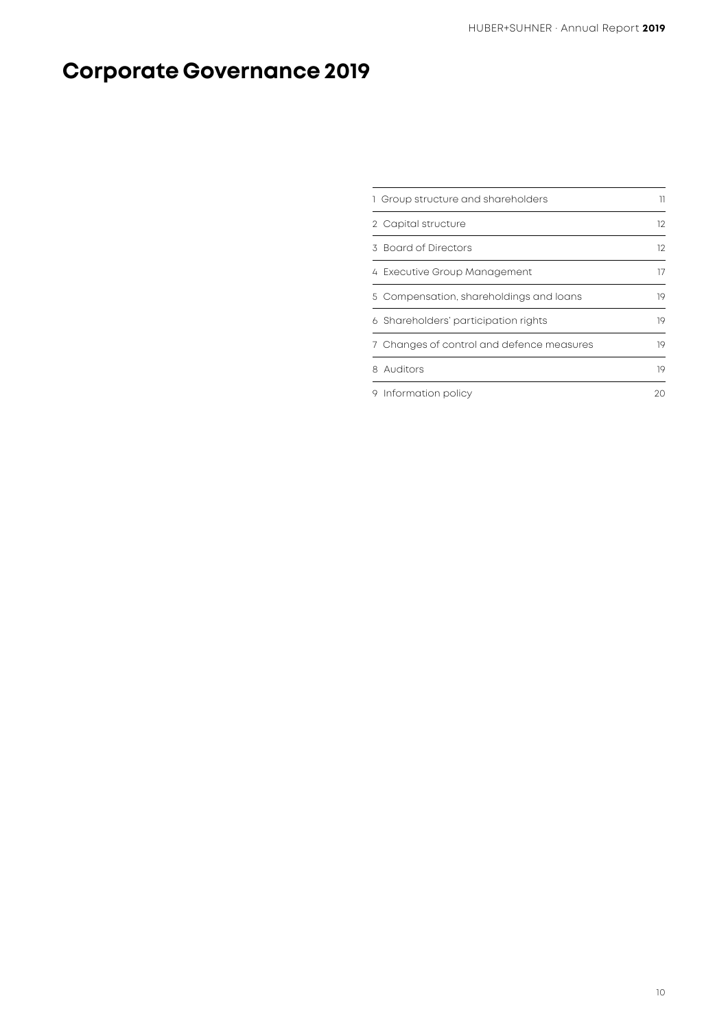# Corporate Governance 2019

| | |
|---|---|
| 1 Group structure and shareholders | 11 |
| 2 Capital structure | 12 |
| 3 Board of Directors | 12 |
| 4 Executive Group Management | 17 |
| 5 Compensation, shareholdings and loans | 19 |
| 6 Shareholders' participation rights | 19 |
| 7 Changes of control and defence measures | 19 |
| 8 Auditors | 19 |
| 9 Information policy | 20 |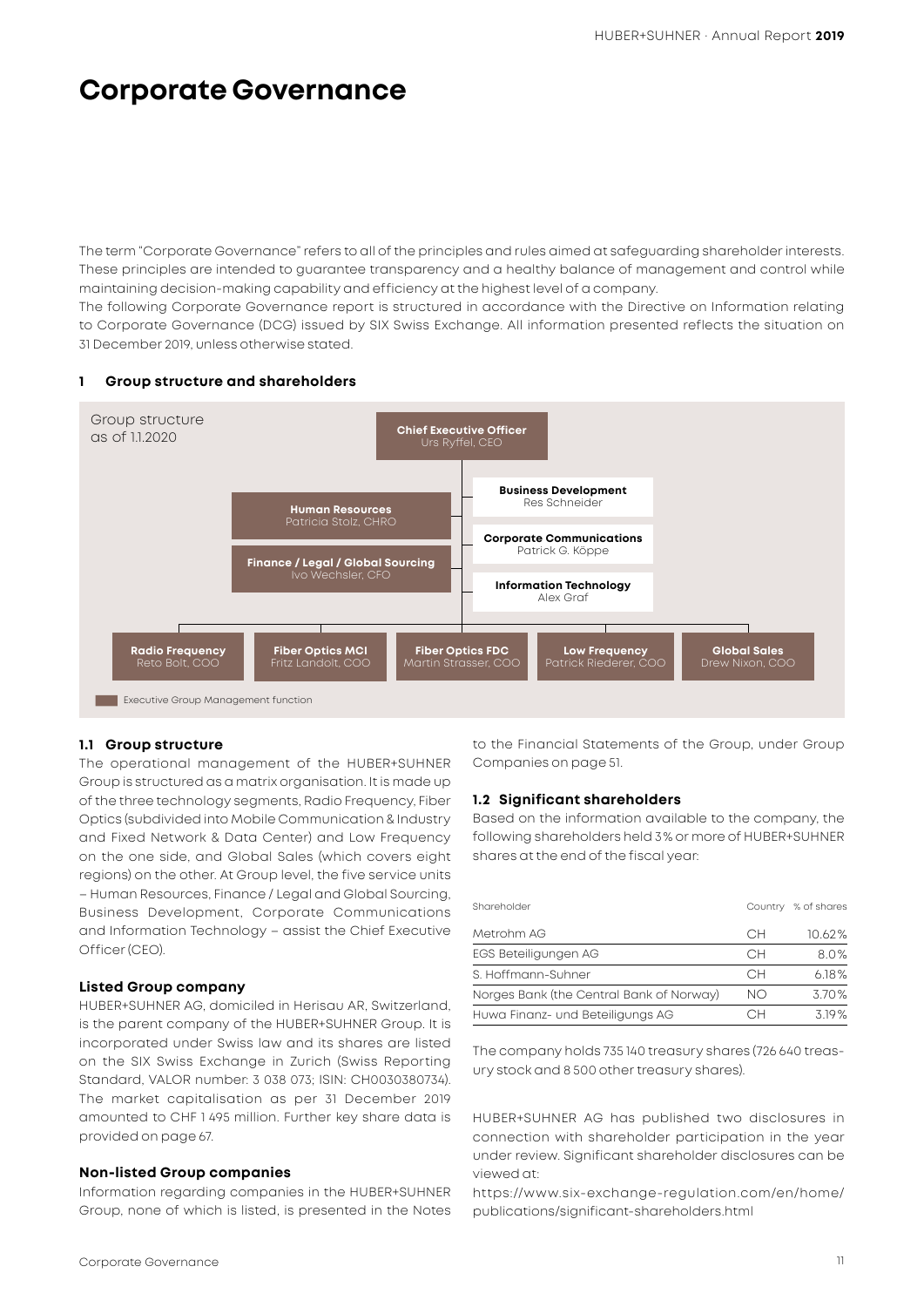# Corporate Governance

The term "Corporate Governance" refers to all of the principles and rules aimed at safeguarding shareholder interests. These principles are intended to guarantee transparency and a healthy balance of management and control while maintaining decision-making capability and efficiency at the highest level of a company.

The following Corporate Governance report is structured in accordance with the Directive on Information relating to Corporate Governance (DCG) issued by SIX Swiss Exchange. All information presented reflects the situation on 31 December 2019, unless otherwise stated.

## 1 Group structure and shareholders

Group structure as of 1.1.2020

- **Chief Executive Officer** – Urs Ryffel, CEO
  - **Human Resources** – Patricia Stolz, CHRO
  - **Finance / Legal / Global Sourcing** – Ivo Wechsler, CFO
  - **Business Development** – Res Schneider
  - **Corporate Communications** – Patrick G. Köppe
  - **Information Technology** – Alex Graf
  - **Radio Frequency** – Reto Bolt, COO
  - **Fiber Optics MCI** – Fritz Landolt, COO
  - **Fiber Optics FDC** – Martin Strasser, COO
  - **Low Frequency** – Patrick Riederer, COO
  - **Global Sales** – Drew Nixon, COO

Executive Group Management function

### 1.1 Group structure

The operational management of the HUBER+SUHNER Group is structured as a matrix organisation. It is made up of the three technology segments, Radio Frequency, Fiber Optics (subdivided into Mobile Communication & Industry and Fixed Network & Data Center) and Low Frequency on the one side, and Global Sales (which covers eight regions) on the other. At Group level, the five service units – Human Resources, Finance / Legal and Global Sourcing, Business Development, Corporate Communications and Information Technology – assist the Chief Executive Officer (CEO).

#### Listed Group company

HUBER+SUHNER AG, domiciled in Herisau AR, Switzerland, is the parent company of the HUBER+SUHNER Group. It is incorporated under Swiss law and its shares are listed on the SIX Swiss Exchange in Zurich (Swiss Reporting Standard, VALOR number: 3 038 073; ISIN: CH0030380734). The market capitalisation as per 31 December 2019 amounted to CHF 1 495 million. Further key share data is provided on page 67.

#### Non-listed Group companies

Information regarding companies in the HUBER+SUHNER Group, none of which is listed, is presented in the Notes to the Financial Statements of the Group, under Group Companies on page 51.

### 1.2 Significant shareholders

Based on the information available to the company, the following shareholders held 3% or more of HUBER+SUHNER shares at the end of the fiscal year:

| Shareholder | Country | % of shares |
|---|---|---|
| Metrohm AG | CH | 10.62% |
| EGS Beteiligungen AG | CH | 8.0% |
| S. Hoffmann-Suhner | CH | 6.18% |
| Norges Bank (the Central Bank of Norway) | NO | 3.70% |
| Huwa Finanz- und Beteiligungs AG | CH | 3.19% |

The company holds 735 140 treasury shares (726 640 treasury stock and 8 500 other treasury shares).

HUBER+SUHNER AG has published two disclosures in connection with shareholder participation in the year under review. Significant shareholder disclosures can be viewed at:
https://www.six-exchange-regulation.com/en/home/publications/significant-shareholders.html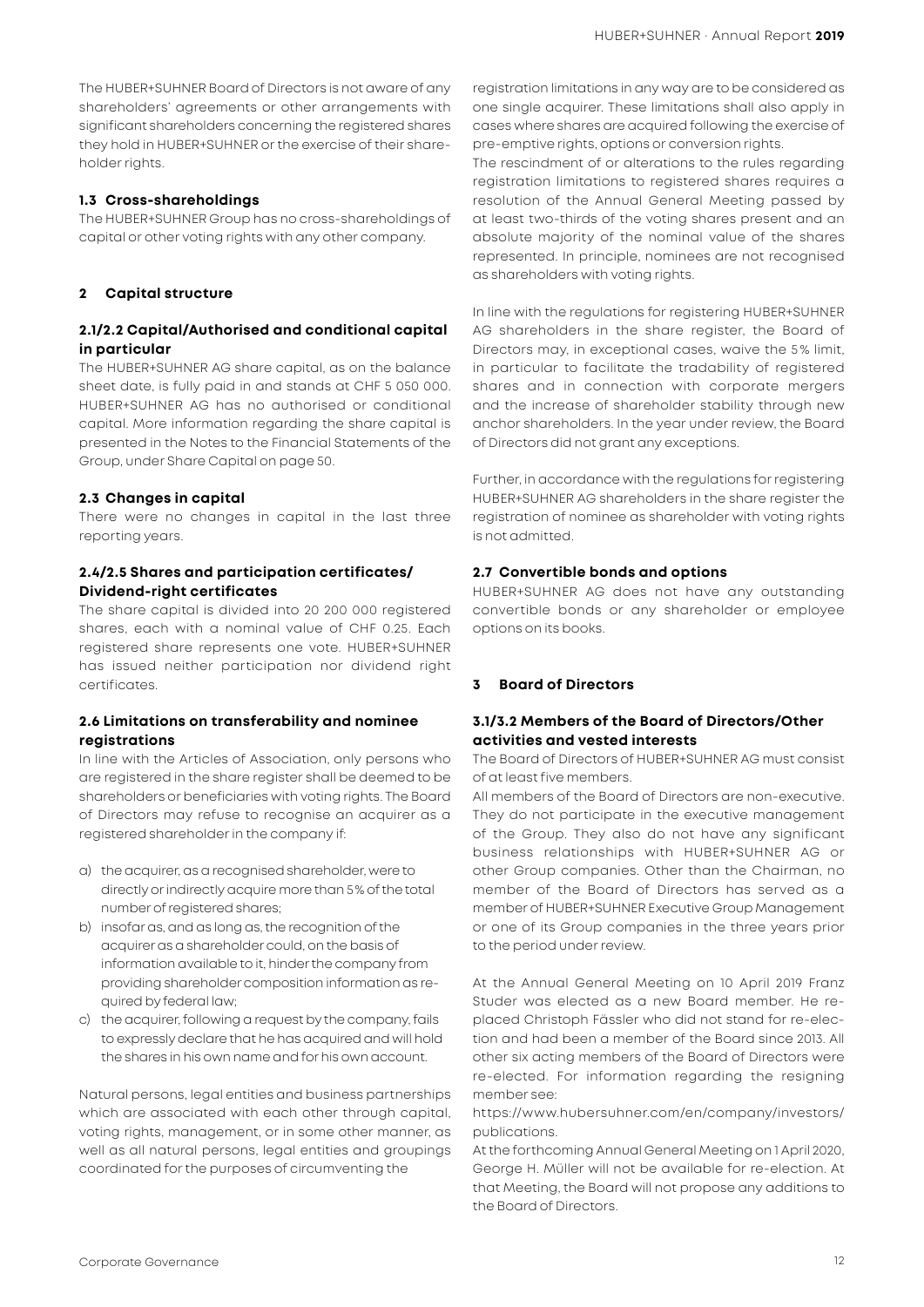The HUBER+SUHNER Board of Directors is not aware of any shareholders' agreements or other arrangements with significant shareholders concerning the registered shares they hold in HUBER+SUHNER or the exercise of their shareholder rights.

### 1.3 Cross-shareholdings

The HUBER+SUHNER Group has no cross-shareholdings of capital or other voting rights with any other company.

## 2 Capital structure

### 2.1/2.2 Capital/Authorised and conditional capital in particular

The HUBER+SUHNER AG share capital, as on the balance sheet date, is fully paid in and stands at CHF 5 050 000. HUBER+SUHNER AG has no authorised or conditional capital. More information regarding the share capital is presented in the Notes to the Financial Statements of the Group, under Share Capital on page 50.

### 2.3 Changes in capital

There were no changes in capital in the last three reporting years.

### 2.4/2.5 Shares and participation certificates/ Dividend-right certificates

The share capital is divided into 20 200 000 registered shares, each with a nominal value of CHF 0.25. Each registered share represents one vote. HUBER+SUHNER has issued neither participation nor dividend right certificates.

### 2.6 Limitations on transferability and nominee registrations

In line with the Articles of Association, only persons who are registered in the share register shall be deemed to be shareholders or beneficiaries with voting rights. The Board of Directors may refuse to recognise an acquirer as a registered shareholder in the company if:

a) the acquirer, as a recognised shareholder, were to directly or indirectly acquire more than 5% of the total number of registered shares;
b) insofar as, and as long as, the recognition of the acquirer as a shareholder could, on the basis of information available to it, hinder the company from providing shareholder composition information as required by federal law;
c) the acquirer, following a request by the company, fails to expressly declare that he has acquired and will hold the shares in his own name and for his own account.

Natural persons, legal entities and business partnerships which are associated with each other through capital, voting rights, management, or in some other manner, as well as all natural persons, legal entities and groupings coordinated for the purposes of circumventing the registration limitations in any way are to be considered as one single acquirer. These limitations shall also apply in cases where shares are acquired following the exercise of pre-emptive rights, options or conversion rights.
The rescindment of or alterations to the rules regarding registration limitations to registered shares requires a resolution of the Annual General Meeting passed by at least two-thirds of the voting shares present and an absolute majority of the nominal value of the shares represented. In principle, nominees are not recognised as shareholders with voting rights.

In line with the regulations for registering HUBER+SUHNER AG shareholders in the share register, the Board of Directors may, in exceptional cases, waive the 5% limit, in particular to facilitate the tradability of registered shares and in connection with corporate mergers and the increase of shareholder stability through new anchor shareholders. In the year under review, the Board of Directors did not grant any exceptions.

Further, in accordance with the regulations for registering HUBER+SUHNER AG shareholders in the share register the registration of nominee as shareholder with voting rights is not admitted.

### 2.7 Convertible bonds and options

HUBER+SUHNER AG does not have any outstanding convertible bonds or any shareholder or employee options on its books.

## 3 Board of Directors

### 3.1/3.2 Members of the Board of Directors/Other activities and vested interests

The Board of Directors of HUBER+SUHNER AG must consist of at least five members.
All members of the Board of Directors are non-executive. They do not participate in the executive management of the Group. They also do not have any significant business relationships with HUBER+SUHNER AG or other Group companies. Other than the Chairman, no member of the Board of Directors has served as a member of HUBER+SUHNER Executive Group Management or one of its Group companies in the three years prior to the period under review.

At the Annual General Meeting on 10 April 2019 Franz Studer was elected as a new Board member. He replaced Christoph Fässler who did not stand for re-election and had been a member of the Board since 2013. All other six acting members of the Board of Directors were re-elected. For information regarding the resigning member see:
https://www.hubersuhner.com/en/company/investors/publications.
At the forthcoming Annual General Meeting on 1 April 2020, George H. Müller will not be available for re-election. At that Meeting, the Board will not propose any additions to the Board of Directors.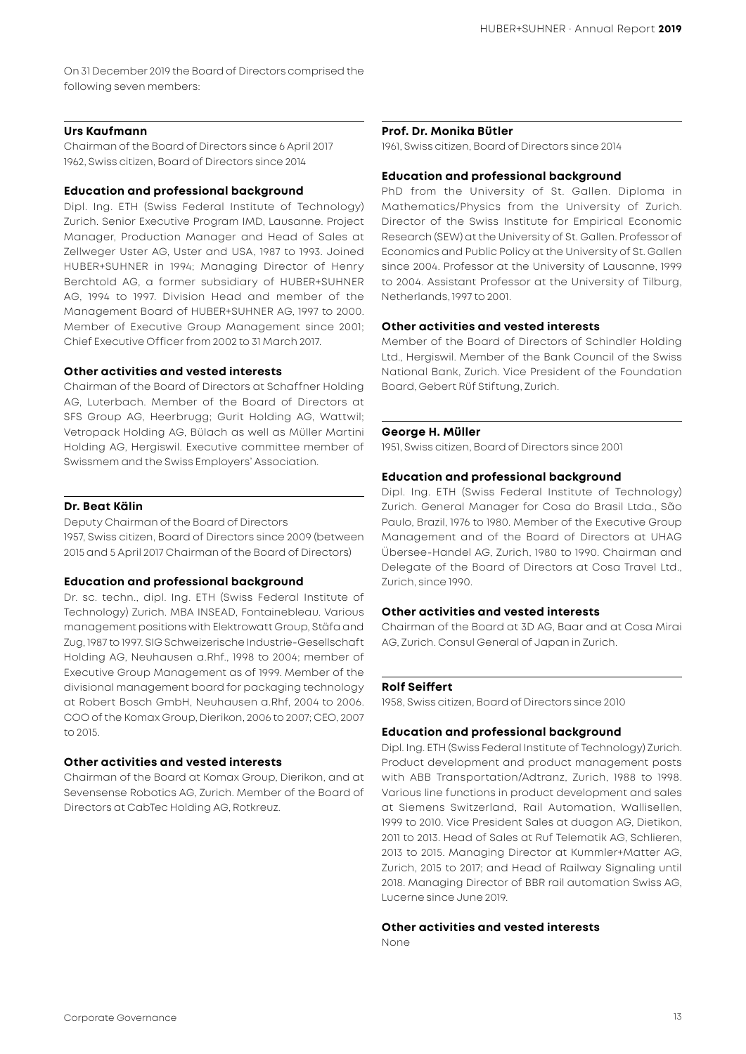On 31 December 2019 the Board of Directors comprised the following seven members:

### Urs Kaufmann

Chairman of the Board of Directors since 6 April 2017
1962, Swiss citizen, Board of Directors since 2014

#### Education and professional background

Dipl. Ing. ETH (Swiss Federal Institute of Technology) Zurich. Senior Executive Program IMD, Lausanne. Project Manager, Production Manager and Head of Sales at Zellweger Uster AG, Uster and USA, 1987 to 1993. Joined HUBER+SUHNER in 1994; Managing Director of Henry Berchtold AG, a former subsidiary of HUBER+SUHNER AG, 1994 to 1997. Division Head and member of the Management Board of HUBER+SUHNER AG, 1997 to 2000. Member of Executive Group Management since 2001; Chief Executive Officer from 2002 to 31 March 2017.

#### Other activities and vested interests

Chairman of the Board of Directors at Schaffner Holding AG, Luterbach. Member of the Board of Directors at SFS Group AG, Heerbrugg; Gurit Holding AG, Wattwil; Vetropack Holding AG, Bülach as well as Müller Martini Holding AG, Hergiswil. Executive committee member of Swissmem and the Swiss Employers' Association.

### Dr. Beat Kälin

Deputy Chairman of the Board of Directors
1957, Swiss citizen, Board of Directors since 2009 (between 2015 and 5 April 2017 Chairman of the Board of Directors)

#### Education and professional background

Dr. sc. techn., dipl. Ing. ETH (Swiss Federal Institute of Technology) Zurich. MBA INSEAD, Fontainebleau. Various management positions with Elektrowatt Group, Stäfa and Zug, 1987 to 1997. SIG Schweizerische Industrie-Gesellschaft Holding AG, Neuhausen a.Rhf., 1998 to 2004; member of Executive Group Management as of 1999. Member of the divisional management board for packaging technology at Robert Bosch GmbH, Neuhausen a.Rhf, 2004 to 2006. COO of the Komax Group, Dierikon, 2006 to 2007; CEO, 2007 to 2015.

#### Other activities and vested interests

Chairman of the Board at Komax Group, Dierikon, and at Sevensense Robotics AG, Zurich. Member of the Board of Directors at CabTec Holding AG, Rotkreuz.

### Prof. Dr. Monika Bütler

1961, Swiss citizen, Board of Directors since 2014

#### Education and professional background

PhD from the University of St. Gallen. Diploma in Mathematics/Physics from the University of Zurich. Director of the Swiss Institute for Empirical Economic Research (SEW) at the University of St. Gallen. Professor of Economics and Public Policy at the University of St. Gallen since 2004. Professor at the University of Lausanne, 1999 to 2004. Assistant Professor at the University of Tilburg, Netherlands, 1997 to 2001.

#### Other activities and vested interests

Member of the Board of Directors of Schindler Holding Ltd., Hergiswil. Member of the Bank Council of the Swiss National Bank, Zurich. Vice President of the Foundation Board, Gebert Rüf Stiftung, Zurich.

### George H. Müller

1951, Swiss citizen, Board of Directors since 2001

#### Education and professional background

Dipl. Ing. ETH (Swiss Federal Institute of Technology) Zurich. General Manager for Cosa do Brasil Ltda., São Paulo, Brazil, 1976 to 1980. Member of the Executive Group Management and of the Board of Directors at UHAG Übersee-Handel AG, Zurich, 1980 to 1990. Chairman and Delegate of the Board of Directors at Cosa Travel Ltd., Zurich, since 1990.

#### Other activities and vested interests

Chairman of the Board at 3D AG, Baar and at Cosa Mirai AG, Zurich. Consul General of Japan in Zurich.

### Rolf Seiffert

1958, Swiss citizen, Board of Directors since 2010

#### Education and professional background

Dipl. Ing. ETH (Swiss Federal Institute of Technology) Zurich. Product development and product management posts with ABB Transportation/Adtranz, Zurich, 1988 to 1998. Various line functions in product development and sales at Siemens Switzerland, Rail Automation, Wallisellen, 1999 to 2010. Vice President Sales at duagon AG, Dietikon, 2011 to 2013. Head of Sales at Ruf Telematik AG, Schlieren, 2013 to 2015. Managing Director at Kummler+Matter AG, Zurich, 2015 to 2017; and Head of Railway Signaling until 2018. Managing Director of BBR rail automation Swiss AG, Lucerne since June 2019.

#### Other activities and vested interests

None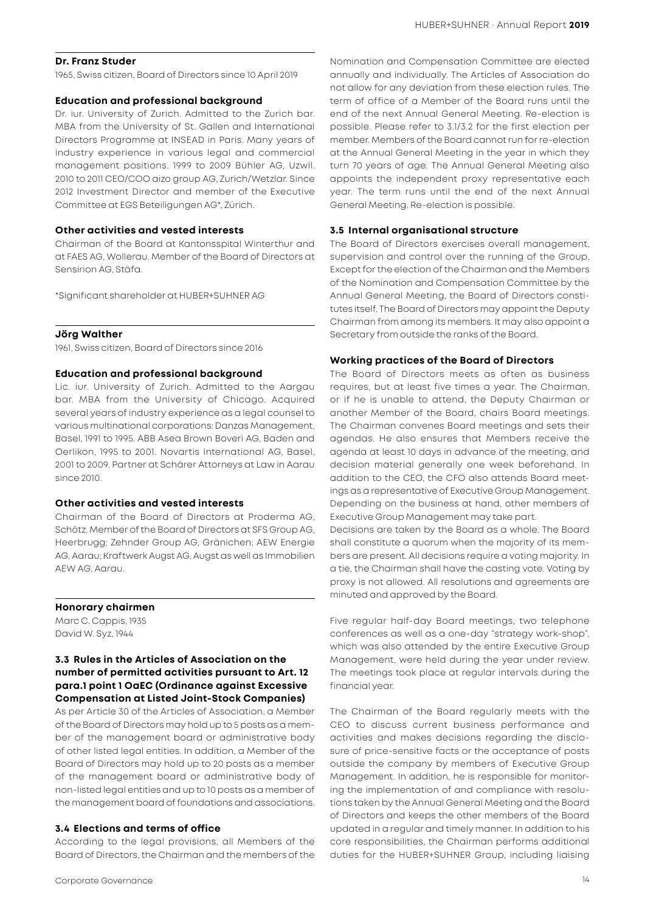### Dr. Franz Studer

1965, Swiss citizen, Board of Directors since 10 April 2019

#### Education and professional background

Dr. iur. University of Zurich. Admitted to the Zurich bar. MBA from the University of St. Gallen and International Directors Programme at INSEAD in Paris. Many years of industry experience in various legal and commercial management positions. 1999 to 2009 Bühler AG, Uzwil. 2010 to 2011 CEO/COO aizo group AG, Zurich/Wetzlar. Since 2012 Investment Director and member of the Executive Committee at EGS Beteiligungen AG*, Zürich.

#### Other activities and vested interests

Chairman of the Board at Kantonsspital Winterthur and at FAES AG, Wollerau. Member of the Board of Directors at Sensirion AG, Stäfa.

*Significant shareholder at HUBER+SUHNER AG

### Jörg Walther

1961, Swiss citizen, Board of Directors since 2016

#### Education and professional background

Lic. iur. University of Zurich. Admitted to the Aargau bar. MBA from the University of Chicago. Acquired several years of industry experience as a legal counsel to various multinational corporations: Danzas Management, Basel, 1991 to 1995. ABB Asea Brown Boveri AG, Baden and Oerlikon, 1995 to 2001. Novartis International AG, Basel, 2001 to 2009. Partner at Schärer Attorneys at Law in Aarau since 2010.

#### Other activities and vested interests

Chairman of the Board of Directors at Proderma AG, Schötz. Member of the Board of Directors at SFS Group AG, Heerbrugg; Zehnder Group AG, Gränichen; AEW Energie AG, Aarau; Kraftwerk Augst AG, Augst as well as Immobilien AEW AG, Aarau.

### Honorary chairmen

Marc C. Cappis, 1935
David W. Syz, 1944

## 3.3 Rules in the Articles of Association on the number of permitted activities pursuant to Art. 12 para.1 point 1 OaEC (Ordinance against Excessive Compensation at Listed Joint-Stock Companies)

As per Article 30 of the Articles of Association, a Member of the Board of Directors may hold up to 5 posts as a member of the management board or administrative body of other listed legal entities. In addition, a Member of the Board of Directors may hold up to 20 posts as a member of the management board or administrative body of non-listed legal entities and up to 10 posts as a member of the management board of foundations and associations.

## 3.4 Elections and terms of office

According to the legal provisions, all Members of the Board of Directors, the Chairman and the members of the Nomination and Compensation Committee are elected annually and individually. The Articles of Association do not allow for any deviation from these election rules. The term of office of a Member of the Board runs until the end of the next Annual General Meeting. Re-election is possible. Please refer to 3.1/3.2 for the first election per member. Members of the Board cannot run for re-election at the Annual General Meeting in the year in which they turn 70 years of age. The Annual General Meeting also appoints the independent proxy representative each year. The term runs until the end of the next Annual General Meeting. Re-election is possible.

## 3.5 Internal organisational structure

The Board of Directors exercises overall management, supervision and control over the running of the Group. Except for the election of the Chairman and the Members of the Nomination and Compensation Committee by the Annual General Meeting, the Board of Directors constitutes itself. The Board of Directors may appoint the Deputy Chairman from among its members. It may also appoint a Secretary from outside the ranks of the Board.

#### Working practices of the Board of Directors

The Board of Directors meets as often as business requires, but at least five times a year. The Chairman, or if he is unable to attend, the Deputy Chairman or another Member of the Board, chairs Board meetings. The Chairman convenes Board meetings and sets their agendas. He also ensures that Members receive the agenda at least 10 days in advance of the meeting, and decision material generally one week beforehand. In addition to the CEO, the CFO also attends Board meetings as a representative of Executive Group Management. Depending on the business at hand, other members of Executive Group Management may take part.

Decisions are taken by the Board as a whole. The Board shall constitute a quorum when the majority of its members are present. All decisions require a voting majority. In a tie, the Chairman shall have the casting vote. Voting by proxy is not allowed. All resolutions and agreements are minuted and approved by the Board.

Five regular half-day Board meetings, two telephone conferences as well as a one-day "strategy work-shop", which was also attended by the entire Executive Group Management, were held during the year under review. The meetings took place at regular intervals during the financial year.

The Chairman of the Board regularly meets with the CEO to discuss current business performance and activities and makes decisions regarding the disclosure of price-sensitive facts or the acceptance of posts outside the company by members of Executive Group Management. In addition, he is responsible for monitoring the implementation of and compliance with resolutions taken by the Annual General Meeting and the Board of Directors and keeps the other members of the Board updated in a regular and timely manner. In addition to his core responsibilities, the Chairman performs additional duties for the HUBER+SUHNER Group, including liaising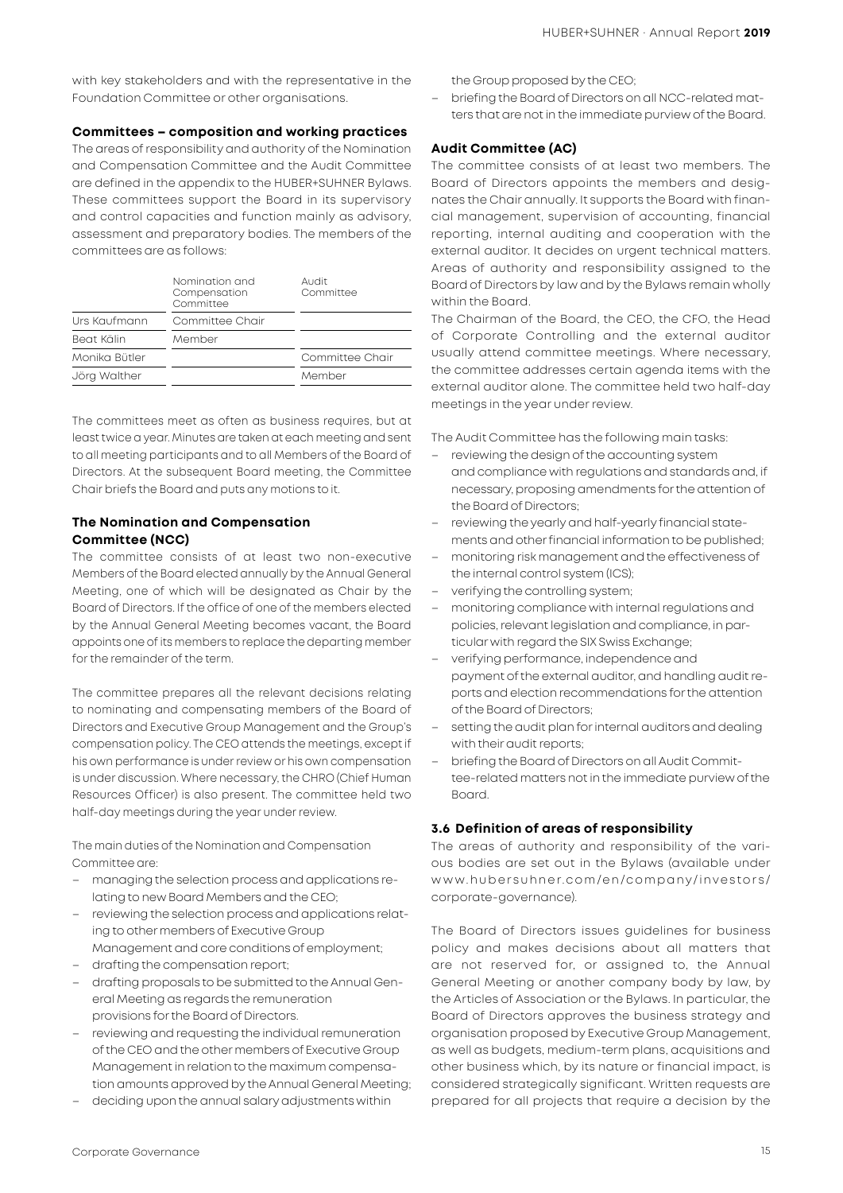with key stakeholders and with the representative in the Foundation Committee or other organisations.

### Committees – composition and working practices

The areas of responsibility and authority of the Nomination and Compensation Committee and the Audit Committee are defined in the appendix to the HUBER+SUHNER Bylaws. These committees support the Board in its supervisory and control capacities and function mainly as advisory, assessment and preparatory bodies. The members of the committees are as follows:

| | Nomination and Compensation Committee | Audit Committee |
|---|---|---|
| Urs Kaufmann | Committee Chair | |
| Beat Kälin | Member | |
| Monika Bütler | | Committee Chair |
| Jörg Walther | | Member |

The committees meet as often as business requires, but at least twice a year. Minutes are taken at each meeting and sent to all meeting participants and to all Members of the Board of Directors. At the subsequent Board meeting, the Committee Chair briefs the Board and puts any motions to it.

### The Nomination and Compensation Committee (NCC)

The committee consists of at least two non-executive Members of the Board elected annually by the Annual General Meeting, one of which will be designated as Chair by the Board of Directors. If the office of one of the members elected by the Annual General Meeting becomes vacant, the Board appoints one of its members to replace the departing member for the remainder of the term.

The committee prepares all the relevant decisions relating to nominating and compensating members of the Board of Directors and Executive Group Management and the Group's compensation policy. The CEO attends the meetings, except if his own performance is under review or his own compensation is under discussion. Where necessary, the CHRO (Chief Human Resources Officer) is also present. The committee held two half-day meetings during the year under review.

The main duties of the Nomination and Compensation Committee are:

- managing the selection process and applications relating to new Board Members and the CEO;
- reviewing the selection process and applications relating to other members of Executive Group Management and core conditions of employment;
- drafting the compensation report;
- drafting proposals to be submitted to the Annual General Meeting as regards the remuneration provisions for the Board of Directors.
- reviewing and requesting the individual remuneration of the CEO and the other members of Executive Group Management in relation to the maximum compensation amounts approved by the Annual General Meeting;
- deciding upon the annual salary adjustments within the Group proposed by the CEO;
- briefing the Board of Directors on all NCC-related matters that are not in the immediate purview of the Board.

### Audit Committee (AC)

The committee consists of at least two members. The Board of Directors appoints the members and designates the Chair annually. It supports the Board with financial management, supervision of accounting, financial reporting, internal auditing and cooperation with the external auditor. It decides on urgent technical matters. Areas of authority and responsibility assigned to the Board of Directors by law and by the Bylaws remain wholly within the Board.

The Chairman of the Board, the CEO, the CFO, the Head of Corporate Controlling and the external auditor usually attend committee meetings. Where necessary, the committee addresses certain agenda items with the external auditor alone. The committee held two half-day meetings in the year under review.

The Audit Committee has the following main tasks:

- reviewing the design of the accounting system and compliance with regulations and standards and, if necessary, proposing amendments for the attention of the Board of Directors;
- reviewing the yearly and half-yearly financial statements and other financial information to be published;
- monitoring risk management and the effectiveness of the internal control system (ICS);
- verifying the controlling system;
- monitoring compliance with internal regulations and policies, relevant legislation and compliance, in particular with regard the SIX Swiss Exchange;
- verifying performance, independence and payment of the external auditor, and handling audit reports and election recommendations for the attention of the Board of Directors;
- setting the audit plan for internal auditors and dealing with their audit reports;
- briefing the Board of Directors on all Audit Committee-related matters not in the immediate purview of the Board.

### 3.6 Definition of areas of responsibility

The areas of authority and responsibility of the various bodies are set out in the Bylaws (available under www.hubersuhner.com/en/company/investors/corporate-governance).

The Board of Directors issues guidelines for business policy and makes decisions about all matters that are not reserved for, or assigned to, the Annual General Meeting or another company body by law, by the Articles of Association or the Bylaws. In particular, the Board of Directors approves the business strategy and organisation proposed by Executive Group Management, as well as budgets, medium-term plans, acquisitions and other business which, by its nature or financial impact, is considered strategically significant. Written requests are prepared for all projects that require a decision by the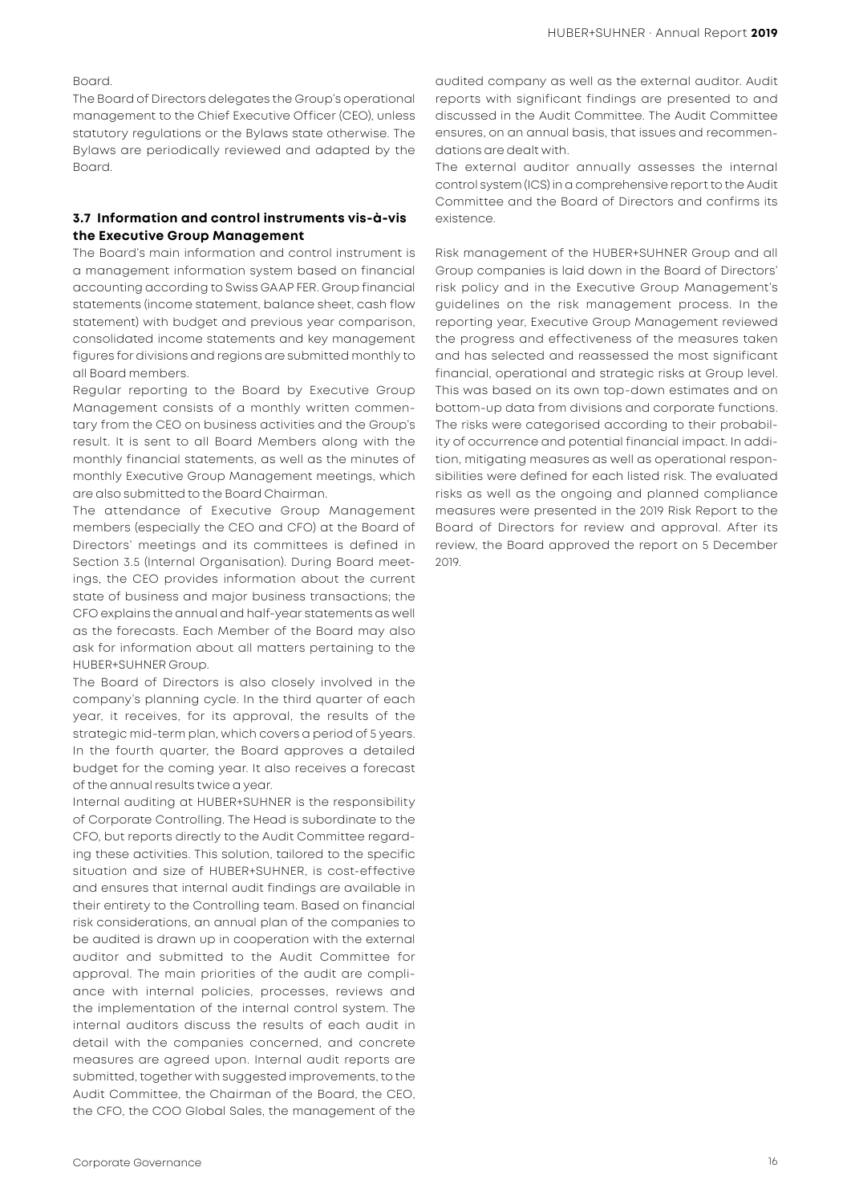Board.

The Board of Directors delegates the Group's operational management to the Chief Executive Officer (CEO), unless statutory regulations or the Bylaws state otherwise. The Bylaws are periodically reviewed and adapted by the Board.

### 3.7 Information and control instruments vis-à-vis the Executive Group Management

The Board's main information and control instrument is a management information system based on financial accounting according to Swiss GAAP FER. Group financial statements (income statement, balance sheet, cash flow statement) with budget and previous year comparison, consolidated income statements and key management figures for divisions and regions are submitted monthly to all Board members.

Regular reporting to the Board by Executive Group Management consists of a monthly written commentary from the CEO on business activities and the Group's result. It is sent to all Board Members along with the monthly financial statements, as well as the minutes of monthly Executive Group Management meetings, which are also submitted to the Board Chairman.

The attendance of Executive Group Management members (especially the CEO and CFO) at the Board of Directors' meetings and its committees is defined in Section 3.5 (Internal Organisation). During Board meetings, the CEO provides information about the current state of business and major business transactions; the CFO explains the annual and half-year statements as well as the forecasts. Each Member of the Board may also ask for information about all matters pertaining to the HUBER+SUHNER Group.

The Board of Directors is also closely involved in the company's planning cycle. In the third quarter of each year, it receives, for its approval, the results of the strategic mid-term plan, which covers a period of 5 years. In the fourth quarter, the Board approves a detailed budget for the coming year. It also receives a forecast of the annual results twice a year.

Internal auditing at HUBER+SUHNER is the responsibility of Corporate Controlling. The Head is subordinate to the CFO, but reports directly to the Audit Committee regarding these activities. This solution, tailored to the specific situation and size of HUBER+SUHNER, is cost-effective and ensures that internal audit findings are available in their entirety to the Controlling team. Based on financial risk considerations, an annual plan of the companies to be audited is drawn up in cooperation with the external auditor and submitted to the Audit Committee for approval. The main priorities of the audit are compliance with internal policies, processes, reviews and the implementation of the internal control system. The internal auditors discuss the results of each audit in detail with the companies concerned, and concrete measures are agreed upon. Internal audit reports are submitted, together with suggested improvements, to the Audit Committee, the Chairman of the Board, the CEO, the CFO, the COO Global Sales, the management of the audited company as well as the external auditor. Audit reports with significant findings are presented to and discussed in the Audit Committee. The Audit Committee ensures, on an annual basis, that issues and recommendations are dealt with.

The external auditor annually assesses the internal control system (ICS) in a comprehensive report to the Audit Committee and the Board of Directors and confirms its existence.

Risk management of the HUBER+SUHNER Group and all Group companies is laid down in the Board of Directors' risk policy and in the Executive Group Management's guidelines on the risk management process. In the reporting year, Executive Group Management reviewed the progress and effectiveness of the measures taken and has selected and reassessed the most significant financial, operational and strategic risks at Group level. This was based on its own top-down estimates and on bottom-up data from divisions and corporate functions. The risks were categorised according to their probability of occurrence and potential financial impact. In addition, mitigating measures as well as operational responsibilities were defined for each listed risk. The evaluated risks as well as the ongoing and planned compliance measures were presented in the 2019 Risk Report to the Board of Directors for review and approval. After its review, the Board approved the report on 5 December 2019.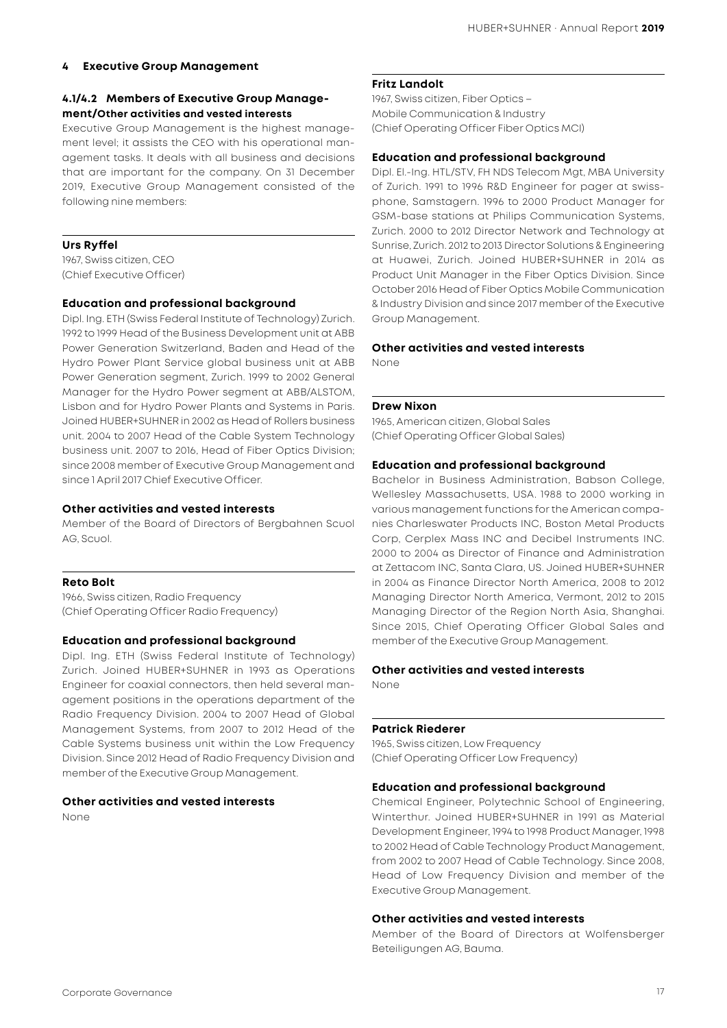## 4 Executive Group Management

### 4.1/4.2 Members of Executive Group Management/Other activities and vested interests

Executive Group Management is the highest management level; it assists the CEO with his operational management tasks. It deals with all business and decisions that are important for the company. On 31 December 2019, Executive Group Management consisted of the following nine members:

---

**Urs Ryffel**
1967, Swiss citizen, CEO
(Chief Executive Officer)

**Education and professional background**

Dipl. Ing. ETH (Swiss Federal Institute of Technology) Zurich. 1992 to 1999 Head of the Business Development unit at ABB Power Generation Switzerland, Baden and Head of the Hydro Power Plant Service global business unit at ABB Power Generation segment, Zurich. 1999 to 2002 General Manager for the Hydro Power segment at ABB/ALSTOM, Lisbon and for Hydro Power Plants and Systems in Paris. Joined HUBER+SUHNER in 2002 as Head of Rollers business unit. 2004 to 2007 Head of the Cable System Technology business unit. 2007 to 2016, Head of Fiber Optics Division; since 2008 member of Executive Group Management and since 1 April 2017 Chief Executive Officer.

**Other activities and vested interests**

Member of the Board of Directors of Bergbahnen Scuol AG, Scuol.

---

**Reto Bolt**
1966, Swiss citizen, Radio Frequency
(Chief Operating Officer Radio Frequency)

**Education and professional background**

Dipl. Ing. ETH (Swiss Federal Institute of Technology) Zurich. Joined HUBER+SUHNER in 1993 as Operations Engineer for coaxial connectors, then held several management positions in the operations department of the Radio Frequency Division. 2004 to 2007 Head of Global Management Systems, from 2007 to 2012 Head of the Cable Systems business unit within the Low Frequency Division. Since 2012 Head of Radio Frequency Division and member of the Executive Group Management.

**Other activities and vested interests**

None

---

**Fritz Landolt**
1967, Swiss citizen, Fiber Optics – Mobile Communication & Industry
(Chief Operating Officer Fiber Optics MCI)

**Education and professional background**

Dipl. El.-Ing. HTL/STV, FH NDS Telecom Mgt, MBA University of Zurich. 1991 to 1996 R&D Engineer for pager at swissphone, Samstagern. 1996 to 2000 Product Manager for GSM-base stations at Philips Communication Systems, Zurich. 2000 to 2012 Director Network and Technology at Sunrise, Zurich. 2012 to 2013 Director Solutions & Engineering at Huawei, Zurich. Joined HUBER+SUHNER in 2014 as Product Unit Manager in the Fiber Optics Division. Since October 2016 Head of Fiber Optics Mobile Communication & Industry Division and since 2017 member of the Executive Group Management.

**Other activities and vested interests**

None

---

**Drew Nixon**
1965, American citizen, Global Sales
(Chief Operating Officer Global Sales)

**Education and professional background**

Bachelor in Business Administration, Babson College, Wellesley Massachusetts, USA. 1988 to 2000 working in various management functions for the American companies Charleswater Products INC, Boston Metal Products Corp, Cerplex Mass INC and Decibel Instruments INC. 2000 to 2004 as Director of Finance and Administration at Zettacom INC, Santa Clara, US. Joined HUBER+SUHNER in 2004 as Finance Director North America, 2008 to 2012 Managing Director North America, Vermont, 2012 to 2015 Managing Director of the Region North Asia, Shanghai. Since 2015, Chief Operating Officer Global Sales and member of the Executive Group Management.

**Other activities and vested interests**

None

---

**Patrick Riederer**
1965, Swiss citizen, Low Frequency
(Chief Operating Officer Low Frequency)

**Education and professional background**

Chemical Engineer, Polytechnic School of Engineering, Winterthur. Joined HUBER+SUHNER in 1991 as Material Development Engineer, 1994 to 1998 Product Manager, 1998 to 2002 Head of Cable Technology Product Management, from 2002 to 2007 Head of Cable Technology. Since 2008, Head of Low Frequency Division and member of the Executive Group Management.

**Other activities and vested interests**

Member of the Board of Directors at Wolfensberger Beteiligungen AG, Bauma.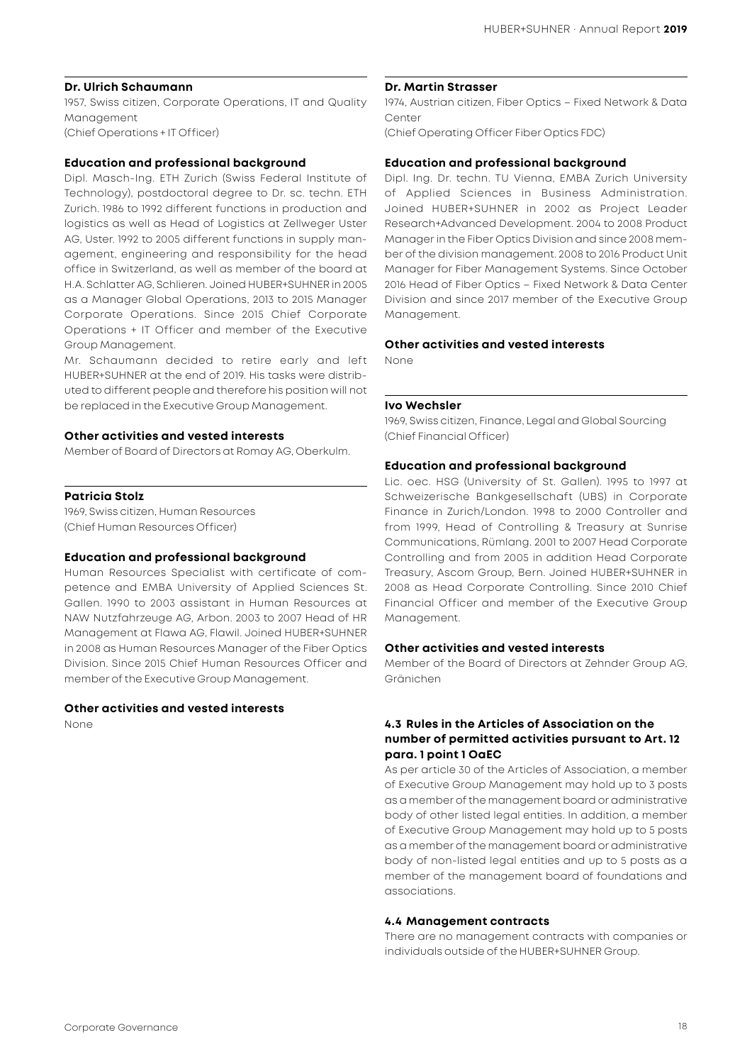### Dr. Ulrich Schaumann

1957, Swiss citizen, Corporate Operations, IT and Quality Management
(Chief Operations + IT Officer)

#### Education and professional background

Dipl. Masch-Ing. ETH Zurich (Swiss Federal Institute of Technology), postdoctoral degree to Dr. sc. techn. ETH Zurich. 1986 to 1992 different functions in production and logistics as well as Head of Logistics at Zellweger Uster AG, Uster. 1992 to 2005 different functions in supply management, engineering and responsibility for the head office in Switzerland, as well as member of the board at H.A. Schlatter AG, Schlieren. Joined HUBER+SUHNER in 2005 as a Manager Global Operations, 2013 to 2015 Manager Corporate Operations. Since 2015 Chief Corporate Operations + IT Officer and member of the Executive Group Management.

Mr. Schaumann decided to retire early and left HUBER+SUHNER at the end of 2019. His tasks were distributed to different people and therefore his position will not be replaced in the Executive Group Management.

#### Other activities and vested interests

Member of Board of Directors at Romay AG, Oberkulm.

### Patricia Stolz

1969, Swiss citizen, Human Resources
(Chief Human Resources Officer)

#### Education and professional background

Human Resources Specialist with certificate of competence and EMBA University of Applied Sciences St. Gallen. 1990 to 2003 assistant in Human Resources at NAW Nutzfahrzeuge AG, Arbon. 2003 to 2007 Head of HR Management at Flawa AG, Flawil. Joined HUBER+SUHNER in 2008 as Human Resources Manager of the Fiber Optics Division. Since 2015 Chief Human Resources Officer and member of the Executive Group Management.

#### Other activities and vested interests

None

### Dr. Martin Strasser

1974, Austrian citizen, Fiber Optics – Fixed Network & Data Center
(Chief Operating Officer Fiber Optics FDC)

#### Education and professional background

Dipl. Ing. Dr. techn. TU Vienna, EMBA Zurich University of Applied Sciences in Business Administration. Joined HUBER+SUHNER in 2002 as Project Leader Research+Advanced Development. 2004 to 2008 Product Manager in the Fiber Optics Division and since 2008 member of the division management. 2008 to 2016 Product Unit Manager for Fiber Management Systems. Since October 2016 Head of Fiber Optics – Fixed Network & Data Center Division and since 2017 member of the Executive Group Management.

#### Other activities and vested interests

None

### Ivo Wechsler

1969, Swiss citizen, Finance, Legal and Global Sourcing
(Chief Financial Officer)

#### Education and professional background

Lic. oec. HSG (University of St. Gallen). 1995 to 1997 at Schweizerische Bankgesellschaft (UBS) in Corporate Finance in Zurich/London. 1998 to 2000 Controller and from 1999, Head of Controlling & Treasury at Sunrise Communications, Rümlang. 2001 to 2007 Head Corporate Controlling and from 2005 in addition Head Corporate Treasury, Ascom Group, Bern. Joined HUBER+SUHNER in 2008 as Head Corporate Controlling. Since 2010 Chief Financial Officer and member of the Executive Group Management.

#### Other activities and vested interests

Member of the Board of Directors at Zehnder Group AG, Gränichen

## 4.3 Rules in the Articles of Association on the number of permitted activities pursuant to Art. 12 para. 1 point 1 OaEC

As per article 30 of the Articles of Association, a member of Executive Group Management may hold up to 3 posts as a member of the management board or administrative body of other listed legal entities. In addition, a member of Executive Group Management may hold up to 5 posts as a member of the management board or administrative body of non-listed legal entities and up to 5 posts as a member of the management board of foundations and associations.

## 4.4 Management contracts

There are no management contracts with companies or individuals outside of the HUBER+SUHNER Group.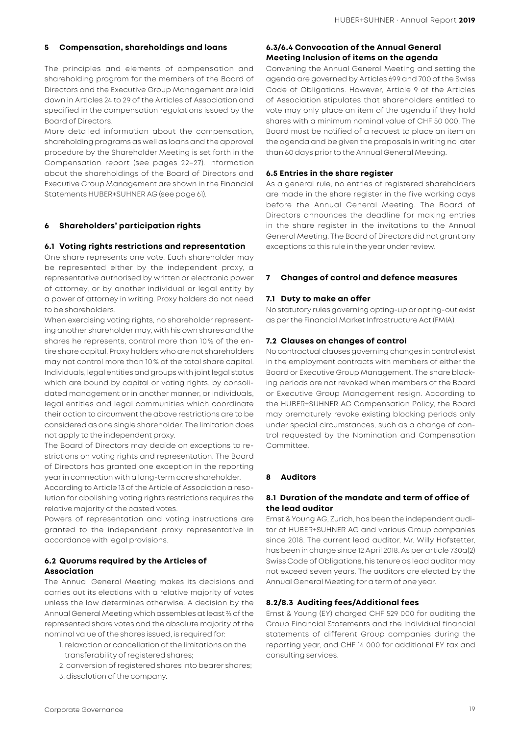## 5 Compensation, shareholdings and loans

The principles and elements of compensation and shareholding program for the members of the Board of Directors and the Executive Group Management are laid down in Articles 24 to 29 of the Articles of Association and specified in the compensation regulations issued by the Board of Directors.

More detailed information about the compensation, shareholding programs as well as loans and the approval procedure by the Shareholder Meeting is set forth in the Compensation report (see pages 22–27). Information about the shareholdings of the Board of Directors and Executive Group Management are shown in the Financial Statements HUBER+SUHNER AG (see page 61).

## 6 Shareholders' participation rights

### 6.1 Voting rights restrictions and representation

One share represents one vote. Each shareholder may be represented either by the independent proxy, a representative authorised by written or electronic power of attorney, or by another individual or legal entity by a power of attorney in writing. Proxy holders do not need to be shareholders.

When exercising voting rights, no shareholder representing another shareholder may, with his own shares and the shares he represents, control more than 10% of the entire share capital. Proxy holders who are not shareholders may not control more than 10% of the total share capital. Individuals, legal entities and groups with joint legal status which are bound by capital or voting rights, by consolidated management or in another manner, or individuals, legal entities and legal communities which coordinate their action to circumvent the above restrictions are to be considered as one single shareholder. The limitation does not apply to the independent proxy.

The Board of Directors may decide on exceptions to restrictions on voting rights and representation. The Board of Directors has granted one exception in the reporting year in connection with a long-term core shareholder.

According to Article 13 of the Article of Association a resolution for abolishing voting rights restrictions requires the relative majority of the casted votes.

Powers of representation and voting instructions are granted to the independent proxy representative in accordance with legal provisions.

### 6.2 Quorums required by the Articles of Association

The Annual General Meeting makes its decisions and carries out its elections with a relative majority of votes unless the law determines otherwise. A decision by the Annual General Meeting which assembles at least ⅔ of the represented share votes and the absolute majority of the nominal value of the shares issued, is required for:

1. relaxation or cancellation of the limitations on the transferability of registered shares;
2. conversion of registered shares into bearer shares;
3. dissolution of the company.

### 6.3/6.4 Convocation of the Annual General Meeting Inclusion of items on the agenda

Convening the Annual General Meeting and setting the agenda are governed by Articles 699 and 700 of the Swiss Code of Obligations. However, Article 9 of the Articles of Association stipulates that shareholders entitled to vote may only place an item of the agenda if they hold shares with a minimum nominal value of CHF 50 000. The Board must be notified of a request to place an item on the agenda and be given the proposals in writing no later than 60 days prior to the Annual General Meeting.

### 6.5 Entries in the share register

As a general rule, no entries of registered shareholders are made in the share register in the five working days before the Annual General Meeting. The Board of Directors announces the deadline for making entries in the share register in the invitations to the Annual General Meeting. The Board of Directors did not grant any exceptions to this rule in the year under review.

## 7 Changes of control and defence measures

### 7.1 Duty to make an offer

No statutory rules governing opting-up or opting-out exist as per the Financial Market Infrastructure Act (FMIA).

### 7.2 Clauses on changes of control

No contractual clauses governing changes in control exist in the employment contracts with members of either the Board or Executive Group Management. The share blocking periods are not revoked when members of the Board or Executive Group Management resign. According to the HUBER+SUHNER AG Compensation Policy, the Board may prematurely revoke existing blocking periods only under special circumstances, such as a change of control requested by the Nomination and Compensation Committee.

## 8 Auditors

### 8.1 Duration of the mandate and term of office of the lead auditor

Ernst & Young AG, Zurich, has been the independent auditor of HUBER+SUHNER AG and various Group companies since 2018. The current lead auditor, Mr. Willy Hofstetter, has been in charge since 12 April 2018. As per article 730a(2) Swiss Code of Obligations, his tenure as lead auditor may not exceed seven years. The auditors are elected by the Annual General Meeting for a term of one year.

### 8.2/8.3 Auditing fees/Additional fees

Ernst & Young (EY) charged CHF 529 000 for auditing the Group Financial Statements and the individual financial statements of different Group companies during the reporting year, and CHF 14 000 for additional EY tax and consulting services.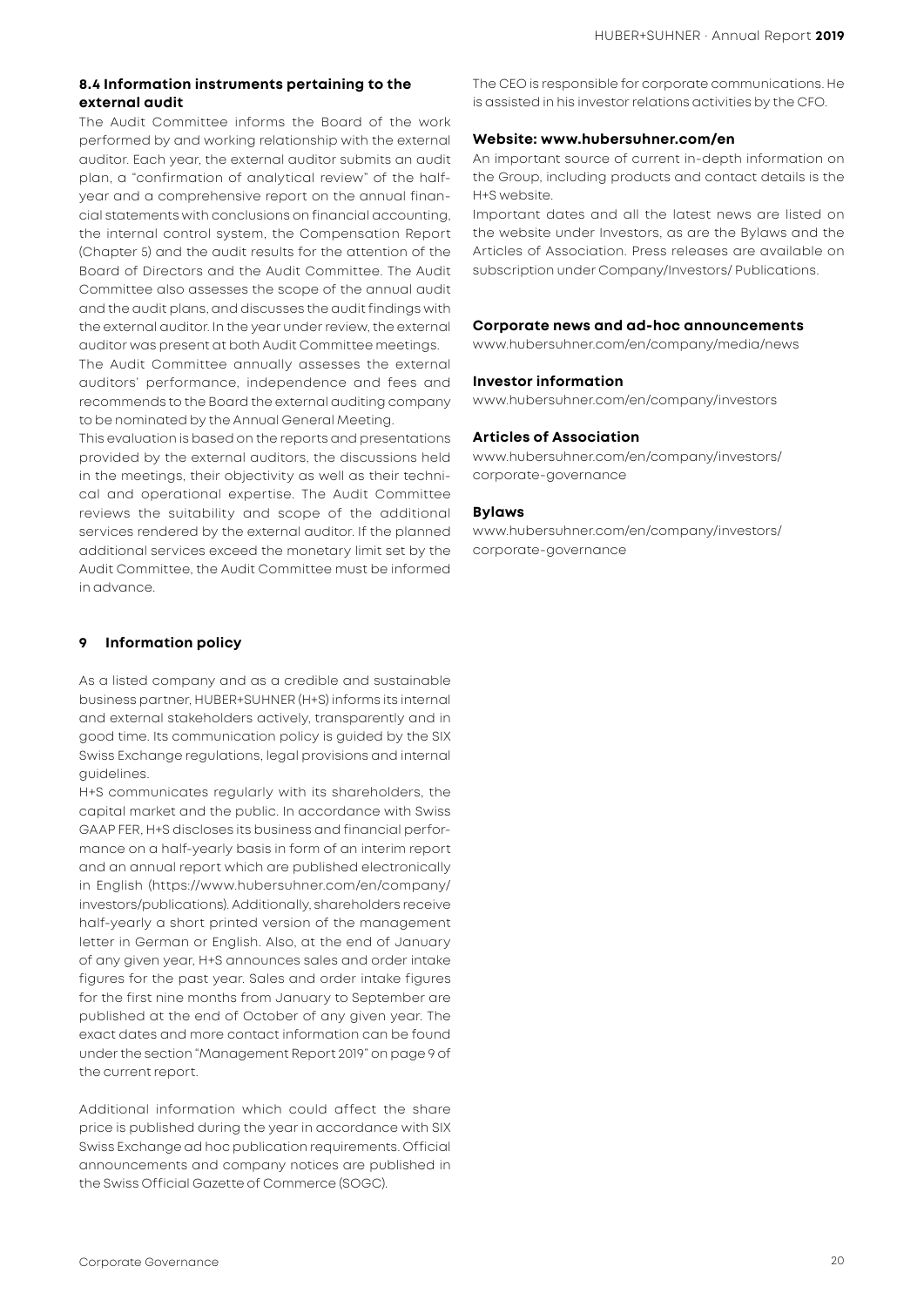### 8.4 Information instruments pertaining to the external audit

The Audit Committee informs the Board of the work performed by and working relationship with the external auditor. Each year, the external auditor submits an audit plan, a "confirmation of analytical review" of the half-year and a comprehensive report on the annual financial statements with conclusions on financial accounting, the internal control system, the Compensation Report (Chapter 5) and the audit results for the attention of the Board of Directors and the Audit Committee. The Audit Committee also assesses the scope of the annual audit and the audit plans, and discusses the audit findings with the external auditor. In the year under review, the external auditor was present at both Audit Committee meetings.

The Audit Committee annually assesses the external auditors' performance, independence and fees and recommends to the Board the external auditing company to be nominated by the Annual General Meeting.

This evaluation is based on the reports and presentations provided by the external auditors, the discussions held in the meetings, their objectivity as well as their technical and operational expertise. The Audit Committee reviews the suitability and scope of the additional services rendered by the external auditor. If the planned additional services exceed the monetary limit set by the Audit Committee, the Audit Committee must be informed in advance.

## 9 Information policy

As a listed company and as a credible and sustainable business partner, HUBER+SUHNER (H+S) informs its internal and external stakeholders actively, transparently and in good time. Its communication policy is guided by the SIX Swiss Exchange regulations, legal provisions and internal guidelines.

H+S communicates regularly with its shareholders, the capital market and the public. In accordance with Swiss GAAP FER, H+S discloses its business and financial performance on a half-yearly basis in form of an interim report and an annual report which are published electronically in English (https://www.hubersuhner.com/en/company/investors/publications). Additionally, shareholders receive half-yearly a short printed version of the management letter in German or English. Also, at the end of January of any given year, H+S announces sales and order intake figures for the past year. Sales and order intake figures for the first nine months from January to September are published at the end of October of any given year. The exact dates and more contact information can be found under the section "Management Report 2019" on page 9 of the current report.

Additional information which could affect the share price is published during the year in accordance with SIX Swiss Exchange ad hoc publication requirements. Official announcements and company notices are published in the Swiss Official Gazette of Commerce (SOGC).

The CEO is responsible for corporate communications. He is assisted in his investor relations activities by the CFO.

**Website: www.hubersuhner.com/en**

An important source of current in-depth information on the Group, including products and contact details is the H+S website.

Important dates and all the latest news are listed on the website under Investors, as are the Bylaws and the Articles of Association. Press releases are available on subscription under Company/Investors/ Publications.

**Corporate news and ad-hoc announcements**
www.hubersuhner.com/en/company/media/news

**Investor information**
www.hubersuhner.com/en/company/investors

**Articles of Association**
www.hubersuhner.com/en/company/investors/corporate-governance

**Bylaws**
www.hubersuhner.com/en/company/investors/corporate-governance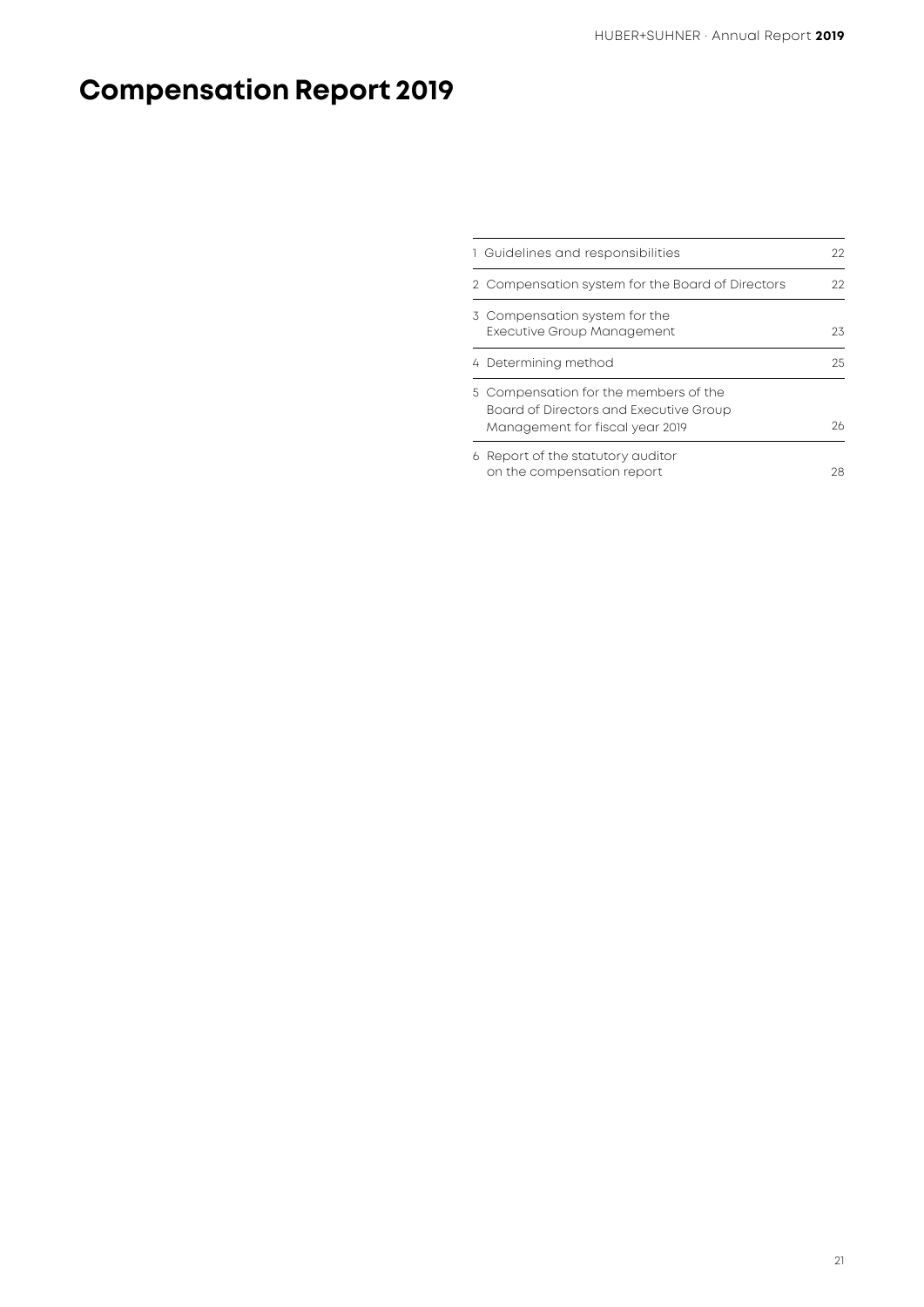# Compensation Report 2019

| | |
|---|---|
| 1 Guidelines and responsibilities | 22 |
| 2 Compensation system for the Board of Directors | 22 |
| 3 Compensation system for the Executive Group Management | 23 |
| 4 Determining method | 25 |
| 5 Compensation for the members of the Board of Directors and Executive Group Management for fiscal year 2019 | 26 |
| 6 Report of the statutory auditor on the compensation report | 28 |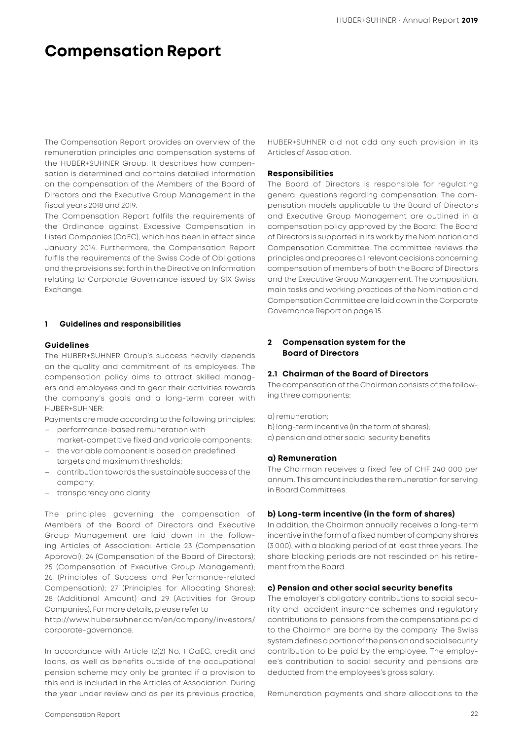# Compensation Report

The Compensation Report provides an overview of the remuneration principles and compensation systems of the HUBER+SUHNER Group. It describes how compensation is determined and contains detailed information on the compensation of the Members of the Board of Directors and the Executive Group Management in the fiscal years 2018 and 2019.

The Compensation Report fulfils the requirements of the Ordinance against Excessive Compensation in Listed Companies (OaEC), which has been in effect since January 2014. Furthermore, the Compensation Report fulfils the requirements of the Swiss Code of Obligations and the provisions set forth in the Directive on Information relating to Corporate Governance issued by SIX Swiss Exchange.

## 1 Guidelines and responsibilities

### Guidelines

The HUBER+SUHNER Group's success heavily depends on the quality and commitment of its employees. The compensation policy aims to attract skilled managers and employees and to gear their activities towards the company's goals and a long-term career with HUBER+SUHNER:

Payments are made according to the following principles:

- performance-based remuneration with market-competitive fixed and variable components;
- the variable component is based on predefined targets and maximum thresholds;
- contribution towards the sustainable success of the company;
- transparency and clarity

The principles governing the compensation of Members of the Board of Directors and Executive Group Management are laid down in the following Articles of Association: Article 23 (Compensation Approval); 24 (Compensation of the Board of Directors); 25 (Compensation of Executive Group Management); 26 (Principles of Success and Performance-related Compensation); 27 (Principles for Allocating Shares); 28 (Additional Amount) and 29 (Activities for Group Companies). For more details, please refer to http://www.hubersuhner.com/en/company/investors/corporate-governance.

In accordance with Article 12(2) No. 1 OaEC, credit and loans, as well as benefits outside of the occupational pension scheme may only be granted if a provision to this end is included in the Articles of Association. During the year under review and as per its previous practice, HUBER+SUHNER did not add any such provision in its Articles of Association.

### Responsibilities

The Board of Directors is responsible for regulating general questions regarding compensation. The compensation models applicable to the Board of Directors and Executive Group Management are outlined in a compensation policy approved by the Board. The Board of Directors is supported in its work by the Nomination and Compensation Committee. The committee reviews the principles and prepares all relevant decisions concerning compensation of members of both the Board of Directors and the Executive Group Management. The composition, main tasks and working practices of the Nomination and Compensation Committee are laid down in the Corporate Governance Report on page 15.

## 2 Compensation system for the Board of Directors

### 2.1 Chairman of the Board of Directors

The compensation of the Chairman consists of the following three components:

a) remuneration;
b) long-term incentive (in the form of shares);
c) pension and other social security benefits

#### a) Remuneration

The Chairman receives a fixed fee of CHF 240 000 per annum. This amount includes the remuneration for serving in Board Committees.

#### b) Long-term incentive (in the form of shares)

In addition, the Chairman annually receives a long-term incentive in the form of a fixed number of company shares (3 000), with a blocking period of at least three years. The share blocking periods are not rescinded on his retirement from the Board.

#### c) Pension and other social security benefits

The employer's obligatory contributions to social security and accident insurance schemes and regulatory contributions to pensions from the compensations paid to the Chairman are borne by the company. The Swiss system defines a portion of the pension and social security contribution to be paid by the employee. The employee's contribution to social security and pensions are deducted from the employees's gross salary.

Remuneration payments and share allocations to the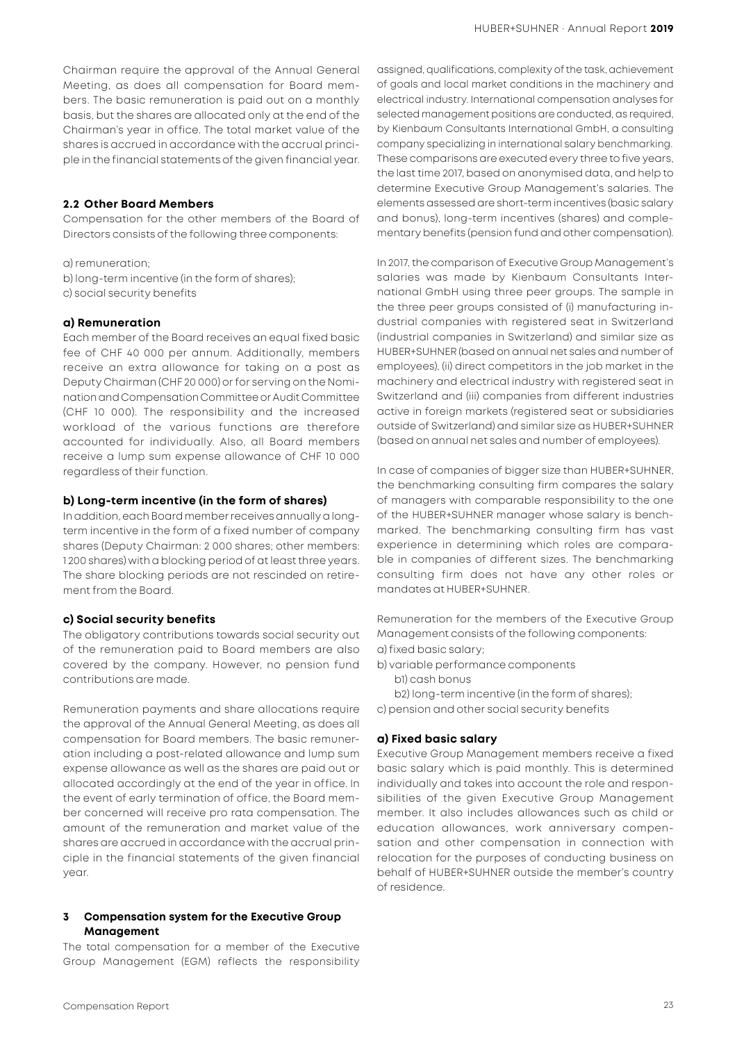Chairman require the approval of the Annual General Meeting, as does all compensation for Board members. The basic remuneration is paid out on a monthly basis, but the shares are allocated only at the end of the Chairman's year in office. The total market value of the shares is accrued in accordance with the accrual principle in the financial statements of the given financial year.

### 2.2 Other Board Members

Compensation for the other members of the Board of Directors consists of the following three components:

a) remuneration;
b) long-term incentive (in the form of shares);
c) social security benefits

#### a) Remuneration

Each member of the Board receives an equal fixed basic fee of CHF 40 000 per annum. Additionally, members receive an extra allowance for taking on a post as Deputy Chairman (CHF 20 000) or for serving on the Nomination and Compensation Committee or Audit Committee (CHF 10 000). The responsibility and the increased workload of the various functions are therefore accounted for individually. Also, all Board members receive a lump sum expense allowance of CHF 10 000 regardless of their function.

#### b) Long-term incentive (in the form of shares)

In addition, each Board member receives annually a long-term incentive in the form of a fixed number of company shares (Deputy Chairman: 2 000 shares; other members: 1 200 shares) with a blocking period of at least three years. The share blocking periods are not rescinded on retirement from the Board.

#### c) Social security benefits

The obligatory contributions towards social security out of the remuneration paid to Board members are also covered by the company. However, no pension fund contributions are made.

Remuneration payments and share allocations require the approval of the Annual General Meeting, as does all compensation for Board members. The basic remuneration including a post-related allowance and lump sum expense allowance as well as the shares are paid out or allocated accordingly at the end of the year in office. In the event of early termination of office, the Board member concerned will receive pro rata compensation. The amount of the remuneration and market value of the shares are accrued in accordance with the accrual principle in the financial statements of the given financial year.

## 3 Compensation system for the Executive Group Management

The total compensation for a member of the Executive Group Management (EGM) reflects the responsibility assigned, qualifications, complexity of the task, achievement of goals and local market conditions in the machinery and electrical industry. International compensation analyses for selected management positions are conducted, as required, by Kienbaum Consultants International GmbH, a consulting company specializing in international salary benchmarking. These comparisons are executed every three to five years, the last time 2017, based on anonymised data, and help to determine Executive Group Management's salaries. The elements assessed are short-term incentives (basic salary and bonus), long-term incentives (shares) and complementary benefits (pension fund and other compensation).

In 2017, the comparison of Executive Group Management's salaries was made by Kienbaum Consultants International GmbH using three peer groups. The sample in the three peer groups consisted of (i) manufacturing industrial companies with registered seat in Switzerland (industrial companies in Switzerland) and similar size as HUBER+SUHNER (based on annual net sales and number of employees), (ii) direct competitors in the job market in the machinery and electrical industry with registered seat in Switzerland and (iii) companies from different industries active in foreign markets (registered seat or subsidiaries outside of Switzerland) and similar size as HUBER+SUHNER (based on annual net sales and number of employees).

In case of companies of bigger size than HUBER+SUHNER, the benchmarking consulting firm compares the salary of managers with comparable responsibility to the one of the HUBER+SUHNER manager whose salary is benchmarked. The benchmarking consulting firm has vast experience in determining which roles are comparable in companies of different sizes. The benchmarking consulting firm does not have any other roles or mandates at HUBER+SUHNER.

Remuneration for the members of the Executive Group Management consists of the following components:
a) fixed basic salary;
b) variable performance components
    b1) cash bonus
    b2) long-term incentive (in the form of shares);
c) pension and other social security benefits

#### a) Fixed basic salary

Executive Group Management members receive a fixed basic salary which is paid monthly. This is determined individually and takes into account the role and responsibilities of the given Executive Group Management member. It also includes allowances such as child or education allowances, work anniversary compensation and other compensation in connection with relocation for the purposes of conducting business on behalf of HUBER+SUHNER outside the member's country of residence.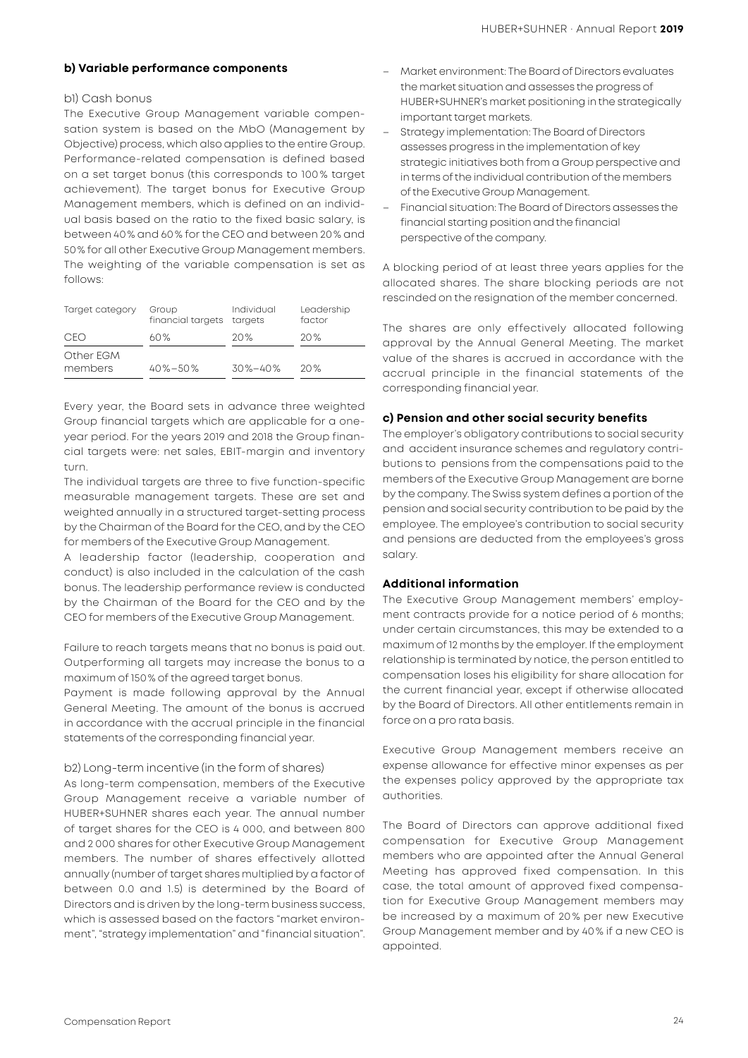### b) Variable performance components

#### b1) Cash bonus

The Executive Group Management variable compensation system is based on the MbO (Management by Objective) process, which also applies to the entire Group. Performance-related compensation is defined based on a set target bonus (this corresponds to 100% target achievement). The target bonus for Executive Group Management members, which is defined on an individual basis based on the ratio to the fixed basic salary, is between 40% and 60% for the CEO and between 20% and 50% for all other Executive Group Management members. The weighting of the variable compensation is set as follows:

| Target category | Group financial targets | Individual targets | Leadership factor |
|---|---|---|---|
| CEO | 60% | 20% | 20% |
| Other EGM members | 40%–50% | 30%–40% | 20% |

Every year, the Board sets in advance three weighted Group financial targets which are applicable for a one-year period. For the years 2019 and 2018 the Group financial targets were: net sales, EBIT-margin and inventory turn.

The individual targets are three to five function-specific measurable management targets. These are set and weighted annually in a structured target-setting process by the Chairman of the Board for the CEO, and by the CEO for members of the Executive Group Management.

A leadership factor (leadership, cooperation and conduct) is also included in the calculation of the cash bonus. The leadership performance review is conducted by the Chairman of the Board for the CEO and by the CEO for members of the Executive Group Management.

Failure to reach targets means that no bonus is paid out. Outperforming all targets may increase the bonus to a maximum of 150% of the agreed target bonus.

Payment is made following approval by the Annual General Meeting. The amount of the bonus is accrued in accordance with the accrual principle in the financial statements of the corresponding financial year.

#### b2) Long-term incentive (in the form of shares)

As long-term compensation, members of the Executive Group Management receive a variable number of HUBER+SUHNER shares each year. The annual number of target shares for the CEO is 4 000, and between 800 and 2 000 shares for other Executive Group Management members. The number of shares effectively allotted annually (number of target shares multiplied by a factor of between 0.0 and 1.5) is determined by the Board of Directors and is driven by the long-term business success, which is assessed based on the factors "market environment", "strategy implementation" and "financial situation".

- Market environment: The Board of Directors evaluates the market situation and assesses the progress of HUBER+SUHNER's market positioning in the strategically important target markets.
- Strategy implementation: The Board of Directors assesses progress in the implementation of key strategic initiatives both from a Group perspective and in terms of the individual contribution of the members of the Executive Group Management.
- Financial situation: The Board of Directors assesses the financial starting position and the financial perspective of the company.

A blocking period of at least three years applies for the allocated shares. The share blocking periods are not rescinded on the resignation of the member concerned.

The shares are only effectively allocated following approval by the Annual General Meeting. The market value of the shares is accrued in accordance with the accrual principle in the financial statements of the corresponding financial year.

### c) Pension and other social security benefits

The employer's obligatory contributions to social security and accident insurance schemes and regulatory contributions to pensions from the compensations paid to the members of the Executive Group Management are borne by the company. The Swiss system defines a portion of the pension and social security contribution to be paid by the employee. The employee's contribution to social security and pensions are deducted from the employees's gross salary.

### Additional information

The Executive Group Management members' employment contracts provide for a notice period of 6 months; under certain circumstances, this may be extended to a maximum of 12 months by the employer. If the employment relationship is terminated by notice, the person entitled to compensation loses his eligibility for share allocation for the current financial year, except if otherwise allocated by the Board of Directors. All other entitlements remain in force on a pro rata basis.

Executive Group Management members receive an expense allowance for effective minor expenses as per the expenses policy approved by the appropriate tax authorities.

The Board of Directors can approve additional fixed compensation for Executive Group Management members who are appointed after the Annual General Meeting has approved fixed compensation. In this case, the total amount of approved fixed compensation for Executive Group Management members may be increased by a maximum of 20% per new Executive Group Management member and by 40% if a new CEO is appointed.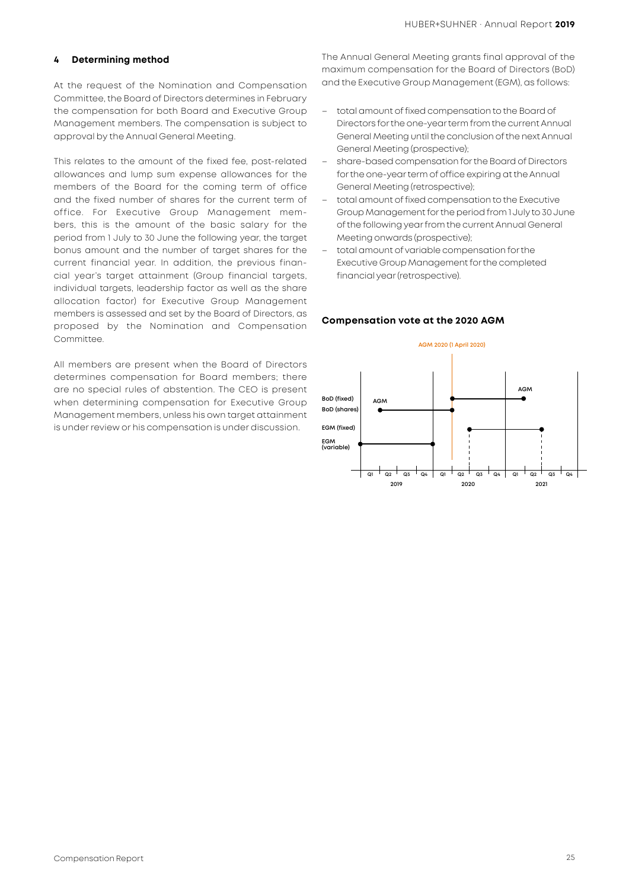## 4 Determining method

At the request of the Nomination and Compensation Committee, the Board of Directors determines in February the compensation for both Board and Executive Group Management members. The compensation is subject to approval by the Annual General Meeting.

This relates to the amount of the fixed fee, post-related allowances and lump sum expense allowances for the members of the Board for the coming term of office and the fixed number of shares for the current term of office. For Executive Group Management members, this is the amount of the basic salary for the period from 1 July to 30 June the following year, the target bonus amount and the number of target shares for the current financial year. In addition, the previous financial year's target attainment (Group financial targets, individual targets, leadership factor as well as the share allocation factor) for Executive Group Management members is assessed and set by the Board of Directors, as proposed by the Nomination and Compensation Committee.

All members are present when the Board of Directors determines compensation for Board members; there are no special rules of abstention. The CEO is present when determining compensation for Executive Group Management members, unless his own target attainment is under review or his compensation is under discussion.

The Annual General Meeting grants final approval of the maximum compensation for the Board of Directors (BoD) and the Executive Group Management (EGM), as follows:

- total amount of fixed compensation to the Board of Directors for the one-year term from the current Annual General Meeting until the conclusion of the next Annual General Meeting (prospective);
- share-based compensation for the Board of Directors for the one-year term of office expiring at the Annual General Meeting (retrospective);
- total amount of fixed compensation to the Executive Group Management for the period from 1 July to 30 June of the following year from the current Annual General Meeting onwards (prospective);
- total amount of variable compensation for the Executive Group Management for the completed financial year (retrospective).

### Compensation vote at the 2020 AGM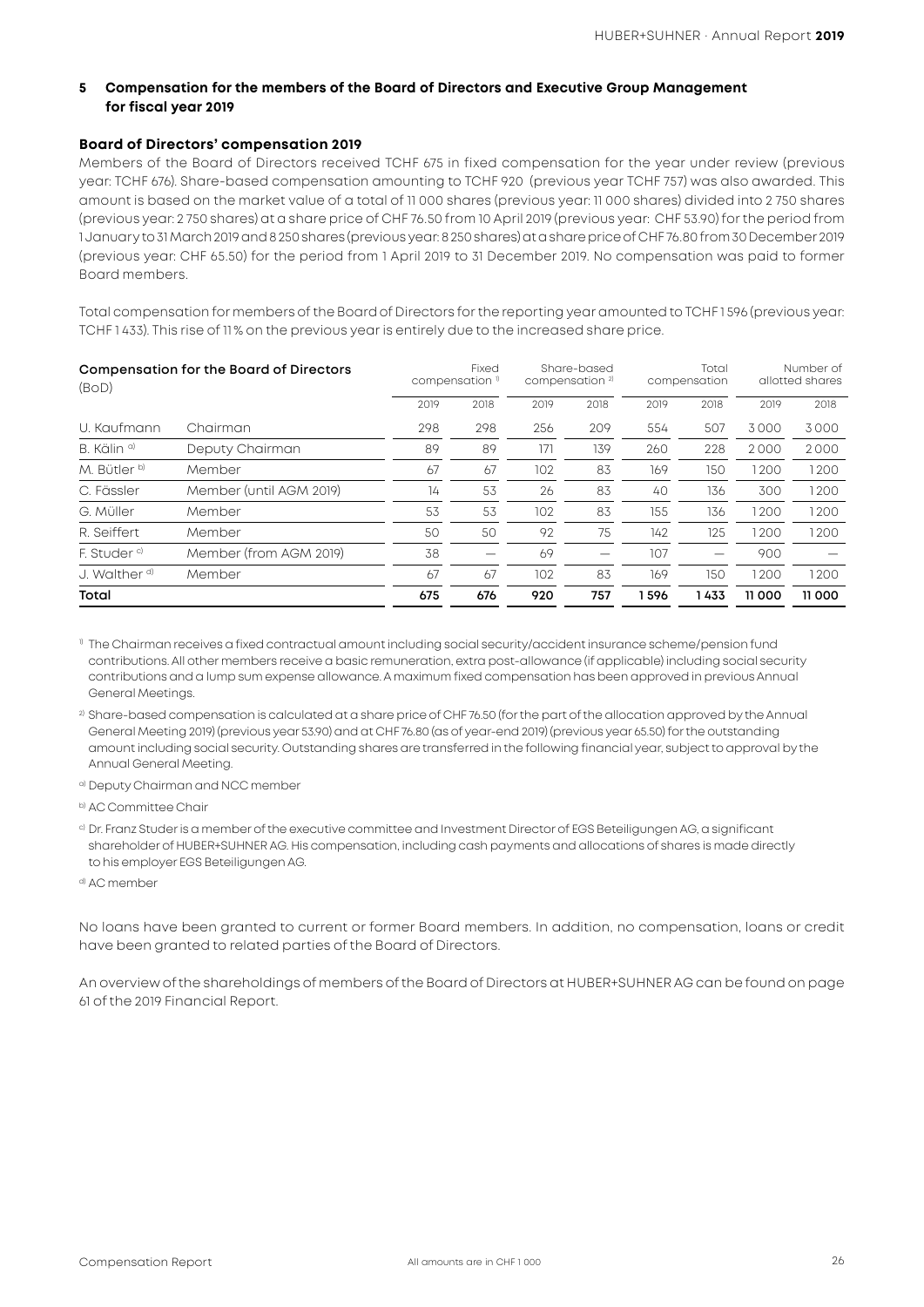## 5 Compensation for the members of the Board of Directors and Executive Group Management for fiscal year 2019

### Board of Directors' compensation 2019

Members of the Board of Directors received TCHF 675 in fixed compensation for the year under review (previous year: TCHF 676). Share-based compensation amounting to TCHF 920 (previous year TCHF 757) was also awarded. This amount is based on the market value of a total of 11 000 shares (previous year: 11 000 shares) divided into 2 750 shares (previous year: 2 750 shares) at a share price of CHF 76.50 from 10 April 2019 (previous year: CHF 53.90) for the period from 1 January to 31 March 2019 and 8 250 shares (previous year: 8 250 shares) at a share price of CHF 76.80 from 30 December 2019 (previous year: CHF 65.50) for the period from 1 April 2019 to 31 December 2019. No compensation was paid to former Board members.

Total compensation for members of the Board of Directors for the reporting year amounted to TCHF 1 596 (previous year: TCHF 1 433). This rise of 11% on the previous year is entirely due to the increased share price.

| Compensation for the Board of Directors (BoD) | | Fixed compensation [1] | | Share-based compensation [2] | | Total compensation | | Number of allotted shares | |
|---|---|---|---|---|---|---|---|---|---|
| | | 2019 | 2018 | 2019 | 2018 | 2019 | 2018 | 2019 | 2018 |
| U. Kaufmann | Chairman | 298 | 298 | 256 | 209 | 554 | 507 | 3 000 | 3 000 |
| B. Kälin [a] | Deputy Chairman | 89 | 89 | 171 | 139 | 260 | 228 | 2 000 | 2 000 |
| M. Bütler [b] | Member | 67 | 67 | 102 | 83 | 169 | 150 | 1 200 | 1 200 |
| C. Fässler | Member (until AGM 2019) | 14 | 53 | 26 | 83 | 40 | 136 | 300 | 1 200 |
| G. Müller | Member | 53 | 53 | 102 | 83 | 155 | 136 | 1 200 | 1 200 |
| R. Seiffert | Member | 50 | 50 | 92 | 75 | 142 | 125 | 1 200 | 1 200 |
| F. Studer [c] | Member (from AGM 2019) | 38 | – | 69 | – | 107 | – | 900 | – |
| J. Walther [d] | Member | 67 | 67 | 102 | 83 | 169 | 150 | 1 200 | 1 200 |
| **Total** | | **675** | **676** | **920** | **757** | **1 596** | **1 433** | **11 000** | **11 000** |

[1] The Chairman receives a fixed contractual amount including social security/accident insurance scheme/pension fund contributions. All other members receive a basic remuneration, extra post-allowance (if applicable) including social security contributions and a lump sum expense allowance. A maximum fixed compensation has been approved in previous Annual General Meetings.

[2] Share-based compensation is calculated at a share price of CHF 76.50 (for the part of the allocation approved by the Annual General Meeting 2019) (previous year 53.90) and at CHF 76.80 (as of year-end 2019) (previous year 65.50) for the outstanding amount including social security. Outstanding shares are transferred in the following financial year, subject to approval by the Annual General Meeting.

[a] Deputy Chairman and NCC member

[b] AC Committee Chair

[c] Dr. Franz Studer is a member of the executive committee and Investment Director of EGS Beteiligungen AG, a significant shareholder of HUBER+SUHNER AG. His compensation, including cash payments and allocations of shares is made directly to his employer EGS Beteiligungen AG.

[d] AC member

No loans have been granted to current or former Board members. In addition, no compensation, loans or credit have been granted to related parties of the Board of Directors.

An overview of the shareholdings of members of the Board of Directors at HUBER+SUHNER AG can be found on page 61 of the 2019 Financial Report.

All amounts are in CHF 1 000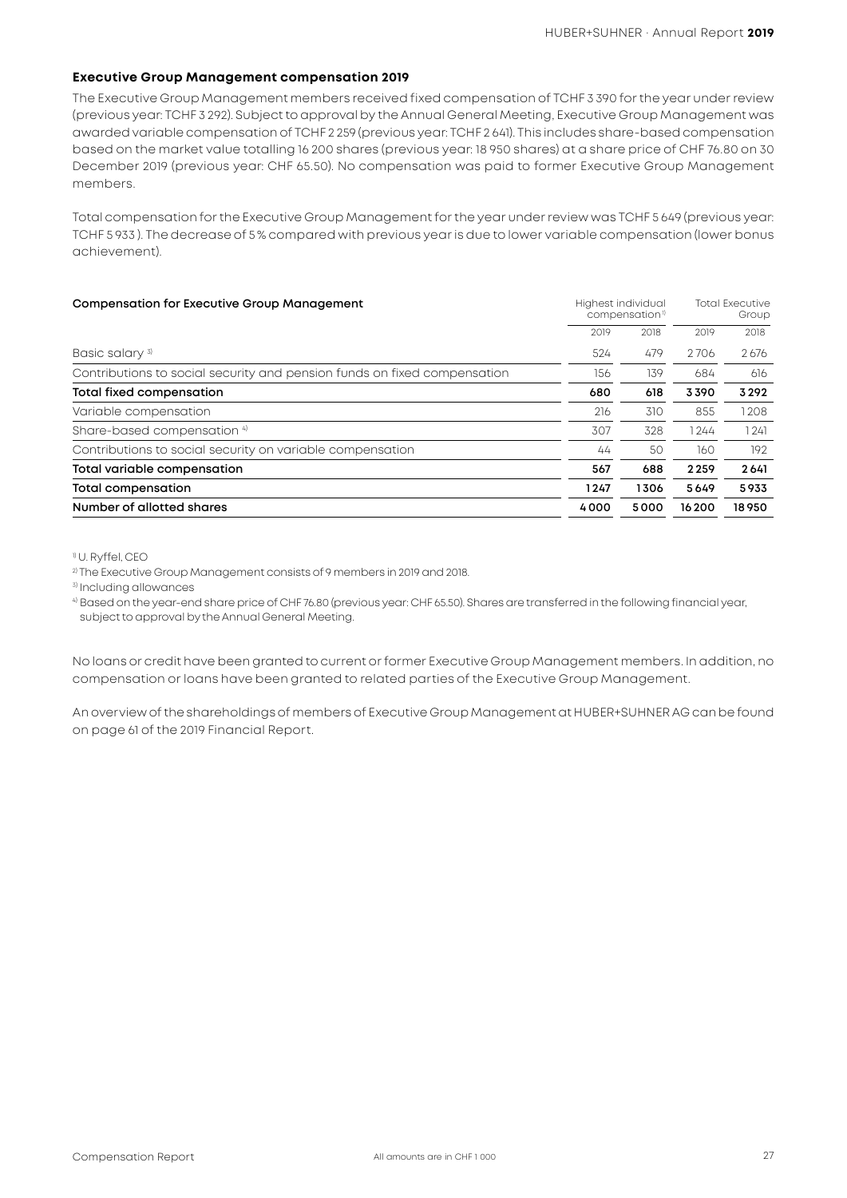### Executive Group Management compensation 2019

The Executive Group Management members received fixed compensation of TCHF 3 390 for the year under review (previous year: TCHF 3 292). Subject to approval by the Annual General Meeting, Executive Group Management was awarded variable compensation of TCHF 2 259 (previous year: TCHF 2 641). This includes share-based compensation based on the market value totalling 16 200 shares (previous year: 18 950 shares) at a share price of CHF 76.80 on 30 December 2019 (previous year: CHF 65.50). No compensation was paid to former Executive Group Management members.

Total compensation for the Executive Group Management for the year under review was TCHF 5 649 (previous year: TCHF 5 933 ). The decrease of 5 % compared with previous year is due to lower variable compensation (lower bonus achievement).

| Compensation for Executive Group Management | Highest individual compensation[1] | | Total Executive Group | |
|---|---|---|---|---|
| | 2019 | 2018 | 2019 | 2018 |
| Basic salary [3] | 524 | 479 | 2 706 | 2 676 |
| Contributions to social security and pension funds on fixed compensation | 156 | 139 | 684 | 616 |
| **Total fixed compensation** | **680** | **618** | **3 390** | **3 292** |
| Variable compensation | 216 | 310 | 855 | 1 208 |
| Share-based compensation [4] | 307 | 328 | 1 244 | 1 241 |
| Contributions to social security on variable compensation | 44 | 50 | 160 | 192 |
| **Total variable compensation** | **567** | **688** | **2 259** | **2 641** |
| **Total compensation** | **1 247** | **1 306** | **5 649** | **5 933** |
| **Number of allotted shares** | **4 000** | **5 000** | **16 200** | **18 950** |

[1] U. Ryffel, CEO

[2] The Executive Group Management consists of 9 members in 2019 and 2018.

[3] Including allowances

[4] Based on the year-end share price of CHF 76.80 (previous year: CHF 65.50). Shares are transferred in the following financial year, subject to approval by the Annual General Meeting.

No loans or credit have been granted to current or former Executive Group Management members. In addition, no compensation or loans have been granted to related parties of the Executive Group Management.

An overview of the shareholdings of members of Executive Group Management at HUBER+SUHNER AG can be found on page 61 of the 2019 Financial Report.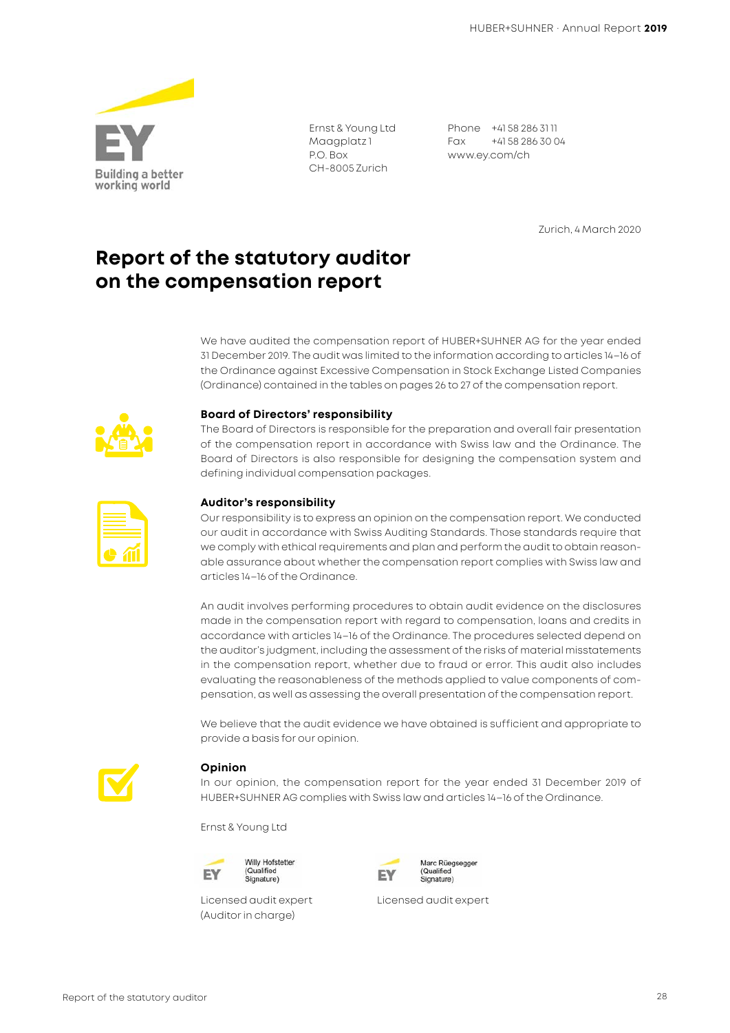Ernst & Young Ltd
Maagplatz 1
P.O. Box
CH-8005 Zurich

Phone +41 58 286 31 11
Fax +41 58 286 30 04
www.ey.com/ch

Zurich, 4 March 2020

# Report of the statutory auditor on the compensation report

We have audited the compensation report of HUBER+SUHNER AG for the year ended 31 December 2019. The audit was limited to the information according to articles 14–16 of the Ordinance against Excessive Compensation in Stock Exchange Listed Companies (Ordinance) contained in the tables on pages 26 to 27 of the compensation report.

### Board of Directors' responsibility

The Board of Directors is responsible for the preparation and overall fair presentation of the compensation report in accordance with Swiss law and the Ordinance. The Board of Directors is also responsible for designing the compensation system and defining individual compensation packages.

### Auditor's responsibility

Our responsibility is to express an opinion on the compensation report. We conducted our audit in accordance with Swiss Auditing Standards. Those standards require that we comply with ethical requirements and plan and perform the audit to obtain reasonable assurance about whether the compensation report complies with Swiss law and articles 14–16 of the Ordinance.

An audit involves performing procedures to obtain audit evidence on the disclosures made in the compensation report with regard to compensation, loans and credits in accordance with articles 14–16 of the Ordinance. The procedures selected depend on the auditor's judgment, including the assessment of the risks of material misstatements in the compensation report, whether due to fraud or error. This audit also includes evaluating the reasonableness of the methods applied to value components of compensation, as well as assessing the overall presentation of the compensation report.

We believe that the audit evidence we have obtained is sufficient and appropriate to provide a basis for our opinion.

### Opinion

In our opinion, the compensation report for the year ended 31 December 2019 of HUBER+SUHNER AG complies with Swiss law and articles 14–16 of the Ordinance.

Ernst & Young Ltd

| Willy Hofstetter (Qualified Signature) | Marc Rüegsegger (Qualified Signature) |
| --- | --- |
| Licensed audit expert (Auditor in charge) | Licensed audit expert |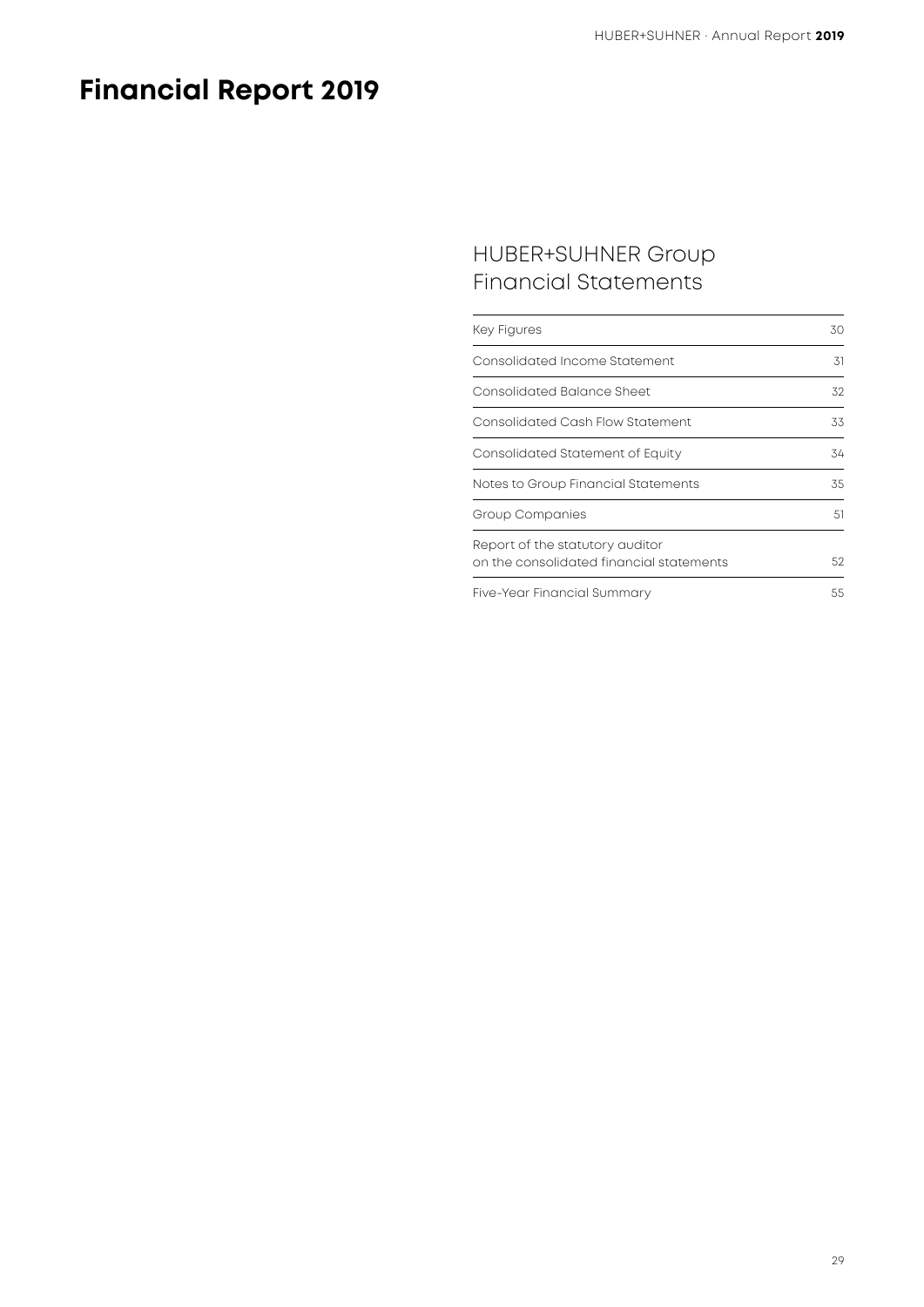# Financial Report 2019

## HUBER+SUHNER Group Financial Statements

| | |
|---|---|
| Key Figures | 30 |
| Consolidated Income Statement | 31 |
| Consolidated Balance Sheet | 32 |
| Consolidated Cash Flow Statement | 33 |
| Consolidated Statement of Equity | 34 |
| Notes to Group Financial Statements | 35 |
| Group Companies | 51 |
| Report of the statutory auditor on the consolidated financial statements | 52 |
| Five-Year Financial Summary | 55 |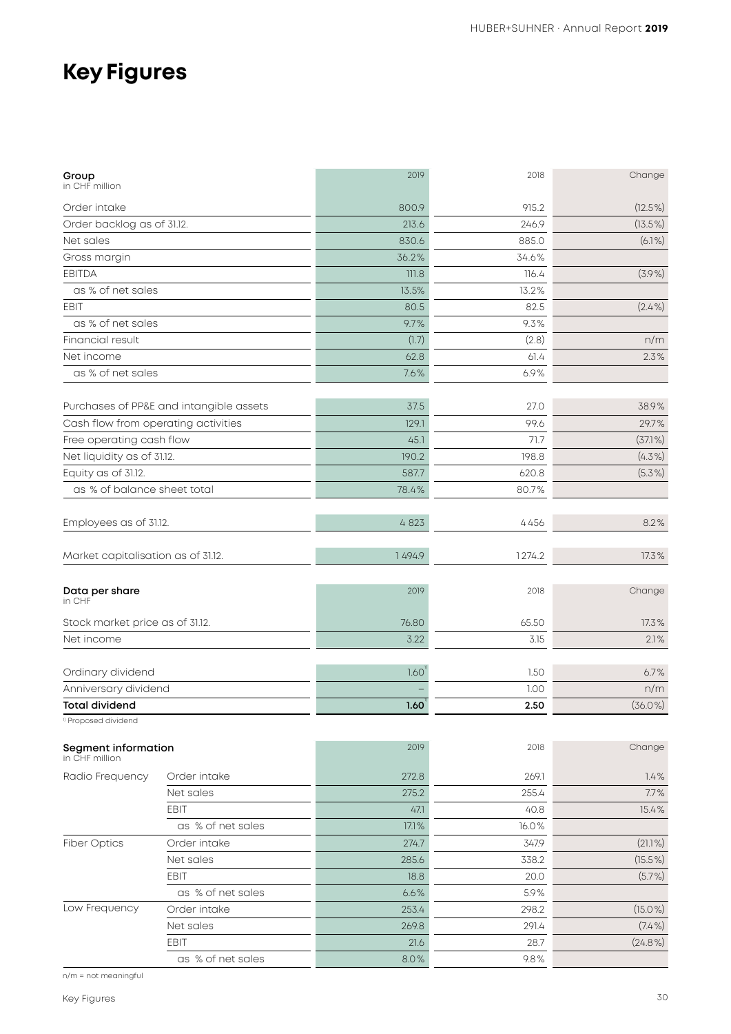# Key Figures

| Group<br>in CHF million | 2019 | 2018 | Change |
|---|---|---|---|
| Order intake | 800.9 | 915.2 | (12.5%) |
| Order backlog as of 31.12. | 213.6 | 246.9 | (13.5%) |
| Net sales | 830.6 | 885.0 | (6.1%) |
| Gross margin | 36.2% | 34.6% | |
| EBITDA | 111.8 | 116.4 | (3.9%) |
| as % of net sales | 13.5% | 13.2% | |
| EBIT | 80.5 | 82.5 | (2.4%) |
| as % of net sales | 9.7% | 9.3% | |
| Financial result | (1.7) | (2.8) | n/m |
| Net income | 62.8 | 61.4 | 2.3% |
| as % of net sales | 7.6% | 6.9% | |
| Purchases of PP&E and intangible assets | 37.5 | 27.0 | 38.9% |
| Cash flow from operating activities | 129.1 | 99.6 | 29.7% |
| Free operating cash flow | 45.1 | 71.7 | (37.1%) |
| Net liquidity as of 31.12. | 190.2 | 198.8 | (4.3%) |
| Equity as of 31.12. | 587.7 | 620.8 | (5.3%) |
| as % of balance sheet total | 78.4% | 80.7% | |
| Employees as of 31.12. | 4 823 | 4 456 | 8.2% |
| Market capitalisation as of 31.12. | 1 494.9 | 1 274.2 | 17.3% |

| Data per share<br>in CHF | 2019 | 2018 | Change |
|---|---|---|---|
| Stock market price as of 31.12. | 76.80 | 65.50 | 17.3% |
| Net income | 3.22 | 3.15 | 2.1% |
| Ordinary dividend | 1.60[1] | 1.50 | 6.7% |
| Anniversary dividend | – | 1.00 | n/m |
| **Total dividend** | **1.60**[1] | **2.50** | (36.0%) |

[1] Proposed dividend

| Segment information<br>in CHF million | | 2019 | 2018 | Change |
|---|---|---|---|---|
| Radio Frequency | Order intake | 272.8 | 269.1 | 1.4% |
| | Net sales | 275.2 | 255.4 | 7.7% |
| | EBIT | 47.1 | 40.8 | 15.4% |
| | as % of net sales | 17.1% | 16.0% | |
| Fiber Optics | Order intake | 274.7 | 347.9 | (21.1%) |
| | Net sales | 285.6 | 338.2 | (15.5%) |
| | EBIT | 18.8 | 20.0 | (5.7%) |
| | as % of net sales | 6.6% | 5.9% | |
| Low Frequency | Order intake | 253.4 | 298.2 | (15.0%) |
| | Net sales | 269.8 | 291.4 | (7.4%) |
| | EBIT | 21.6 | 28.7 | (24.8%) |
| | as % of net sales | 8.0% | 9.8% | |

n/m = not meaningful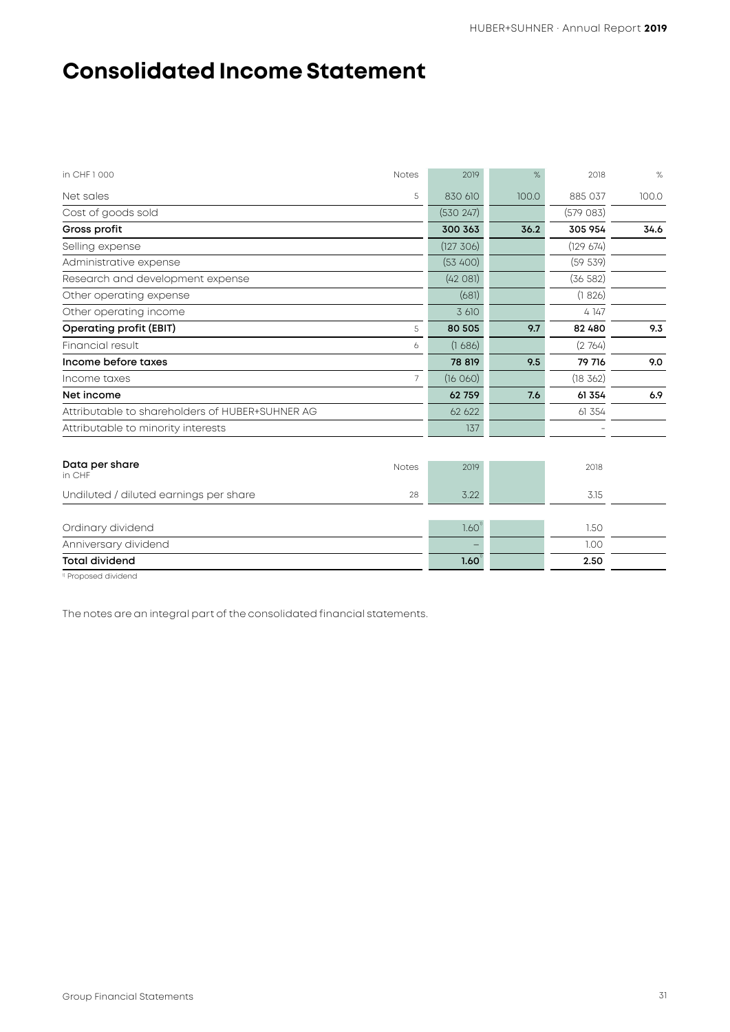# Consolidated Income Statement

| in CHF 1 000 | Notes | 2019 | % | 2018 | % |
|---|---|---|---|---|---|
| Net sales | 5 | 830 610 | 100.0 | 885 037 | 100.0 |
| Cost of goods sold | | (530 247) | | (579 083) | |
| **Gross profit** | | **300 363** | **36.2** | **305 954** | **34.6** |
| Selling expense | | (127 306) | | (129 674) | |
| Administrative expense | | (53 400) | | (59 539) | |
| Research and development expense | | (42 081) | | (36 582) | |
| Other operating expense | | (681) | | (1 826) | |
| Other operating income | | 3 610 | | 4 147 | |
| **Operating profit (EBIT)** | 5 | **80 505** | **9.7** | **82 480** | **9.3** |
| Financial result | 6 | (1 686) | | (2 764) | |
| **Income before taxes** | | **78 819** | **9.5** | **79 716** | **9.0** |
| Income taxes | 7 | (16 060) | | (18 362) | |
| **Net income** | | **62 759** | **7.6** | **61 354** | **6.9** |
| Attributable to shareholders of HUBER+SUHNER AG | | 62 622 | | 61 354 | |
| Attributable to minority interests | | 137 | | – | |

| **Data per share** in CHF | Notes | 2019 | | 2018 | |
|---|---|---|---|---|---|
| Undiluted / diluted earnings per share | 28 | 3.22 | | 3.15 | |
| Ordinary dividend | | 1.60[1] | | 1.50 | |
| Anniversary dividend | | – | | 1.00 | |
| **Total dividend** | | **1.60**[1] | | **2.50** | |

[1] Proposed dividend

The notes are an integral part of the consolidated financial statements.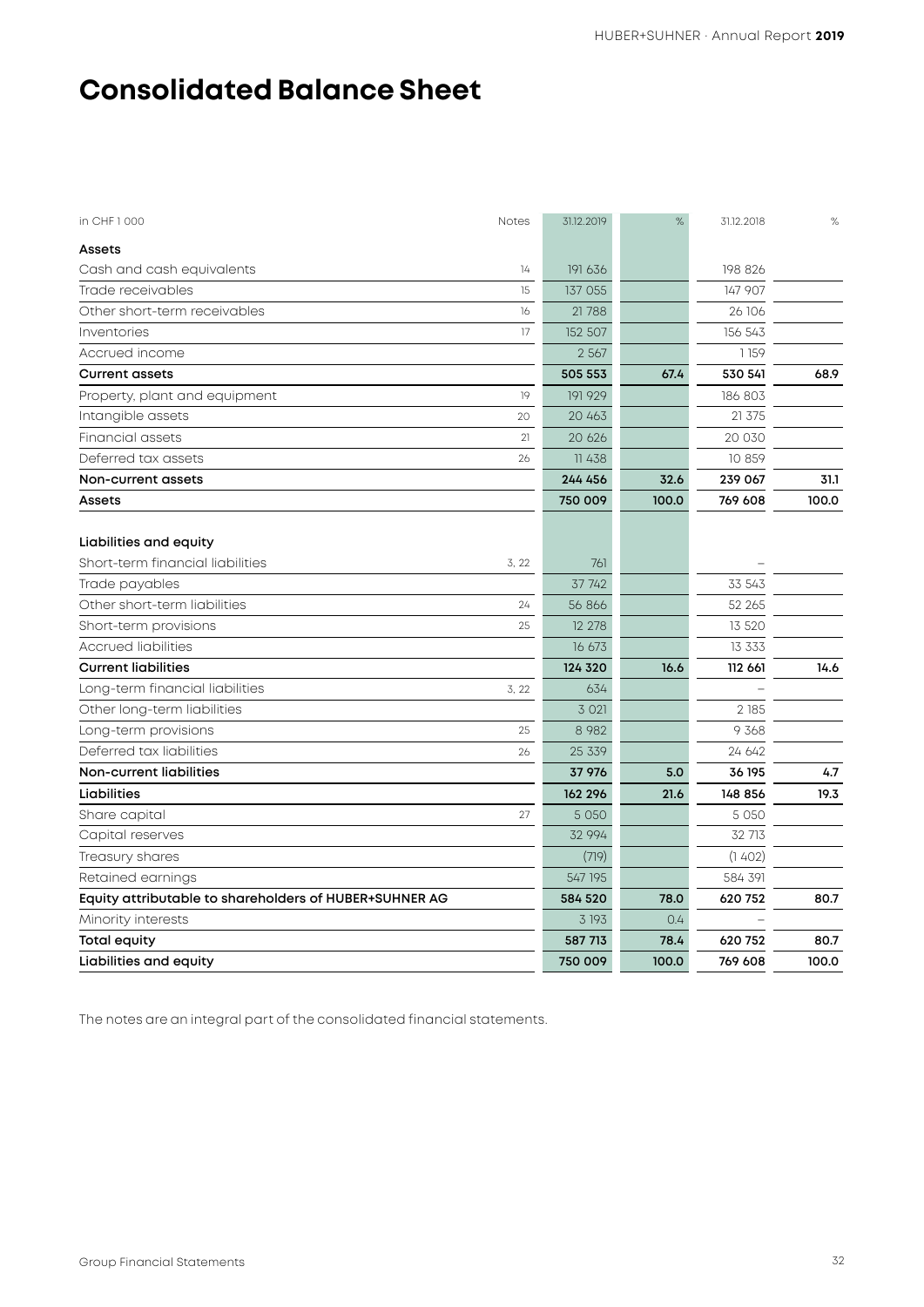# Consolidated Balance Sheet

| in CHF 1 000 | Notes | 31.12.2019 | % | 31.12.2018 | % |
|---|---|---|---|---|---|
| **Assets** | | | | | |
| Cash and cash equivalents | 14 | 191 636 | | 198 826 | |
| Trade receivables | 15 | 137 055 | | 147 907 | |
| Other short-term receivables | 16 | 21 788 | | 26 106 | |
| Inventories | 17 | 152 507 | | 156 543 | |
| Accrued income | | 2 567 | | 1 159 | |
| **Current assets** | | **505 553** | **67.4** | **530 541** | **68.9** |
| Property, plant and equipment | 19 | 191 929 | | 186 803 | |
| Intangible assets | 20 | 20 463 | | 21 375 | |
| Financial assets | 21 | 20 626 | | 20 030 | |
| Deferred tax assets | 26 | 11 438 | | 10 859 | |
| **Non-current assets** | | **244 456** | **32.6** | **239 067** | **31.1** |
| **Assets** | | **750 009** | **100.0** | **769 608** | **100.0** |
| | | | | | |
| **Liabilities and equity** | | | | | |
| Short-term financial liabilities | 3, 22 | 761 | | – | |
| Trade payables | | 37 742 | | 33 543 | |
| Other short-term liabilities | 24 | 56 866 | | 52 265 | |
| Short-term provisions | 25 | 12 278 | | 13 520 | |
| Accrued liabilities | | 16 673 | | 13 333 | |
| **Current liabilities** | | **124 320** | **16.6** | **112 661** | **14.6** |
| Long-term financial liabilities | 3, 22 | 634 | | – | |
| Other long-term liabilities | | 3 021 | | 2 185 | |
| Long-term provisions | 25 | 8 982 | | 9 368 | |
| Deferred tax liabilities | 26 | 25 339 | | 24 642 | |
| **Non-current liabilities** | | **37 976** | **5.0** | **36 195** | **4.7** |
| **Liabilities** | | **162 296** | **21.6** | **148 856** | **19.3** |
| Share capital | 27 | 5 050 | | 5 050 | |
| Capital reserves | | 32 994 | | 32 713 | |
| Treasury shares | | (719) | | (1 402) | |
| Retained earnings | | 547 195 | | 584 391 | |
| **Equity attributable to shareholders of HUBER+SUHNER AG** | | **584 520** | **78.0** | **620 752** | **80.7** |
| Minority interests | | 3 193 | 0.4 | – | |
| **Total equity** | | **587 713** | **78.4** | **620 752** | **80.7** |
| **Liabilities and equity** | | **750 009** | **100.0** | **769 608** | **100.0** |

The notes are an integral part of the consolidated financial statements.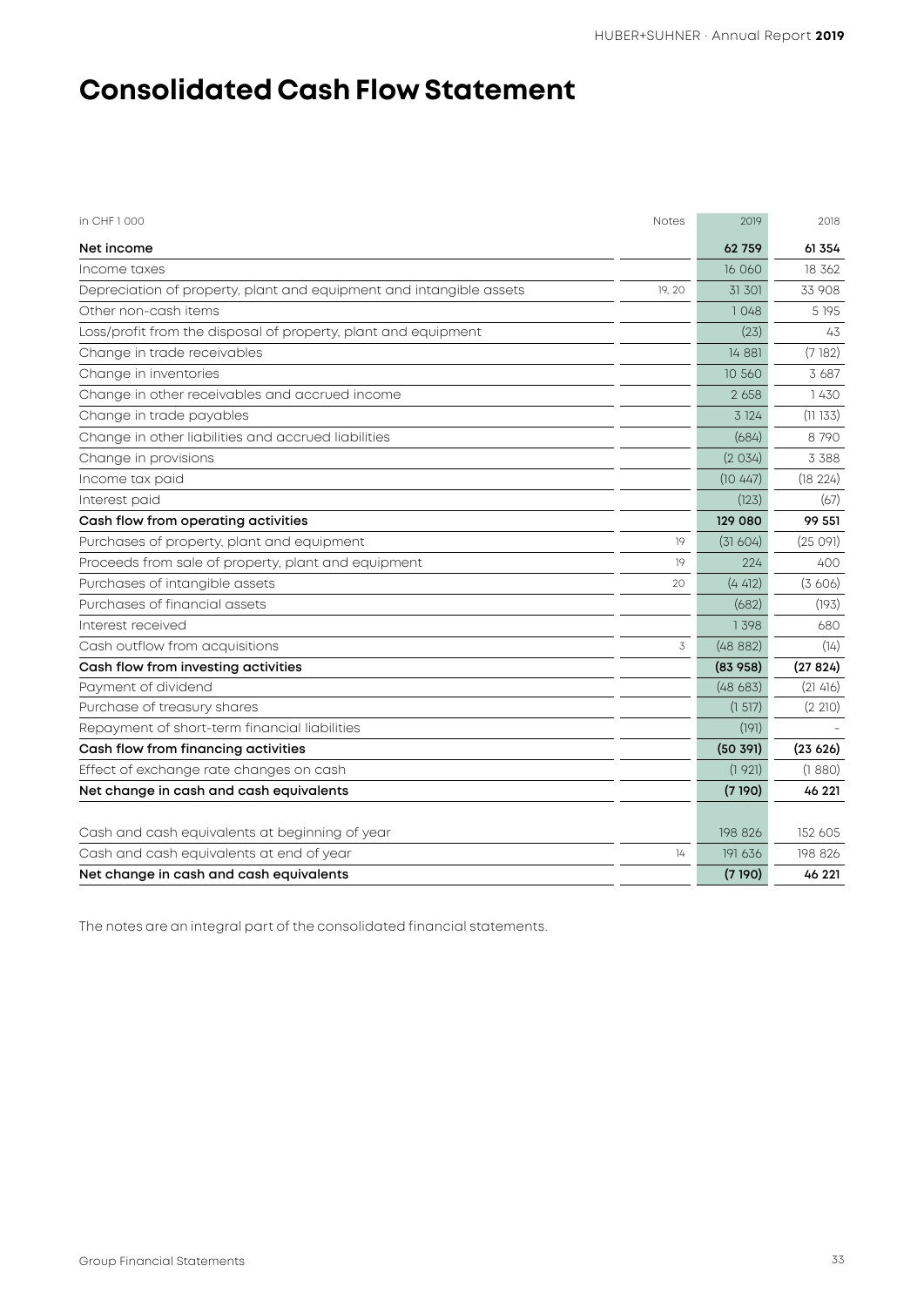# Consolidated Cash Flow Statement

| in CHF 1 000 | Notes | 2019 | 2018 |
|---|---|---|---|
| **Net income** | | **62 759** | **61 354** |
| Income taxes | | 16 060 | 18 362 |
| Depreciation of property, plant and equipment and intangible assets | 19, 20 | 31 301 | 33 908 |
| Other non-cash items | | 1 048 | 5 195 |
| Loss/profit from the disposal of property, plant and equipment | | (23) | 43 |
| Change in trade receivables | | 14 881 | (7 182) |
| Change in inventories | | 10 560 | 3 687 |
| Change in other receivables and accrued income | | 2 658 | 1 430 |
| Change in trade payables | | 3 124 | (11 133) |
| Change in other liabilities and accrued liabilities | | (684) | 8 790 |
| Change in provisions | | (2 034) | 3 388 |
| Income tax paid | | (10 447) | (18 224) |
| Interest paid | | (123) | (67) |
| **Cash flow from operating activities** | | **129 080** | **99 551** |
| Purchases of property, plant and equipment | 19 | (31 604) | (25 091) |
| Proceeds from sale of property, plant and equipment | 19 | 224 | 400 |
| Purchases of intangible assets | 20 | (4 412) | (3 606) |
| Purchases of financial assets | | (682) | (193) |
| Interest received | | 1 398 | 680 |
| Cash outflow from acquisitions | 3 | (48 882) | (14) |
| **Cash flow from investing activities** | | **(83 958)** | **(27 824)** |
| Payment of dividend | | (48 683) | (21 416) |
| Purchase of treasury shares | | (1 517) | (2 210) |
| Repayment of short-term financial liabilities | | (191) | - |
| **Cash flow from financing activities** | | **(50 391)** | **(23 626)** |
| Effect of exchange rate changes on cash | | (1 921) | (1 880) |
| **Net change in cash and cash equivalents** | | **(7 190)** | **46 221** |
| | | | |
| Cash and cash equivalents at beginning of year | | 198 826 | 152 605 |
| Cash and cash equivalents at end of year | 14 | 191 636 | 198 826 |
| **Net change in cash and cash equivalents** | | **(7 190)** | **46 221** |

The notes are an integral part of the consolidated financial statements.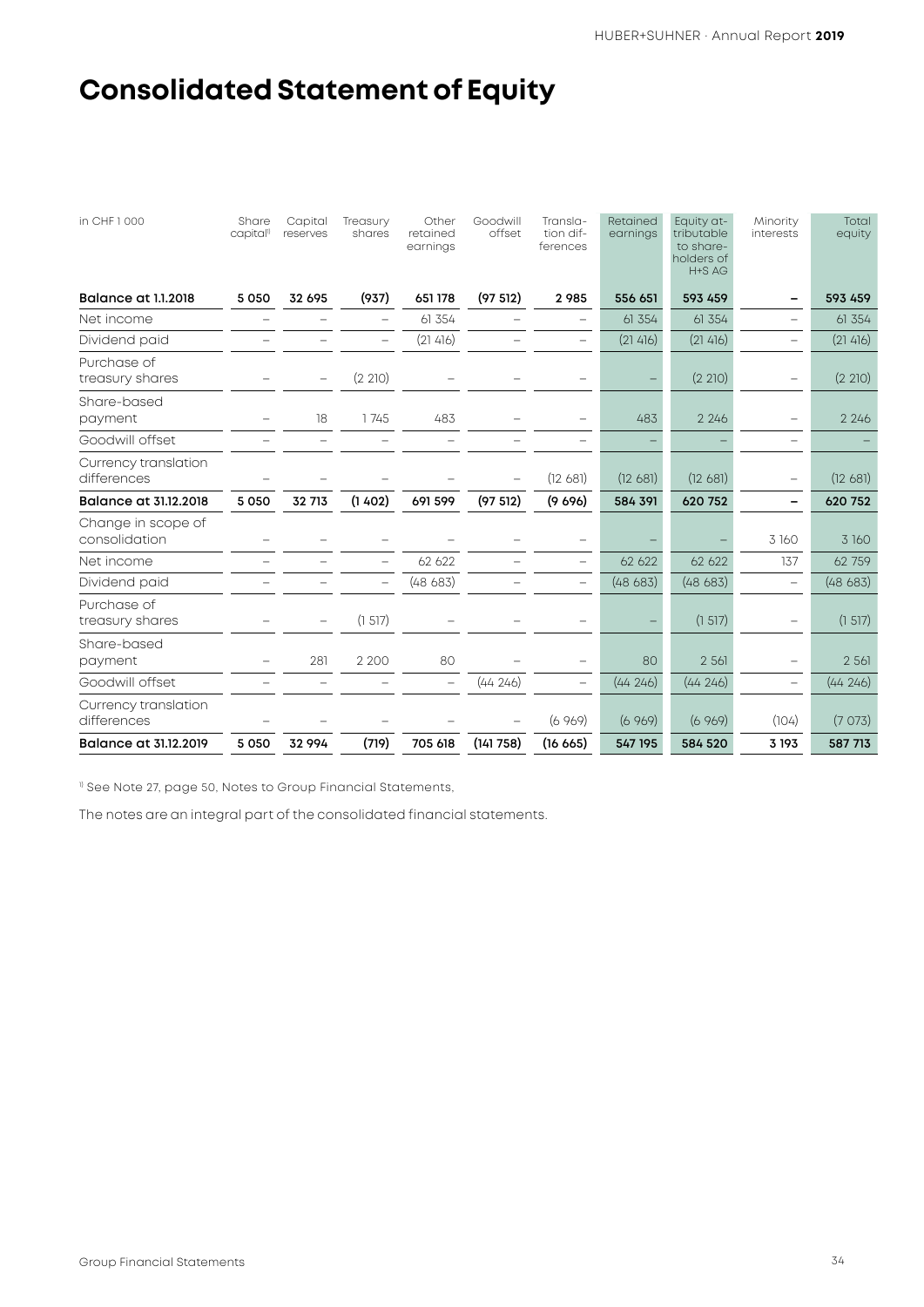# Consolidated Statement of Equity

| in CHF 1 000 | Share capital[1] | Capital reserves | Treasury shares | Other retained earnings | Goodwill offset | Translation differences | Retained earnings | Equity attributable to shareholders of H+S AG | Minority interests | Total equity |
|---|---|---|---|---|---|---|---|---|---|---|
| **Balance at 1.1.2018** | **5 050** | **32 695** | **(937)** | **651 178** | **(97 512)** | **2 985** | **556 651** | **593 459** | **–** | **593 459** |
| Net income | – | – | – | 61 354 | – | – | 61 354 | 61 354 | – | 61 354 |
| Dividend paid | – | – | – | (21 416) | – | – | (21 416) | (21 416) | – | (21 416) |
| Purchase of treasury shares | – | – | (2 210) | – | – | – | – | (2 210) | – | (2 210) |
| Share-based payment | – | 18 | 1 745 | 483 | – | – | 483 | 2 246 | – | 2 246 |
| Goodwill offset | – | – | – | – | – | – | – | – | – | – |
| Currency translation differences | – | – | – | – | – | (12 681) | (12 681) | (12 681) | – | (12 681) |
| **Balance at 31.12.2018** | **5 050** | **32 713** | **(1 402)** | **691 599** | **(97 512)** | **(9 696)** | **584 391** | **620 752** | **–** | **620 752** |
| Change in scope of consolidation | – | – | – | – | – | – | – | – | 3 160 | 3 160 |
| Net income | – | – | – | 62 622 | – | – | 62 622 | 62 622 | 137 | 62 759 |
| Dividend paid | – | – | – | (48 683) | – | – | (48 683) | (48 683) | – | (48 683) |
| Purchase of treasury shares | – | – | (1 517) | – | – | – | – | (1 517) | – | (1 517) |
| Share-based payment | – | 281 | 2 200 | 80 | – | – | 80 | 2 561 | – | 2 561 |
| Goodwill offset | – | – | – | – | (44 246) | – | (44 246) | (44 246) | – | (44 246) |
| Currency translation differences | – | – | – | – | – | (6 969) | (6 969) | (6 969) | (104) | (7 073) |
| **Balance at 31.12.2019** | **5 050** | **32 994** | **(719)** | **705 618** | **(141 758)** | **(16 665)** | **547 195** | **584 520** | **3 193** | **587 713** |

[1] See Note 27, page 50, Notes to Group Financial Statements.

The notes are an integral part of the consolidated financial statements.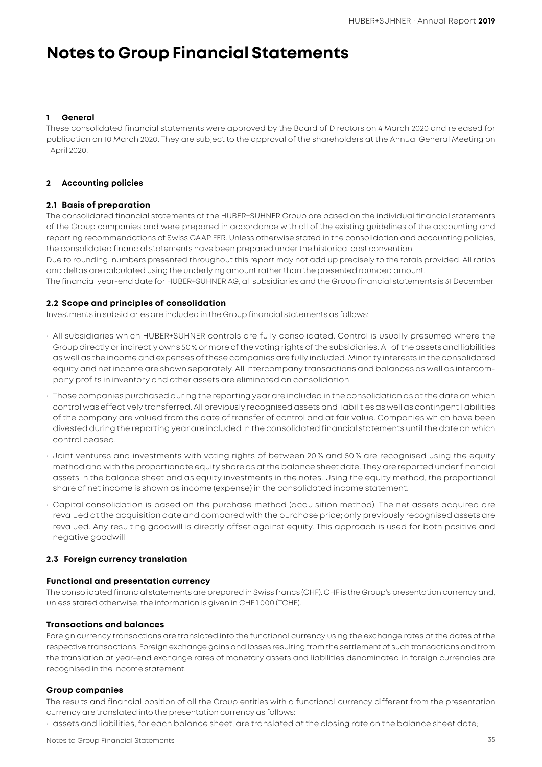# Notes to Group Financial Statements

### 1 General

These consolidated financial statements were approved by the Board of Directors on 4 March 2020 and released for publication on 10 March 2020. They are subject to the approval of the shareholders at the Annual General Meeting on 1 April 2020.

### 2 Accounting policies

#### 2.1 Basis of preparation

The consolidated financial statements of the HUBER+SUHNER Group are based on the individual financial statements of the Group companies and were prepared in accordance with all of the existing guidelines of the accounting and reporting recommendations of Swiss GAAP FER. Unless otherwise stated in the consolidation and accounting policies, the consolidated financial statements have been prepared under the historical cost convention.

Due to rounding, numbers presented throughout this report may not add up precisely to the totals provided. All ratios and deltas are calculated using the underlying amount rather than the presented rounded amount.

The financial year-end date for HUBER+SUHNER AG, all subsidiaries and the Group financial statements is 31 December.

#### 2.2 Scope and principles of consolidation

Investments in subsidiaries are included in the Group financial statements as follows:

- All subsidiaries which HUBER+SUHNER controls are fully consolidated. Control is usually presumed where the Group directly or indirectly owns 50 % or more of the voting rights of the subsidiaries. All of the assets and liabilities as well as the income and expenses of these companies are fully included. Minority interests in the consolidated equity and net income are shown separately. All intercompany transactions and balances as well as intercompany profits in inventory and other assets are eliminated on consolidation.
- Those companies purchased during the reporting year are included in the consolidation as at the date on which control was effectively transferred. All previously recognised assets and liabilities as well as contingent liabilities of the company are valued from the date of transfer of control and at fair value. Companies which have been divested during the reporting year are included in the consolidated financial statements until the date on which control ceased.
- Joint ventures and investments with voting rights of between 20 % and 50 % are recognised using the equity method and with the proportionate equity share as at the balance sheet date. They are reported under financial assets in the balance sheet and as equity investments in the notes. Using the equity method, the proportional share of net income is shown as income (expense) in the consolidated income statement.
- Capital consolidation is based on the purchase method (acquisition method). The net assets acquired are revalued at the acquisition date and compared with the purchase price; only previously recognised assets are revalued. Any resulting goodwill is directly offset against equity. This approach is used for both positive and negative goodwill.

#### 2.3 Foreign currency translation

**Functional and presentation currency**

The consolidated financial statements are prepared in Swiss francs (CHF). CHF is the Group's presentation currency and, unless stated otherwise, the information is given in CHF 1 000 (TCHF).

**Transactions and balances**

Foreign currency transactions are translated into the functional currency using the exchange rates at the dates of the respective transactions. Foreign exchange gains and losses resulting from the settlement of such transactions and from the translation at year-end exchange rates of monetary assets and liabilities denominated in foreign currencies are recognised in the income statement.

**Group companies**

The results and financial position of all the Group entities with a functional currency different from the presentation currency are translated into the presentation currency as follows:

- assets and liabilities, for each balance sheet, are translated at the closing rate on the balance sheet date;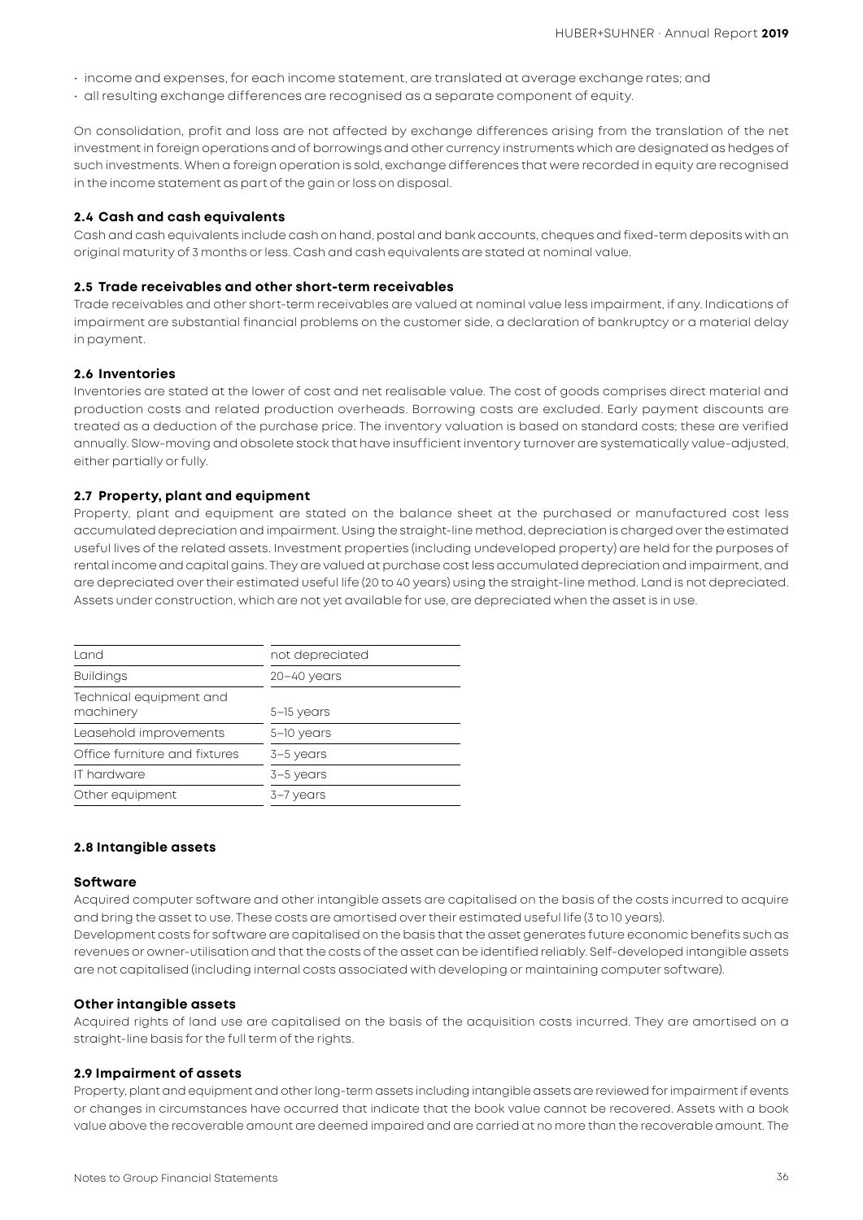- income and expenses, for each income statement, are translated at average exchange rates; and
- all resulting exchange differences are recognised as a separate component of equity.

On consolidation, profit and loss are not affected by exchange differences arising from the translation of the net investment in foreign operations and of borrowings and other currency instruments which are designated as hedges of such investments. When a foreign operation is sold, exchange differences that were recorded in equity are recognised in the income statement as part of the gain or loss on disposal.

### 2.4 Cash and cash equivalents

Cash and cash equivalents include cash on hand, postal and bank accounts, cheques and fixed-term deposits with an original maturity of 3 months or less. Cash and cash equivalents are stated at nominal value.

### 2.5 Trade receivables and other short-term receivables

Trade receivables and other short-term receivables are valued at nominal value less impairment, if any. Indications of impairment are substantial financial problems on the customer side, a declaration of bankruptcy or a material delay in payment.

### 2.6 Inventories

Inventories are stated at the lower of cost and net realisable value. The cost of goods comprises direct material and production costs and related production overheads. Borrowing costs are excluded. Early payment discounts are treated as a deduction of the purchase price. The inventory valuation is based on standard costs; these are verified annually. Slow-moving and obsolete stock that have insufficient inventory turnover are systematically value-adjusted, either partially or fully.

### 2.7 Property, plant and equipment

Property, plant and equipment are stated on the balance sheet at the purchased or manufactured cost less accumulated depreciation and impairment. Using the straight-line method, depreciation is charged over the estimated useful lives of the related assets. Investment properties (including undeveloped property) are held for the purposes of rental income and capital gains. They are valued at purchase cost less accumulated depreciation and impairment, and are depreciated over their estimated useful life (20 to 40 years) using the straight-line method. Land is not depreciated. Assets under construction, which are not yet available for use, are depreciated when the asset is in use.

| | |
|---|---|
| Land | not depreciated |
| Buildings | 20–40 years |
| Technical equipment and machinery | 5–15 years |
| Leasehold improvements | 5–10 years |
| Office furniture and fixtures | 3–5 years |
| IT hardware | 3–5 years |
| Other equipment | 3–7 years |

### 2.8 Intangible assets

#### Software

Acquired computer software and other intangible assets are capitalised on the basis of the costs incurred to acquire and bring the asset to use. These costs are amortised over their estimated useful life (3 to 10 years).
Development costs for software are capitalised on the basis that the asset generates future economic benefits such as revenues or owner-utilisation and that the costs of the asset can be identified reliably. Self-developed intangible assets are not capitalised (including internal costs associated with developing or maintaining computer software).

#### Other intangible assets

Acquired rights of land use are capitalised on the basis of the acquisition costs incurred. They are amortised on a straight-line basis for the full term of the rights.

### 2.9 Impairment of assets

Property, plant and equipment and other long-term assets including intangible assets are reviewed for impairment if events or changes in circumstances have occurred that indicate that the book value cannot be recovered. Assets with a book value above the recoverable amount are deemed impaired and are carried at no more than the recoverable amount. The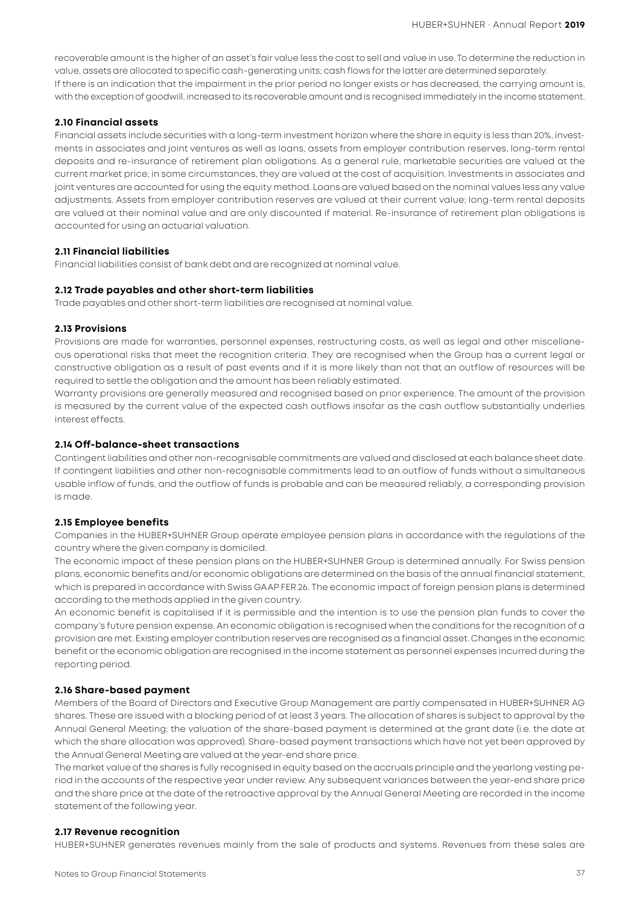recoverable amount is the higher of an asset's fair value less the cost to sell and value in use. To determine the reduction in value, assets are allocated to specific cash-generating units; cash flows for the latter are determined separately.
If there is an indication that the impairment in the prior period no longer exists or has decreased, the carrying amount is, with the exception of goodwill, increased to its recoverable amount and is recognised immediately in the income statement.

### 2.10 Financial assets

Financial assets include securities with a long-term investment horizon where the share in equity is less than 20%, investments in associates and joint ventures as well as loans, assets from employer contribution reserves, long-term rental deposits and re-insurance of retirement plan obligations. As a general rule, marketable securities are valued at the current market price; in some circumstances, they are valued at the cost of acquisition. Investments in associates and joint ventures are accounted for using the equity method. Loans are valued based on the nominal values less any value adjustments. Assets from employer contribution reserves are valued at their current value; long-term rental deposits are valued at their nominal value and are only discounted if material. Re-insurance of retirement plan obligations is accounted for using an actuarial valuation.

### 2.11 Financial liabilities

Financial liabilities consist of bank debt and are recognized at nominal value.

### 2.12 Trade payables and other short-term liabilities

Trade payables and other short-term liabilities are recognised at nominal value.

### 2.13 Provisions

Provisions are made for warranties, personnel expenses, restructuring costs, as well as legal and other miscellaneous operational risks that meet the recognition criteria. They are recognised when the Group has a current legal or constructive obligation as a result of past events and if it is more likely than not that an outflow of resources will be required to settle the obligation and the amount has been reliably estimated.
Warranty provisions are generally measured and recognised based on prior experience. The amount of the provision is measured by the current value of the expected cash outflows insofar as the cash outflow substantially underlies interest effects.

### 2.14 Off-balance-sheet transactions

Contingent liabilities and other non-recognisable commitments are valued and disclosed at each balance sheet date. If contingent liabilities and other non-recognisable commitments lead to an outflow of funds without a simultaneous usable inflow of funds, and the outflow of funds is probable and can be measured reliably, a corresponding provision is made.

### 2.15 Employee benefits

Companies in the HUBER+SUHNER Group operate employee pension plans in accordance with the regulations of the country where the given company is domiciled.
The economic impact of these pension plans on the HUBER+SUHNER Group is determined annually. For Swiss pension plans, economic benefits and/or economic obligations are determined on the basis of the annual financial statement, which is prepared in accordance with Swiss GAAP FER 26. The economic impact of foreign pension plans is determined according to the methods applied in the given country.
An economic benefit is capitalised if it is permissible and the intention is to use the pension plan funds to cover the company's future pension expense. An economic obligation is recognised when the conditions for the recognition of a provision are met. Existing employer contribution reserves are recognised as a financial asset. Changes in the economic benefit or the economic obligation are recognised in the income statement as personnel expenses incurred during the reporting period.

### 2.16 Share-based payment

Members of the Board of Directors and Executive Group Management are partly compensated in HUBER+SUHNER AG shares. These are issued with a blocking period of at least 3 years. The allocation of shares is subject to approval by the Annual General Meeting; the valuation of the share-based payment is determined at the grant date (i.e. the date at which the share allocation was approved). Share-based payment transactions which have not yet been approved by the Annual General Meeting are valued at the year-end share price.
The market value of the shares is fully recognised in equity based on the accruals principle and the yearlong vesting period in the accounts of the respective year under review. Any subsequent variances between the year-end share price and the share price at the date of the retroactive approval by the Annual General Meeting are recorded in the income statement of the following year.

### 2.17 Revenue recognition

HUBER+SUHNER generates revenues mainly from the sale of products and systems. Revenues from these sales are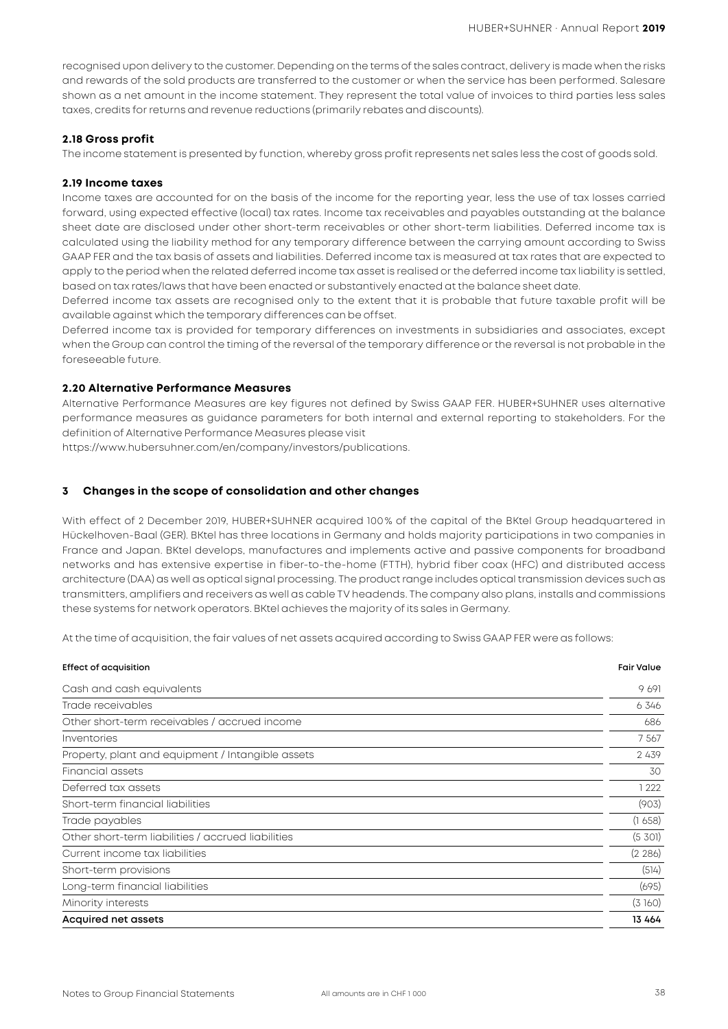recognised upon delivery to the customer. Depending on the terms of the sales contract, delivery is made when the risks and rewards of the sold products are transferred to the customer or when the service has been performed. Salesare shown as a net amount in the income statement. They represent the total value of invoices to third parties less sales taxes, credits for returns and revenue reductions (primarily rebates and discounts).

### 2.18 Gross profit

The income statement is presented by function, whereby gross profit represents net sales less the cost of goods sold.

### 2.19 Income taxes

Income taxes are accounted for on the basis of the income for the reporting year, less the use of tax losses carried forward, using expected effective (local) tax rates. Income tax receivables and payables outstanding at the balance sheet date are disclosed under other short-term receivables or other short-term liabilities. Deferred income tax is calculated using the liability method for any temporary difference between the carrying amount according to Swiss GAAP FER and the tax basis of assets and liabilities. Deferred income tax is measured at tax rates that are expected to apply to the period when the related deferred income tax asset is realised or the deferred income tax liability is settled, based on tax rates/laws that have been enacted or substantively enacted at the balance sheet date.

Deferred income tax assets are recognised only to the extent that it is probable that future taxable profit will be available against which the temporary differences can be offset.

Deferred income tax is provided for temporary differences on investments in subsidiaries and associates, except when the Group can control the timing of the reversal of the temporary difference or the reversal is not probable in the foreseeable future.

### 2.20 Alternative Performance Measures

Alternative Performance Measures are key figures not defined by Swiss GAAP FER. HUBER+SUHNER uses alternative performance measures as guidance parameters for both internal and external reporting to stakeholders. For the definition of Alternative Performance Measures please visit
https://www.hubersuhner.com/en/company/investors/publications.

## 3 Changes in the scope of consolidation and other changes

With effect of 2 December 2019, HUBER+SUHNER acquired 100% of the capital of the BKtel Group headquartered in Hückelhoven-Baal (GER). BKtel has three locations in Germany and holds majority participations in two companies in France and Japan. BKtel develops, manufactures and implements active and passive components for broadband networks and has extensive expertise in fiber-to-the-home (FTTH), hybrid fiber coax (HFC) and distributed access architecture (DAA) as well as optical signal processing. The product range includes optical transmission devices such as transmitters, amplifiers and receivers as well as cable TV headends. The company also plans, installs and commissions these systems for network operators. BKtel achieves the majority of its sales in Germany.

At the time of acquisition, the fair values of net assets acquired according to Swiss GAAP FER were as follows:

| Effect of acquisition | Fair Value |
|---|---|
| Cash and cash equivalents | 9 691 |
| Trade receivables | 6 346 |
| Other short-term receivables / accrued income | 686 |
| Inventories | 7 567 |
| Property, plant and equipment / Intangible assets | 2 439 |
| Financial assets | 30 |
| Deferred tax assets | 1 222 |
| Short-term financial liabilities | (903) |
| Trade payables | (1 658) |
| Other short-term liabilities / accrued liabilities | (5 301) |
| Current income tax liabilities | (2 286) |
| Short-term provisions | (514) |
| Long-term financial liabilities | (695) |
| Minority interests | (3 160) |
| **Acquired net assets** | **13 464** |

All amounts are in CHF 1 000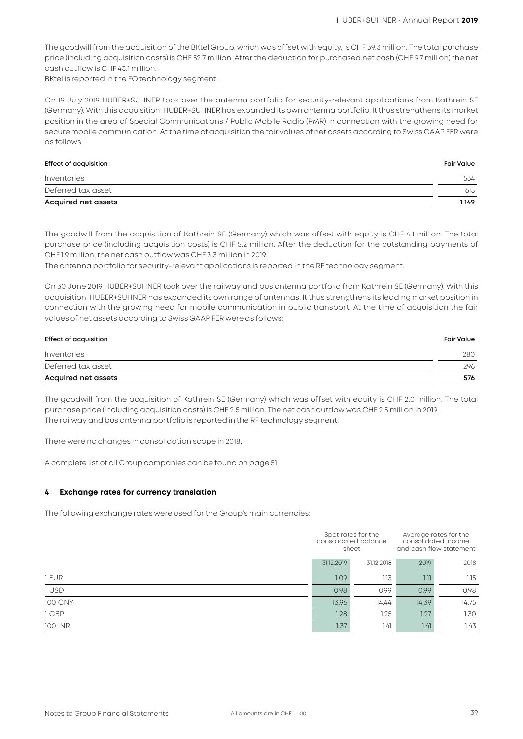The goodwill from the acquisition of the BKtel Group, which was offset with equity, is CHF 39.3 million. The total purchase price (including acquisition costs) is CHF 52.7 million. After the deduction for purchased net cash (CHF 9.7 million) the net cash outflow is CHF 43.1 million.
BKtel is reported in the FO technology segment.

On 19 July 2019 HUBER+SUHNER took over the antenna portfolio for security-relevant applications from Kathrein SE (Germany). With this acquisition, HUBER+SUHNER has expanded its own antenna portfolio. It thus strengthens its market position in the area of Special Communications / Public Mobile Radio (PMR) in connection with the growing need for secure mobile communication. At the time of acquisition the fair values of net assets according to Swiss GAAP FER were as follows:

| Effect of acquisition | Fair Value |
|---|---|
| Inventories | 534 |
| Deferred tax asset | 615 |
| **Acquired net assets** | **1 149** |

The goodwill from the acquisition of Kathrein SE (Germany) which was offset with equity is CHF 4.1 million. The total purchase price (including acquisition costs) is CHF 5.2 million. After the deduction for the outstanding payments of CHF 1.9 million, the net cash outflow was CHF 3.3 million in 2019.
The antenna portfolio for security-relevant applications is reported in the RF technology segment.

On 30 June 2019 HUBER+SUHNER took over the railway and bus antenna portfolio from Kathrein SE (Germany). With this acquisition, HUBER+SUHNER has expanded its own range of antennas. It thus strengthens its leading market position in connection with the growing need for mobile communication in public transport. At the time of acquisition the fair values of net assets according to Swiss GAAP FER were as follows:

| Effect of acquisition | Fair Value |
|---|---|
| Inventories | 280 |
| Deferred tax asset | 296 |
| **Acquired net assets** | **576** |

The goodwill from the acquisition of Kathrein SE (Germany) which was offset with equity is CHF 2.0 million. The total purchase price (including acquisition costs) is CHF 2.5 million. The net cash outflow was CHF 2.5 million in 2019.
The railway and bus antenna portfolio is reported in the RF technology segment.

There were no changes in consolidation scope in 2018.

A complete list of all Group companies can be found on page 51.

## 4 Exchange rates for currency translation

The following exchange rates were used for the Group's main currencies:

| | Spot rates for the consolidated balance sheet | | Average rates for the consolidated income and cash flow statement | |
|---|---|---|---|---|
| | 31.12.2019 | 31.12.2018 | 2019 | 2018 |
| 1 EUR | 1.09 | 1.13 | 1.11 | 1.15 |
| 1 USD | 0.98 | 0.99 | 0.99 | 0.98 |
| 100 CNY | 13.96 | 14.44 | 14.39 | 14.75 |
| 1 GBP | 1.28 | 1.25 | 1.27 | 1.30 |
| 100 INR | 1.37 | 1.41 | 1.41 | 1.43 |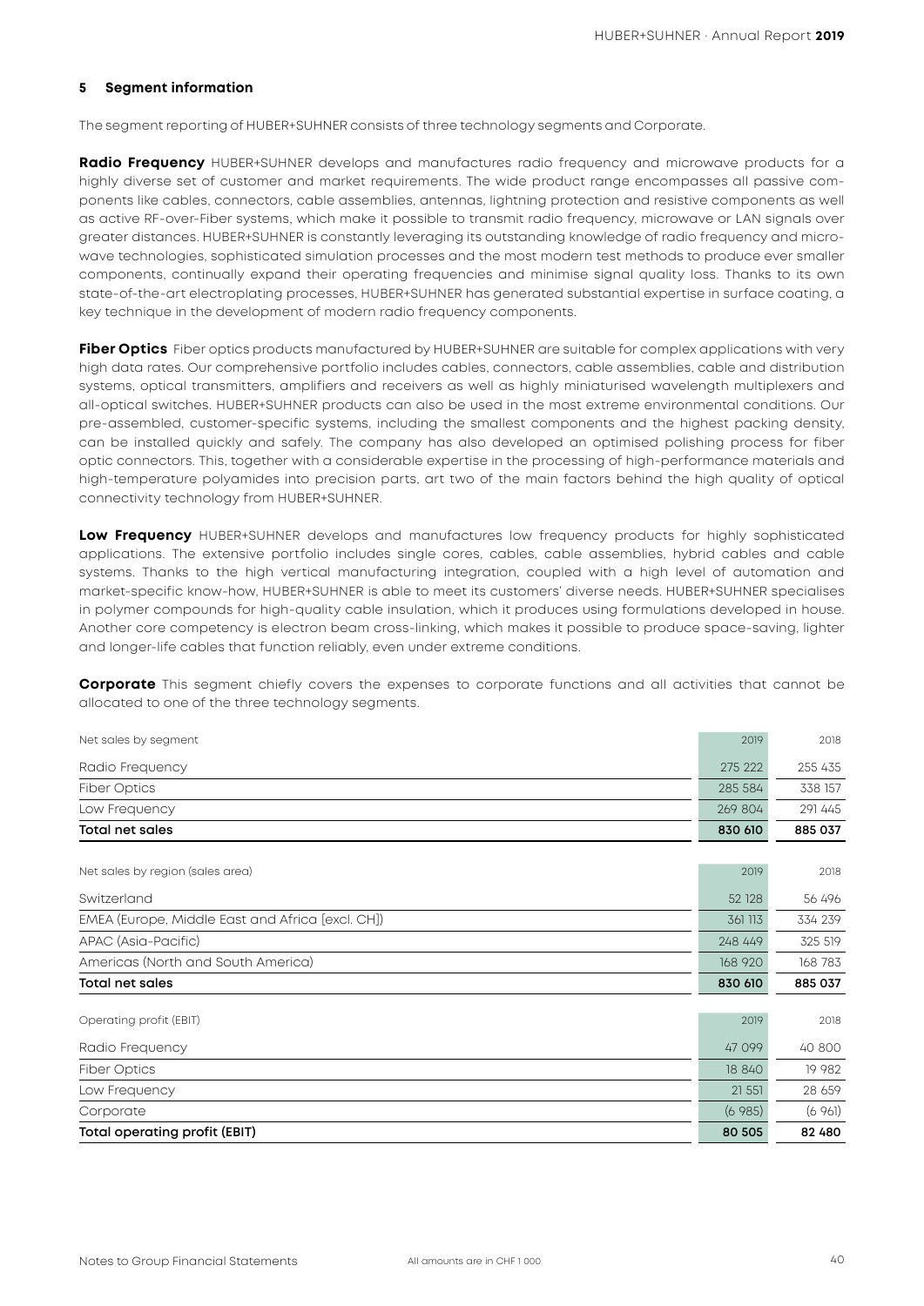### 5 Segment information

The segment reporting of HUBER+SUHNER consists of three technology segments and Corporate.

**Radio Frequency** HUBER+SUHNER develops and manufactures radio frequency and microwave products for a highly diverse set of customer and market requirements. The wide product range encompasses all passive components like cables, connectors, cable assemblies, antennas, lightning protection and resistive components as well as active RF-over-Fiber systems, which make it possible to transmit radio frequency, microwave or LAN signals over greater distances. HUBER+SUHNER is constantly leveraging its outstanding knowledge of radio frequency and microwave technologies, sophisticated simulation processes and the most modern test methods to produce ever smaller components, continually expand their operating frequencies and minimise signal quality loss. Thanks to its own state-of-the-art electroplating processes, HUBER+SUHNER has generated substantial expertise in surface coating, a key technique in the development of modern radio frequency components.

**Fiber Optics** Fiber optics products manufactured by HUBER+SUHNER are suitable for complex applications with very high data rates. Our comprehensive portfolio includes cables, connectors, cable assemblies, cable and distribution systems, optical transmitters, amplifiers and receivers as well as highly miniaturised wavelength multiplexers and all-optical switches. HUBER+SUHNER products can also be used in the most extreme environmental conditions. Our pre-assembled, customer-specific systems, including the smallest components and the highest packing density, can be installed quickly and safely. The company has also developed an optimised polishing process for fiber optic connectors. This, together with a considerable expertise in the processing of high-performance materials and high-temperature polyamides into precision parts, art two of the main factors behind the high quality of optical connectivity technology from HUBER+SUHNER.

**Low Frequency** HUBER+SUHNER develops and manufactures low frequency products for highly sophisticated applications. The extensive portfolio includes single cores, cables, cable assemblies, hybrid cables and cable systems. Thanks to the high vertical manufacturing integration, coupled with a high level of automation and market-specific know-how, HUBER+SUHNER is able to meet its customers' diverse needs. HUBER+SUHNER specialises in polymer compounds for high-quality cable insulation, which it produces using formulations developed in house. Another core competency is electron beam cross-linking, which makes it possible to produce space-saving, lighter and longer-life cables that function reliably, even under extreme conditions.

**Corporate** This segment chiefly covers the expenses to corporate functions and all activities that cannot be allocated to one of the three technology segments.

| Net sales by segment | 2019 | 2018 |
|---|---|---|
| Radio Frequency | 275 222 | 255 435 |
| Fiber Optics | 285 584 | 338 157 |
| Low Frequency | 269 804 | 291 445 |
| **Total net sales** | **830 610** | **885 037** |

| Net sales by region (sales area) | 2019 | 2018 |
|---|---|---|
| Switzerland | 52 128 | 56 496 |
| EMEA (Europe, Middle East and Africa [excl. CH]) | 361 113 | 334 239 |
| APAC (Asia-Pacific) | 248 449 | 325 519 |
| Americas (North and South America) | 168 920 | 168 783 |
| **Total net sales** | **830 610** | **885 037** |

| Operating profit (EBIT) | 2019 | 2018 |
|---|---|---|
| Radio Frequency | 47 099 | 40 800 |
| Fiber Optics | 18 840 | 19 982 |
| Low Frequency | 21 551 | 28 659 |
| Corporate | (6 985) | (6 961) |
| **Total operating profit (EBIT)** | **80 505** | **82 480** |

All amounts are in CHF 1 000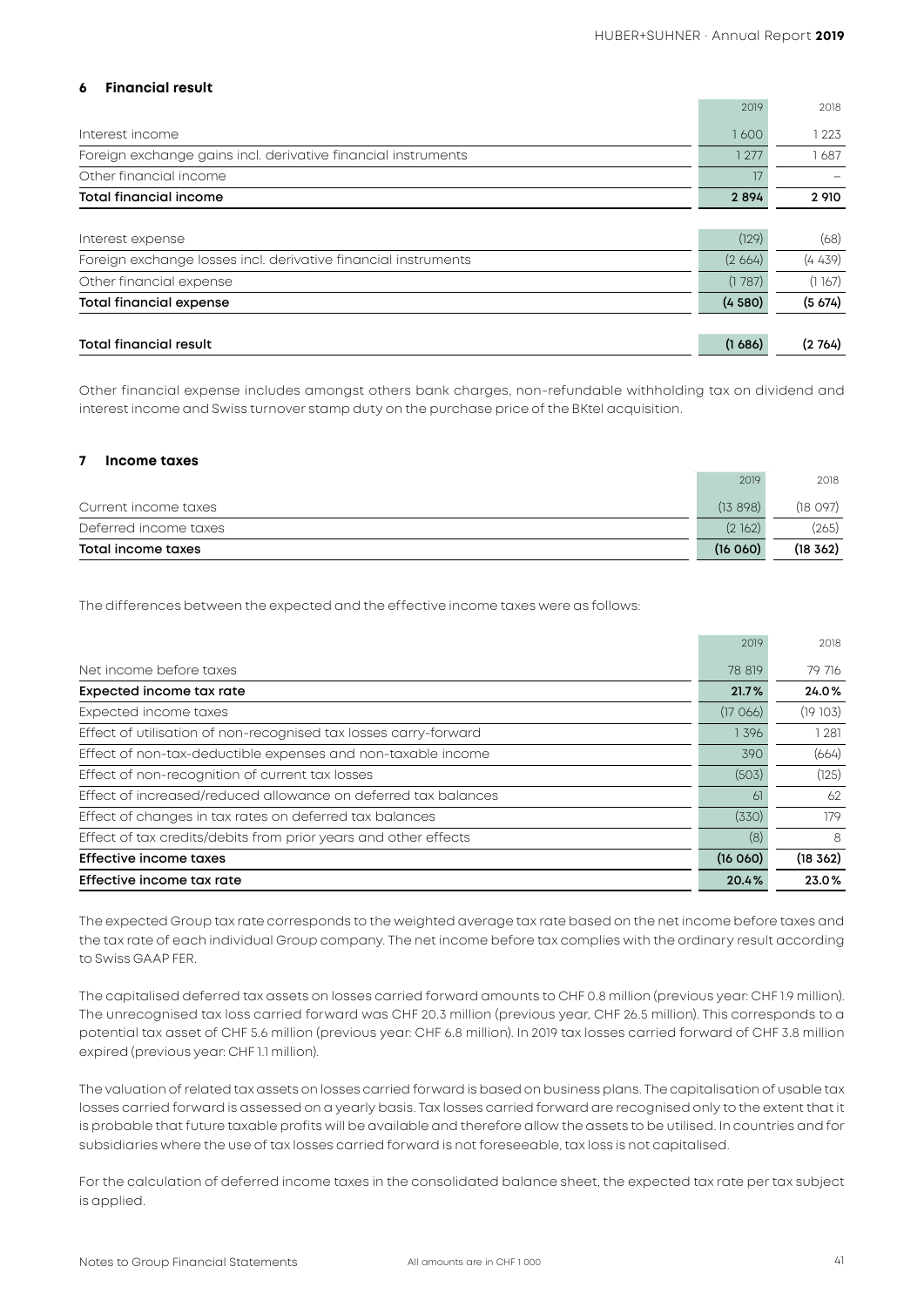## 6 Financial result

| | 2019 | 2018 |
|---|---|---|
| Interest income | 1 600 | 1 223 |
| Foreign exchange gains incl. derivative financial instruments | 1 277 | 1 687 |
| Other financial income | 17 | – |
| **Total financial income** | **2 894** | **2 910** |
| | | |
| Interest expense | (129) | (68) |
| Foreign exchange losses incl. derivative financial instruments | (2 664) | (4 439) |
| Other financial expense | (1 787) | (1 167) |
| **Total financial expense** | **(4 580)** | **(5 674)** |
| | | |
| **Total financial result** | **(1 686)** | **(2 764)** |

Other financial expense includes amongst others bank charges, non-refundable withholding tax on dividend and interest income and Swiss turnover stamp duty on the purchase price of the BKtel acquisition.

## 7 Income taxes

| | 2019 | 2018 |
|---|---|---|
| Current income taxes | (13 898) | (18 097) |
| Deferred income taxes | (2 162) | (265) |
| **Total income taxes** | **(16 060)** | **(18 362)** |

The differences between the expected and the effective income taxes were as follows:

| | 2019 | 2018 |
|---|---|---|
| Net income before taxes | 78 819 | 79 716 |
| **Expected income tax rate** | **21.7%** | **24.0%** |
| Expected income taxes | (17 066) | (19 103) |
| Effect of utilisation of non-recognised tax losses carry-forward | 1 396 | 1 281 |
| Effect of non-tax-deductible expenses and non-taxable income | 390 | (664) |
| Effect of non-recognition of current tax losses | (503) | (125) |
| Effect of increased/reduced allowance on deferred tax balances | 61 | 62 |
| Effect of changes in tax rates on deferred tax balances | (330) | 179 |
| Effect of tax credits/debits from prior years and other effects | (8) | 8 |
| **Effective income taxes** | **(16 060)** | **(18 362)** |
| **Effective income tax rate** | **20.4%** | **23.0%** |

The expected Group tax rate corresponds to the weighted average tax rate based on the net income before taxes and the tax rate of each individual Group company. The net income before tax complies with the ordinary result according to Swiss GAAP FER.

The capitalised deferred tax assets on losses carried forward amounts to CHF 0.8 million (previous year: CHF 1.9 million). The unrecognised tax loss carried forward was CHF 20.3 million (previous year, CHF 26.5 million). This corresponds to a potential tax asset of CHF 5.6 million (previous year: CHF 6.8 million). In 2019 tax losses carried forward of CHF 3.8 million expired (previous year: CHF 1.1 million).

The valuation of related tax assets on losses carried forward is based on business plans. The capitalisation of usable tax losses carried forward is assessed on a yearly basis. Tax losses carried forward are recognised only to the extent that it is probable that future taxable profits will be available and therefore allow the assets to be utilised. In countries and for subsidiaries where the use of tax losses carried forward is not foreseeable, tax loss is not capitalised.

For the calculation of deferred income taxes in the consolidated balance sheet, the expected tax rate per tax subject is applied.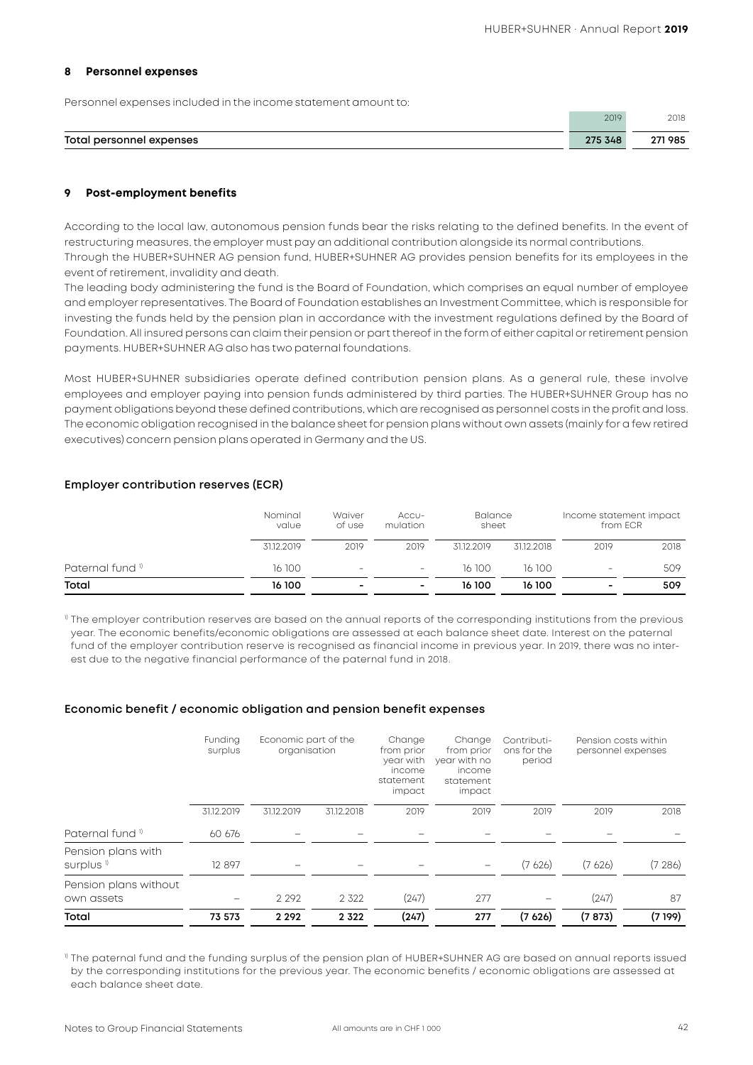## 8 Personnel expenses

Personnel expenses included in the income statement amount to:

| | 2019 | 2018 |
|---|---|---|
| **Total personnel expenses** | **275 348** | **271 985** |

## 9 Post-employment benefits

According to the local law, autonomous pension funds bear the risks relating to the defined benefits. In the event of restructuring measures, the employer must pay an additional contribution alongside its normal contributions.
Through the HUBER+SUHNER AG pension fund, HUBER+SUHNER AG provides pension benefits for its employees in the event of retirement, invalidity and death.
The leading body administering the fund is the Board of Foundation, which comprises an equal number of employee and employer representatives. The Board of Foundation establishes an Investment Committee, which is responsible for investing the funds held by the pension plan in accordance with the investment regulations defined by the Board of Foundation. All insured persons can claim their pension or part thereof in the form of either capital or retirement pension payments. HUBER+SUHNER AG also has two paternal foundations.

Most HUBER+SUHNER subsidiaries operate defined contribution pension plans. As a general rule, these involve employees and employer paying into pension funds administered by third parties. The HUBER+SUHNER Group has no payment obligations beyond these defined contributions, which are recognised as personnel costs in the profit and loss. The economic obligation recognised in the balance sheet for pension plans without own assets (mainly for a few retired executives) concern pension plans operated in Germany and the US.

### Employer contribution reserves (ECR)

| | Nominal value | Waiver of use | Accu­mulation | Balance sheet | | Income statement impact from ECR | |
|---|---|---|---|---|---|---|---|
| | 31.12.2019 | 2019 | 2019 | 31.12.2019 | 31.12.2018 | 2019 | 2018 |
| Paternal fund [1] | 16 100 | – | – | 16 100 | 16 100 | – | 509 |
| **Total** | **16 100** | **–** | **–** | **16 100** | **16 100** | **–** | **509** |

[1] The employer contribution reserves are based on the annual reports of the corresponding institutions from the previous year. The economic benefits/economic obligations are assessed at each balance sheet date. Interest on the paternal fund of the employer contribution reserve is recognised as financial income in previous year. In 2019, there was no interest due to the negative financial performance of the paternal fund in 2018.

### Economic benefit / economic obligation and pension benefit expenses

| | Funding surplus | Economic part of the organisation | | Change from prior year with income statement impact | Change from prior year with no income statement impact | Contributions for the period | Pension costs within personnel expenses | |
|---|---|---|---|---|---|---|---|---|
| | 31.12.2019 | 31.12.2019 | 31.12.2018 | 2019 | 2019 | 2019 | 2019 | 2018 |
| Paternal fund [1] | 60 676 | – | – | – | – | – | – | – |
| Pension plans with surplus [1] | 12 897 | – | – | – | – | (7 626) | (7 626) | (7 286) |
| Pension plans without own assets | – | 2 292 | 2 322 | (247) | 277 | – | (247) | 87 |
| **Total** | **73 573** | **2 292** | **2 322** | **(247)** | **277** | **(7 626)** | **(7 873)** | **(7 199)** |

[1] The paternal fund and the funding surplus of the pension plan of HUBER+SUHNER AG are based on annual reports issued by the corresponding institutions for the previous year. The economic benefits / economic obligations are assessed at each balance sheet date.

All amounts are in CHF 1 000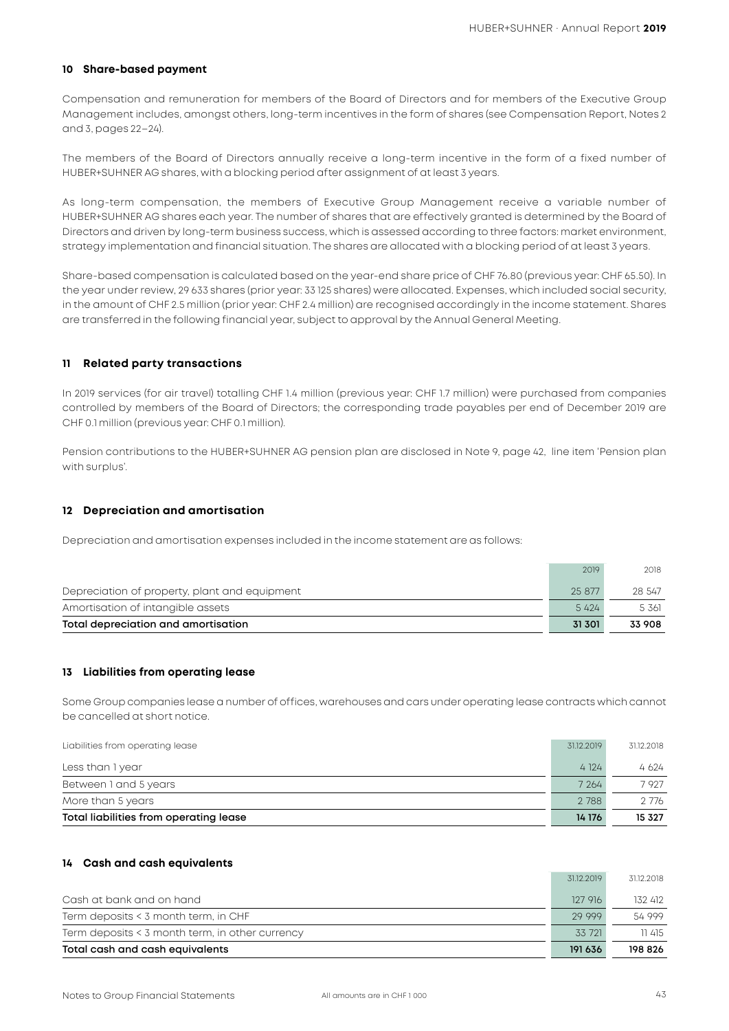### 10 Share-based payment

Compensation and remuneration for members of the Board of Directors and for members of the Executive Group Management includes, amongst others, long-term incentives in the form of shares (see Compensation Report, Notes 2 and 3, pages 22–24).

The members of the Board of Directors annually receive a long-term incentive in the form of a fixed number of HUBER+SUHNER AG shares, with a blocking period after assignment of at least 3 years.

As long-term compensation, the members of Executive Group Management receive a variable number of HUBER+SUHNER AG shares each year. The number of shares that are effectively granted is determined by the Board of Directors and driven by long-term business success, which is assessed according to three factors: market environment, strategy implementation and financial situation. The shares are allocated with a blocking period of at least 3 years.

Share-based compensation is calculated based on the year-end share price of CHF 76.80 (previous year: CHF 65.50). In the year under review, 29 633 shares (prior year: 33 125 shares) were allocated. Expenses, which included social security, in the amount of CHF 2.5 million (prior year: CHF 2.4 million) are recognised accordingly in the income statement. Shares are transferred in the following financial year, subject to approval by the Annual General Meeting.

### 11 Related party transactions

In 2019 services (for air travel) totalling CHF 1.4 million (previous year: CHF 1.7 million) were purchased from companies controlled by members of the Board of Directors; the corresponding trade payables per end of December 2019 are CHF 0.1 million (previous year: CHF 0.1 million).

Pension contributions to the HUBER+SUHNER AG pension plan are disclosed in Note 9, page 42, line item 'Pension plan with surplus'.

### 12 Depreciation and amortisation

Depreciation and amortisation expenses included in the income statement are as follows:

| | 2019 | 2018 |
|---|---|---|
| Depreciation of property, plant and equipment | 25 877 | 28 547 |
| Amortisation of intangible assets | 5 424 | 5 361 |
| **Total depreciation and amortisation** | **31 301** | **33 908** |

### 13 Liabilities from operating lease

Some Group companies lease a number of offices, warehouses and cars under operating lease contracts which cannot be cancelled at short notice.

| Liabilities from operating lease | 31.12.2019 | 31.12.2018 |
|---|---|---|
| Less than 1 year | 4 124 | 4 624 |
| Between 1 and 5 years | 7 264 | 7 927 |
| More than 5 years | 2 788 | 2 776 |
| **Total liabilities from operating lease** | **14 176** | **15 327** |

### 14 Cash and cash equivalents

| | 31.12.2019 | 31.12.2018 |
|---|---|---|
| Cash at bank and on hand | 127 916 | 132 412 |
| Term deposits < 3 month term, in CHF | 29 999 | 54 999 |
| Term deposits < 3 month term, in other currency | 33 721 | 11 415 |
| **Total cash and cash equivalents** | **191 636** | **198 826** |

All amounts are in CHF 1 000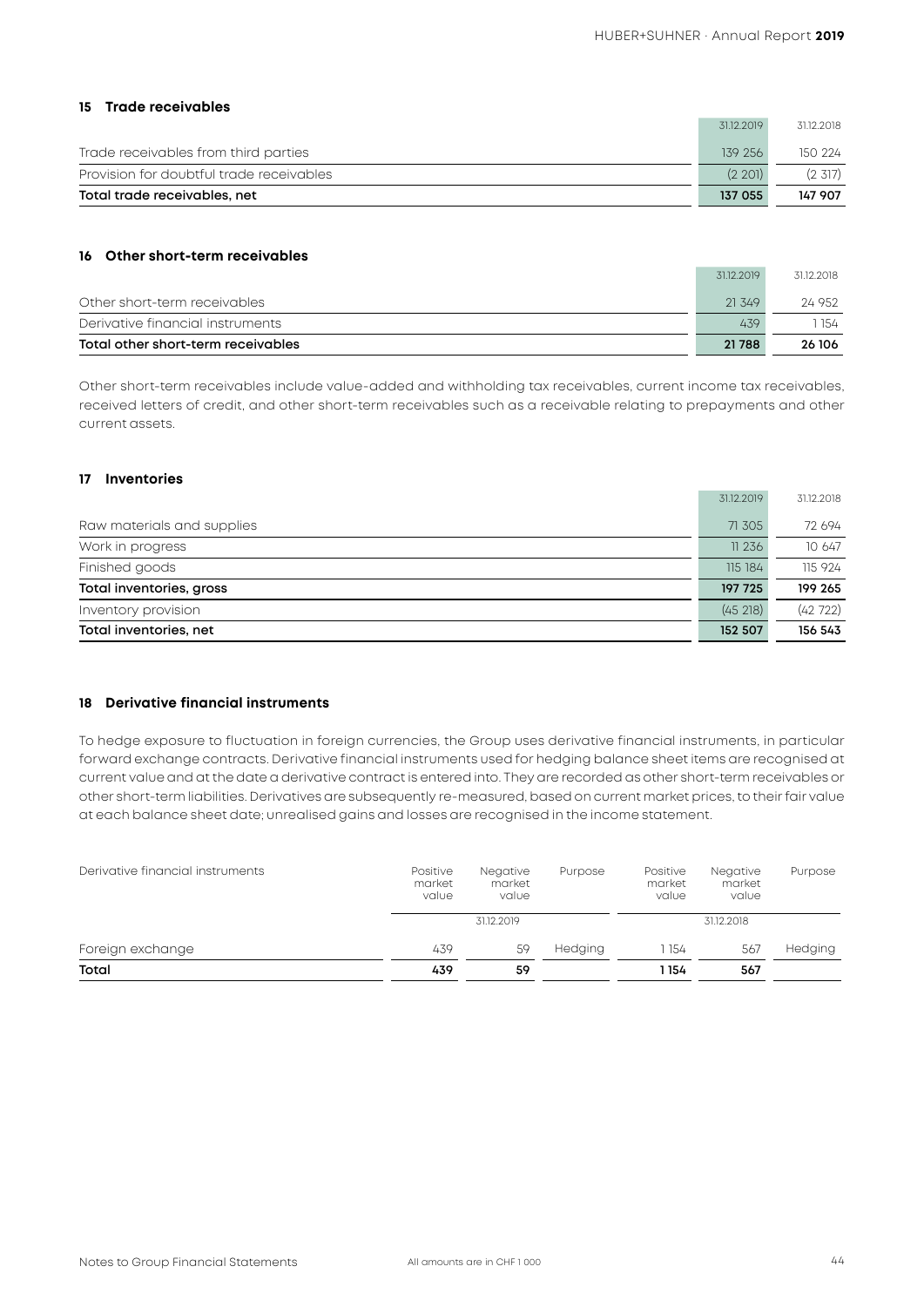## 15 Trade receivables

| | 31.12.2019 | 31.12.2018 |
|---|---|---|
| Trade receivables from third parties | 139 256 | 150 224 |
| Provision for doubtful trade receivables | (2 201) | (2 317) |
| **Total trade receivables, net** | **137 055** | **147 907** |

## 16 Other short-term receivables

| | 31.12.2019 | 31.12.2018 |
|---|---|---|
| Other short-term receivables | 21 349 | 24 952 |
| Derivative financial instruments | 439 | 1 154 |
| **Total other short-term receivables** | **21 788** | **26 106** |

Other short-term receivables include value-added and withholding tax receivables, current income tax receivables, received letters of credit, and other short-term receivables such as a receivable relating to prepayments and other current assets.

## 17 Inventories

| | 31.12.2019 | 31.12.2018 |
|---|---|---|
| Raw materials and supplies | 71 305 | 72 694 |
| Work in progress | 11 236 | 10 647 |
| Finished goods | 115 184 | 115 924 |
| **Total inventories, gross** | **197 725** | **199 265** |
| Inventory provision | (45 218) | (42 722) |
| **Total inventories, net** | **152 507** | **156 543** |

## 18 Derivative financial instruments

To hedge exposure to fluctuation in foreign currencies, the Group uses derivative financial instruments, in particular forward exchange contracts. Derivative financial instruments used for hedging balance sheet items are recognised at current value and at the date a derivative contract is entered into. They are recorded as other short-term receivables or other short-term liabilities. Derivatives are subsequently re-measured, based on current market prices, to their fair value at each balance sheet date; unrealised gains and losses are recognised in the income statement.

| Derivative financial instruments | Positive market value | Negative market value | Purpose | Positive market value | Negative market value | Purpose |
|---|---|---|---|---|---|---|
| | 31.12.2019 | | | 31.12.2018 | | |
| Foreign exchange | 439 | 59 | Hedging | 1 154 | 567 | Hedging |
| **Total** | **439** | **59** | | **1 154** | **567** | |

All amounts are in CHF 1 000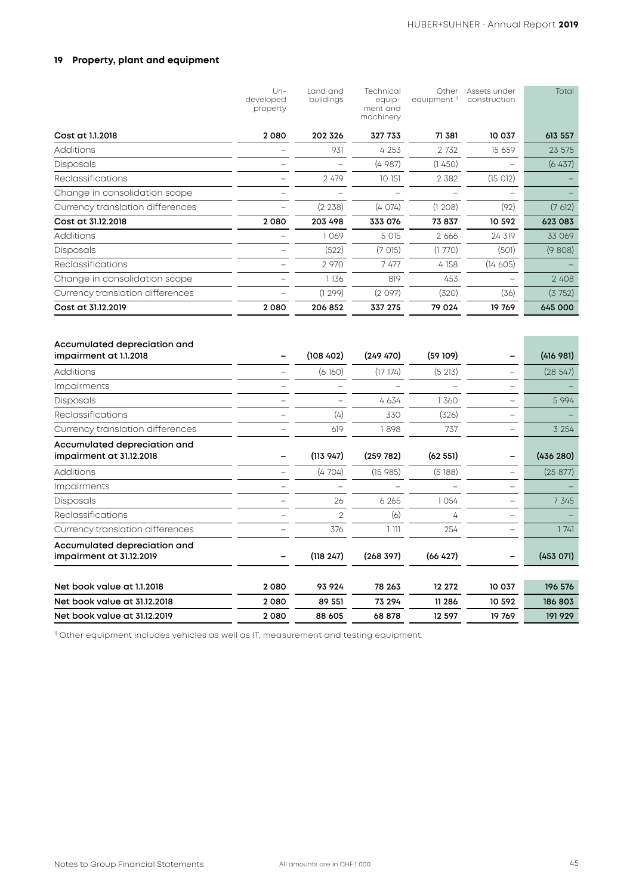## 19 Property, plant and equipment

| | Un-developed property | Land and buildings | Technical equip-ment and machinery | Other equipment [1] | Assets under construction | Total |
|---|---|---|---|---|---|---|
| **Cost at 1.1.2018** | **2 080** | **202 326** | **327 733** | **71 381** | **10 037** | **613 557** |
| Additions | – | 931 | 4 253 | 2 732 | 15 659 | 23 575 |
| Disposals | – | – | (4 987) | (1 450) | – | (6 437) |
| Reclassifications | – | 2 479 | 10 151 | 2 382 | (15 012) | – |
| Change in consolidation scope | – | – | – | – | – | – |
| Currency translation differences | – | (2 238) | (4 074) | (1 208) | (92) | (7 612) |
| **Cost at 31.12.2018** | **2 080** | **203 498** | **333 076** | **73 837** | **10 592** | **623 083** |
| Additions | – | 1 069 | 5 015 | 2 666 | 24 319 | 33 069 |
| Disposals | – | (522) | (7 015) | (1 770) | (501) | (9 808) |
| Reclassifications | – | 2 970 | 7 477 | 4 158 | (14 605) | – |
| Change in consolidation scope | – | 1 136 | 819 | 453 | – | 2 408 |
| Currency translation differences | – | (1 299) | (2 097) | (320) | (36) | (3 752) |
| **Cost at 31.12.2019** | **2 080** | **206 852** | **337 275** | **79 024** | **19 769** | **645 000** |
| | | | | | | |
| **Accumulated depreciation and impairment at 1.1.2018** | **–** | **(108 402)** | **(249 470)** | **(59 109)** | **–** | **(416 981)** |
| Additions | – | (6 160) | (17 174) | (5 213) | – | (28 547) |
| Impairments | – | – | – | – | – | – |
| Disposals | – | – | 4 634 | 1 360 | – | 5 994 |
| Reclassifications | – | (4) | 330 | (326) | – | – |
| Currency translation differences | – | 619 | 1 898 | 737 | – | 3 254 |
| **Accumulated depreciation and impairment at 31.12.2018** | **–** | **(113 947)** | **(259 782)** | **(62 551)** | **–** | **(436 280)** |
| Additions | – | (4 704) | (15 985) | (5 188) | – | (25 877) |
| Impairments | – | – | – | – | – | – |
| Disposals | – | 26 | 6 265 | 1 054 | – | 7 345 |
| Reclassifications | – | 2 | (6) | 4 | – | – |
| Currency translation differences | – | 376 | 1 111 | 254 | – | 1 741 |
| **Accumulated depreciation and impairment at 31.12.2019** | **–** | **(118 247)** | **(268 397)** | **(66 427)** | **–** | **(453 071)** |
| | | | | | | |
| **Net book value at 1.1.2018** | **2 080** | **93 924** | **78 263** | **12 272** | **10 037** | **196 576** |
| **Net book value at 31.12.2018** | **2 080** | **89 551** | **73 294** | **11 286** | **10 592** | **186 803** |
| **Net book value at 31.12.2019** | **2 080** | **88 605** | **68 878** | **12 597** | **19 769** | **191 929** |

[1] Other equipment includes vehicles as well as IT, measurement and testing equipment.

All amounts are in CHF 1 000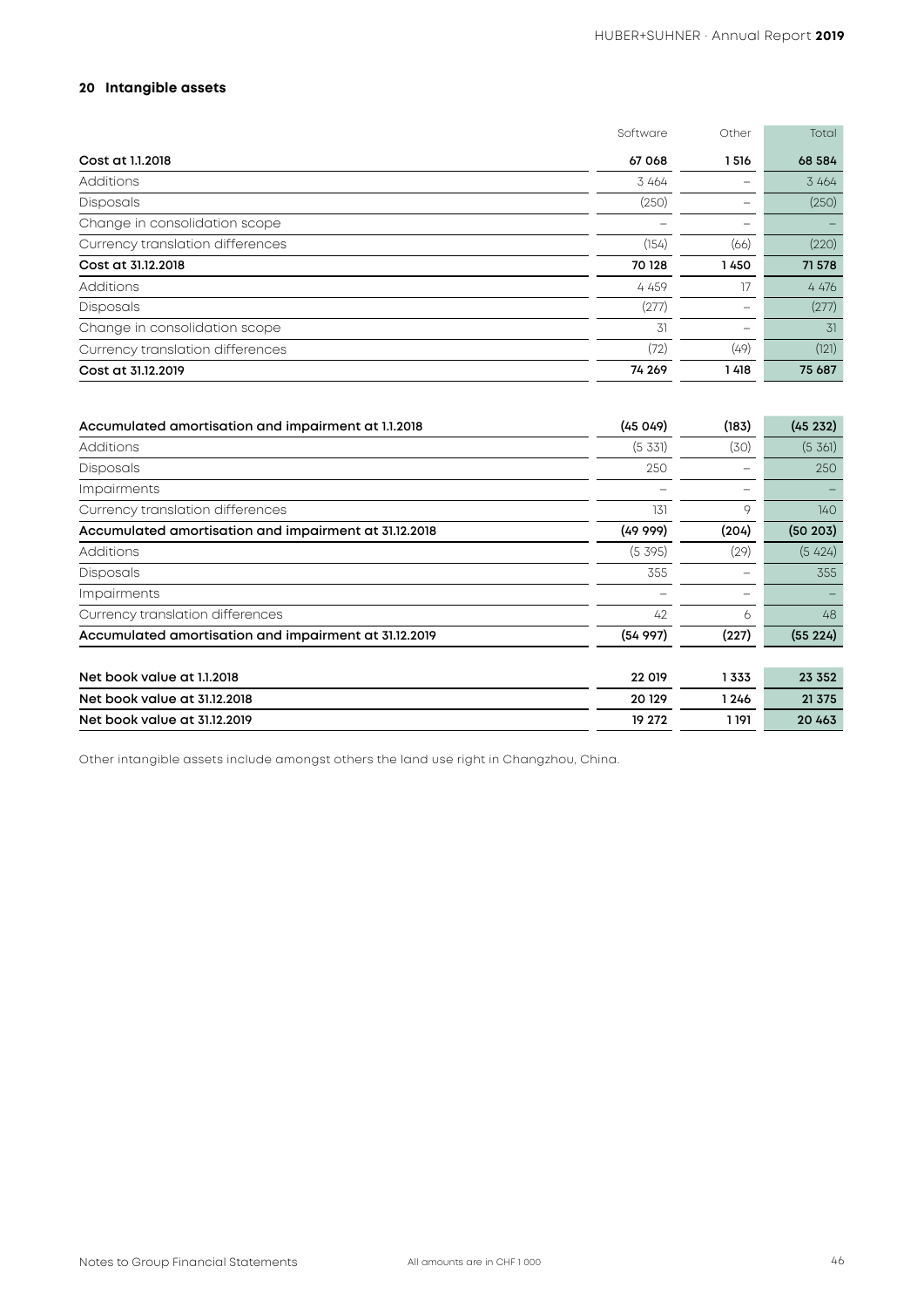## 20 Intangible assets

| | Software | Other | Total |
|---|---|---|---|
| **Cost at 1.1.2018** | **67 068** | **1 516** | **68 584** |
| Additions | 3 464 | – | 3 464 |
| Disposals | (250) | – | (250) |
| Change in consolidation scope | – | – | – |
| Currency translation differences | (154) | (66) | (220) |
| **Cost at 31.12.2018** | **70 128** | **1 450** | **71 578** |
| Additions | 4 459 | 17 | 4 476 |
| Disposals | (277) | – | (277) |
| Change in consolidation scope | 31 | – | 31 |
| Currency translation differences | (72) | (49) | (121) |
| **Cost at 31.12.2019** | **74 269** | **1 418** | **75 687** |
| | | | |
| **Accumulated amortisation and impairment at 1.1.2018** | **(45 049)** | **(183)** | **(45 232)** |
| Additions | (5 331) | (30) | (5 361) |
| Disposals | 250 | – | 250 |
| Impairments | – | – | – |
| Currency translation differences | 131 | 9 | 140 |
| **Accumulated amortisation and impairment at 31.12.2018** | **(49 999)** | **(204)** | **(50 203)** |
| Additions | (5 395) | (29) | (5 424) |
| Disposals | 355 | – | 355 |
| Impairments | – | – | – |
| Currency translation differences | 42 | 6 | 48 |
| **Accumulated amortisation and impairment at 31.12.2019** | **(54 997)** | **(227)** | **(55 224)** |
| | | | |
| **Net book value at 1.1.2018** | **22 019** | **1 333** | **23 352** |
| **Net book value at 31.12.2018** | **20 129** | **1 246** | **21 375** |
| **Net book value at 31.12.2019** | **19 272** | **1 191** | **20 463** |

Other intangible assets include amongst others the land use right in Changzhou, China.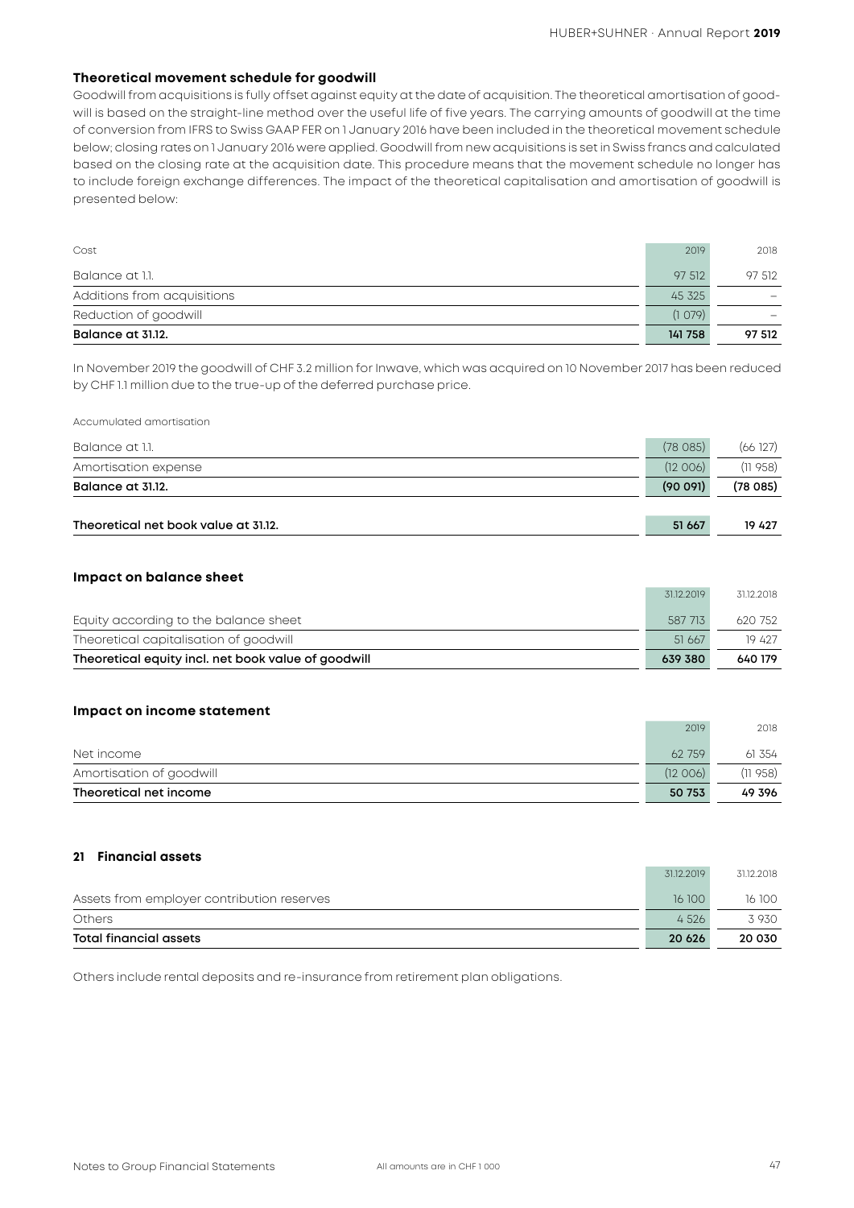### Theoretical movement schedule for goodwill

Goodwill from acquisitions is fully offset against equity at the date of acquisition. The theoretical amortisation of goodwill is based on the straight-line method over the useful life of five years. The carrying amounts of goodwill at the time of conversion from IFRS to Swiss GAAP FER on 1 January 2016 have been included in the theoretical movement schedule below; closing rates on 1 January 2016 were applied. Goodwill from new acquisitions is set in Swiss francs and calculated based on the closing rate at the acquisition date. This procedure means that the movement schedule no longer has to include foreign exchange differences. The impact of the theoretical capitalisation and amortisation of goodwill is presented below:

| Cost | 2019 | 2018 |
|---|---|---|
| Balance at 1.1. | 97 512 | 97 512 |
| Additions from acquisitions | 45 325 | – |
| Reduction of goodwill | (1 079) | – |
| **Balance at 31.12.** | **141 758** | **97 512** |

In November 2019 the goodwill of CHF 3.2 million for Inwave, which was acquired on 10 November 2017 has been reduced by CHF 1.1 million due to the true-up of the deferred purchase price.

| Accumulated amortisation | | |
|---|---|---|
| Balance at 1.1. | (78 085) | (66 127) |
| Amortisation expense | (12 006) | (11 958) |
| **Balance at 31.12.** | **(90 091)** | **(78 085)** |
| | | |
| **Theoretical net book value at 31.12.** | **51 667** | **19 427** |

### Impact on balance sheet

| | 31.12.2019 | 31.12.2018 |
|---|---|---|
| Equity according to the balance sheet | 587 713 | 620 752 |
| Theoretical capitalisation of goodwill | 51 667 | 19 427 |
| **Theoretical equity incl. net book value of goodwill** | **639 380** | **640 179** |

### Impact on income statement

| | 2019 | 2018 |
|---|---|---|
| Net income | 62 759 | 61 354 |
| Amortisation of goodwill | (12 006) | (11 958) |
| **Theoretical net income** | **50 753** | **49 396** |

## 21 Financial assets

| | 31.12.2019 | 31.12.2018 |
|---|---|---|
| Assets from employer contribution reserves | 16 100 | 16 100 |
| Others | 4 526 | 3 930 |
| **Total financial assets** | **20 626** | **20 030** |

Others include rental deposits and re-insurance from retirement plan obligations.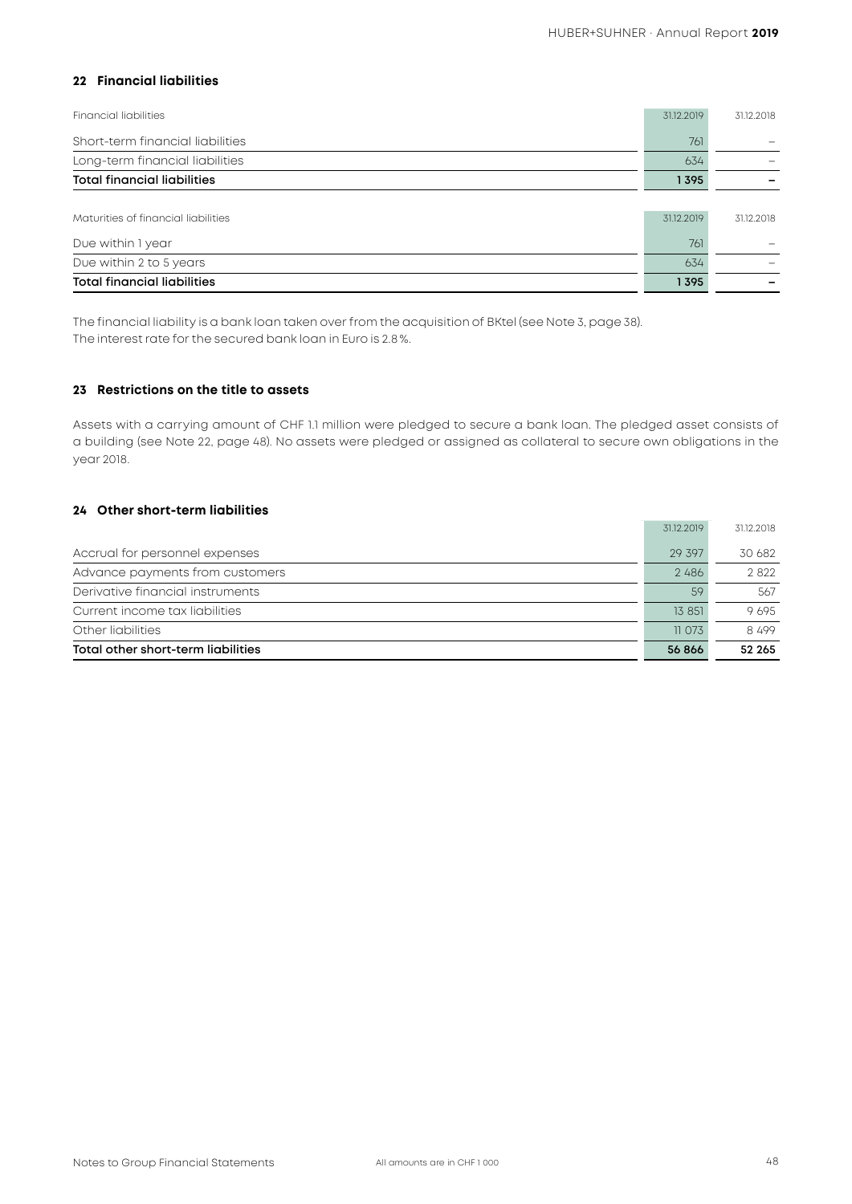## 22 Financial liabilities

| Financial liabilities | 31.12.2019 | 31.12.2018 |
|---|---|---|
| Short-term financial liabilities | 761 | – |
| Long-term financial liabilities | 634 | – |
| **Total financial liabilities** | **1 395** | **–** |

| Maturities of financial liabilities | 31.12.2019 | 31.12.2018 |
|---|---|---|
| Due within 1 year | 761 | – |
| Due within 2 to 5 years | 634 | – |
| **Total financial liabilities** | **1 395** | **–** |

The financial liability is a bank loan taken over from the acquisition of BKtel (see Note 3, page 38).
The interest rate for the secured bank loan in Euro is 2.8 %.

## 23 Restrictions on the title to assets

Assets with a carrying amount of CHF 1.1 million were pledged to secure a bank loan. The pledged asset consists of a building (see Note 22, page 48). No assets were pledged or assigned as collateral to secure own obligations in the year 2018.

## 24 Other short-term liabilities

| | 31.12.2019 | 31.12.2018 |
|---|---|---|
| Accrual for personnel expenses | 29 397 | 30 682 |
| Advance payments from customers | 2 486 | 2 822 |
| Derivative financial instruments | 59 | 567 |
| Current income tax liabilities | 13 851 | 9 695 |
| Other liabilities | 11 073 | 8 499 |
| **Total other short-term liabilities** | **56 866** | **52 265** |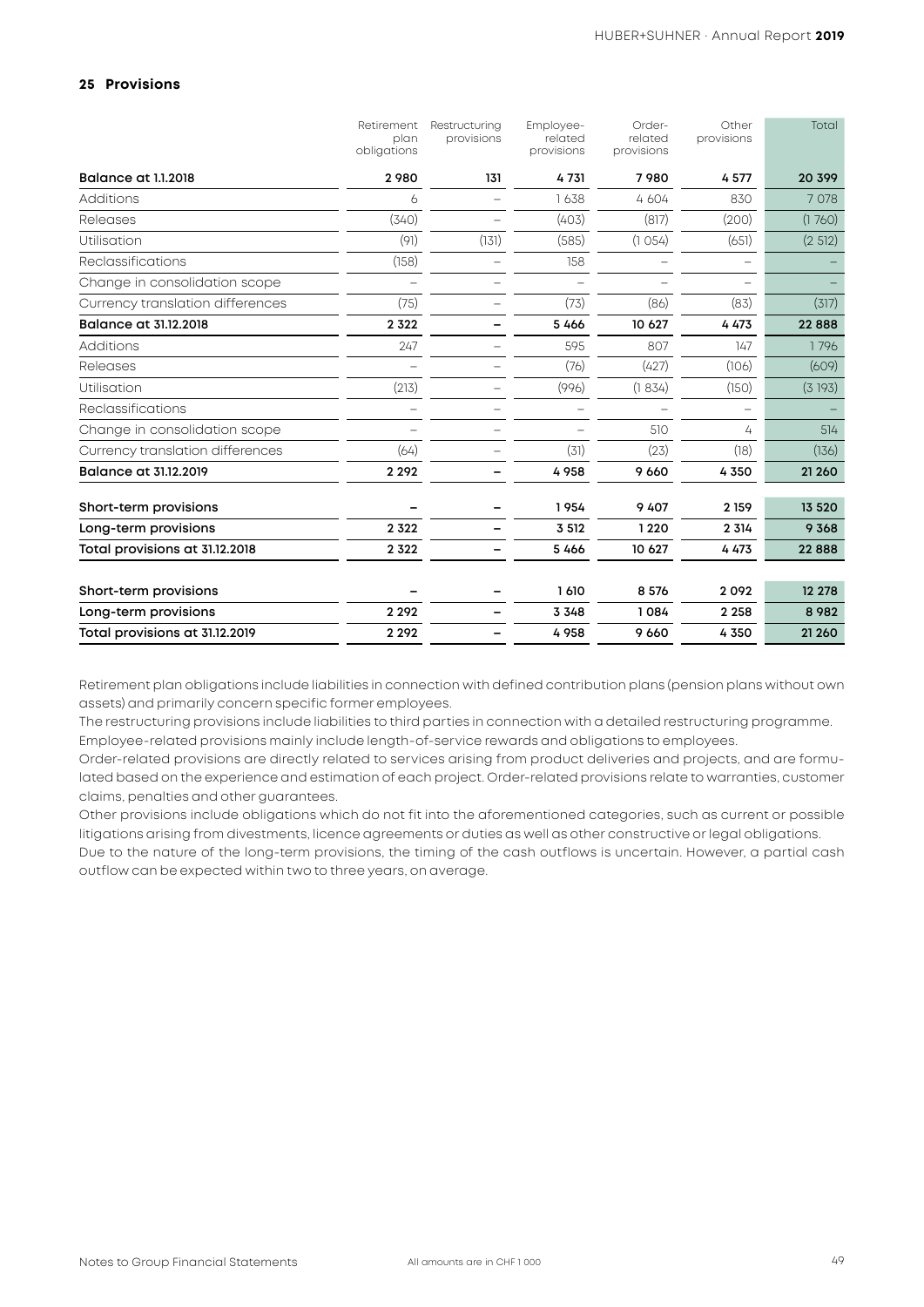## 25 Provisions

| | Retirement plan obligations | Restructuring provisions | Employee-related provisions | Order-related provisions | Other provisions | Total |
|---|---|---|---|---|---|---|
| **Balance at 1.1.2018** | **2 980** | **131** | **4 731** | **7 980** | **4 577** | **20 399** |
| Additions | 6 | – | 1 638 | 4 604 | 830 | 7 078 |
| Releases | (340) | – | (403) | (817) | (200) | (1 760) |
| Utilisation | (91) | (131) | (585) | (1 054) | (651) | (2 512) |
| Reclassifications | (158) | – | 158 | – | – | – |
| Change in consolidation scope | – | – | – | – | – | – |
| Currency translation differences | (75) | – | (73) | (86) | (83) | (317) |
| **Balance at 31.12.2018** | **2 322** | **–** | **5 466** | **10 627** | **4 473** | **22 888** |
| Additions | 247 | – | 595 | 807 | 147 | 1 796 |
| Releases | – | – | (76) | (427) | (106) | (609) |
| Utilisation | (213) | – | (996) | (1 834) | (150) | (3 193) |
| Reclassifications | – | – | – | – | – | – |
| Change in consolidation scope | – | – | – | 510 | 4 | 514 |
| Currency translation differences | (64) | – | (31) | (23) | (18) | (136) |
| **Balance at 31.12.2019** | **2 292** | **–** | **4 958** | **9 660** | **4 350** | **21 260** |
| | | | | | | |
| **Short-term provisions** | **–** | **–** | **1 954** | **9 407** | **2 159** | **13 520** |
| **Long-term provisions** | **2 322** | **–** | **3 512** | **1 220** | **2 314** | **9 368** |
| **Total provisions at 31.12.2018** | **2 322** | **–** | **5 466** | **10 627** | **4 473** | **22 888** |
| | | | | | | |
| **Short-term provisions** | **–** | **–** | **1 610** | **8 576** | **2 092** | **12 278** |
| **Long-term provisions** | **2 292** | **–** | **3 348** | **1 084** | **2 258** | **8 982** |
| **Total provisions at 31.12.2019** | **2 292** | **–** | **4 958** | **9 660** | **4 350** | **21 260** |

Retirement plan obligations include liabilities in connection with defined contribution plans (pension plans without own assets) and primarily concern specific former employees.
The restructuring provisions include liabilities to third parties in connection with a detailed restructuring programme.
Employee-related provisions mainly include length-of-service rewards and obligations to employees.
Order-related provisions are directly related to services arising from product deliveries and projects, and are formulated based on the experience and estimation of each project. Order-related provisions relate to warranties, customer claims, penalties and other guarantees.
Other provisions include obligations which do not fit into the aforementioned categories, such as current or possible litigations arising from divestments, licence agreements or duties as well as other constructive or legal obligations.
Due to the nature of the long-term provisions, the timing of the cash outflows is uncertain. However, a partial cash outflow can be expected within two to three years, on average.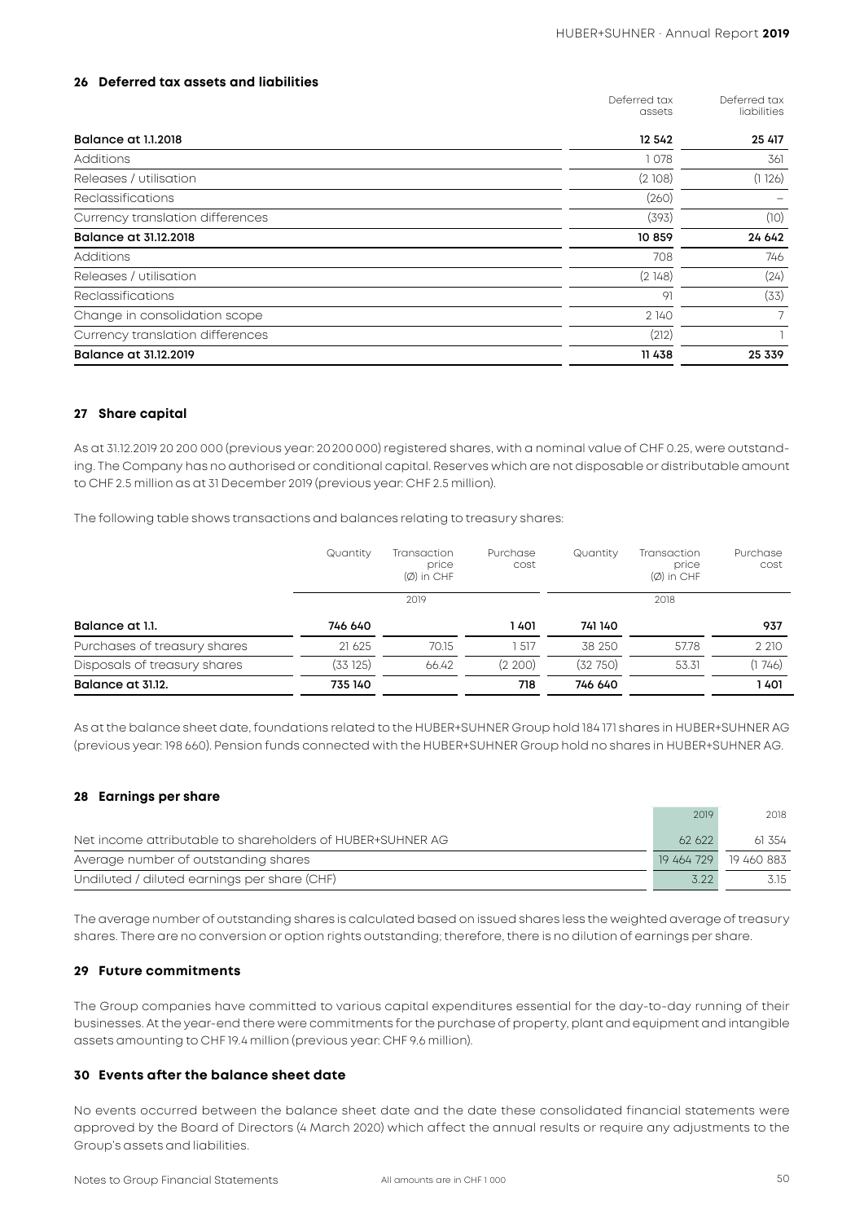## 26 Deferred tax assets and liabilities

| | Deferred tax assets | Deferred tax liabilities |
|---|---|---|
| **Balance at 1.1.2018** | **12 542** | **25 417** |
| Additions | 1 078 | 361 |
| Releases / utilisation | (2 108) | (1 126) |
| Reclassifications | (260) | – |
| Currency translation differences | (393) | (10) |
| **Balance at 31.12.2018** | **10 859** | **24 642** |
| Additions | 708 | 746 |
| Releases / utilisation | (2 148) | (24) |
| Reclassifications | 91 | (33) |
| Change in consolidation scope | 2 140 | 7 |
| Currency translation differences | (212) | 1 |
| **Balance at 31.12.2019** | **11 438** | **25 339** |

## 27 Share capital

As at 31.12.2019 20 200 000 (previous year: 20 200 000) registered shares, with a nominal value of CHF 0.25, were outstanding. The Company has no authorised or conditional capital. Reserves which are not disposable or distributable amount to CHF 2.5 million as at 31 December 2019 (previous year: CHF 2.5 million).

The following table shows transactions and balances relating to treasury shares:

| | Quantity | Transaction price (Ø) in CHF | Purchase cost | Quantity | Transaction price (Ø) in CHF | Purchase cost |
|---|---|---|---|---|---|---|
| | 2019 | | | 2018 | | |
| **Balance at 1.1.** | **746 640** | | **1 401** | **741 140** | | **937** |
| Purchases of treasury shares | 21 625 | 70.15 | 1 517 | 38 250 | 57.78 | 2 210 |
| Disposals of treasury shares | (33 125) | 66.42 | (2 200) | (32 750) | 53.31 | (1 746) |
| **Balance at 31.12.** | **735 140** | | **718** | **746 640** | | **1 401** |

As at the balance sheet date, foundations related to the HUBER+SUHNER Group hold 184 171 shares in HUBER+SUHNER AG (previous year: 198 660). Pension funds connected with the HUBER+SUHNER Group hold no shares in HUBER+SUHNER AG.

## 28 Earnings per share

| | 2019 | 2018 |
|---|---|---|
| Net income attributable to shareholders of HUBER+SUHNER AG | 62 622 | 61 354 |
| Average number of outstanding shares | 19 464 729 | 19 460 883 |
| Undiluted / diluted earnings per share (CHF) | 3.22 | 3.15 |

The average number of outstanding shares is calculated based on issued shares less the weighted average of treasury shares. There are no conversion or option rights outstanding; therefore, there is no dilution of earnings per share.

## 29 Future commitments

The Group companies have committed to various capital expenditures essential for the day-to-day running of their businesses. At the year-end there were commitments for the purchase of property, plant and equipment and intangible assets amounting to CHF 19.4 million (previous year: CHF 9.6 million).

## 30 Events after the balance sheet date

No events occurred between the balance sheet date and the date these consolidated financial statements were approved by the Board of Directors (4 March 2020) which affect the annual results or require any adjustments to the Group's assets and liabilities.

All amounts are in CHF 1 000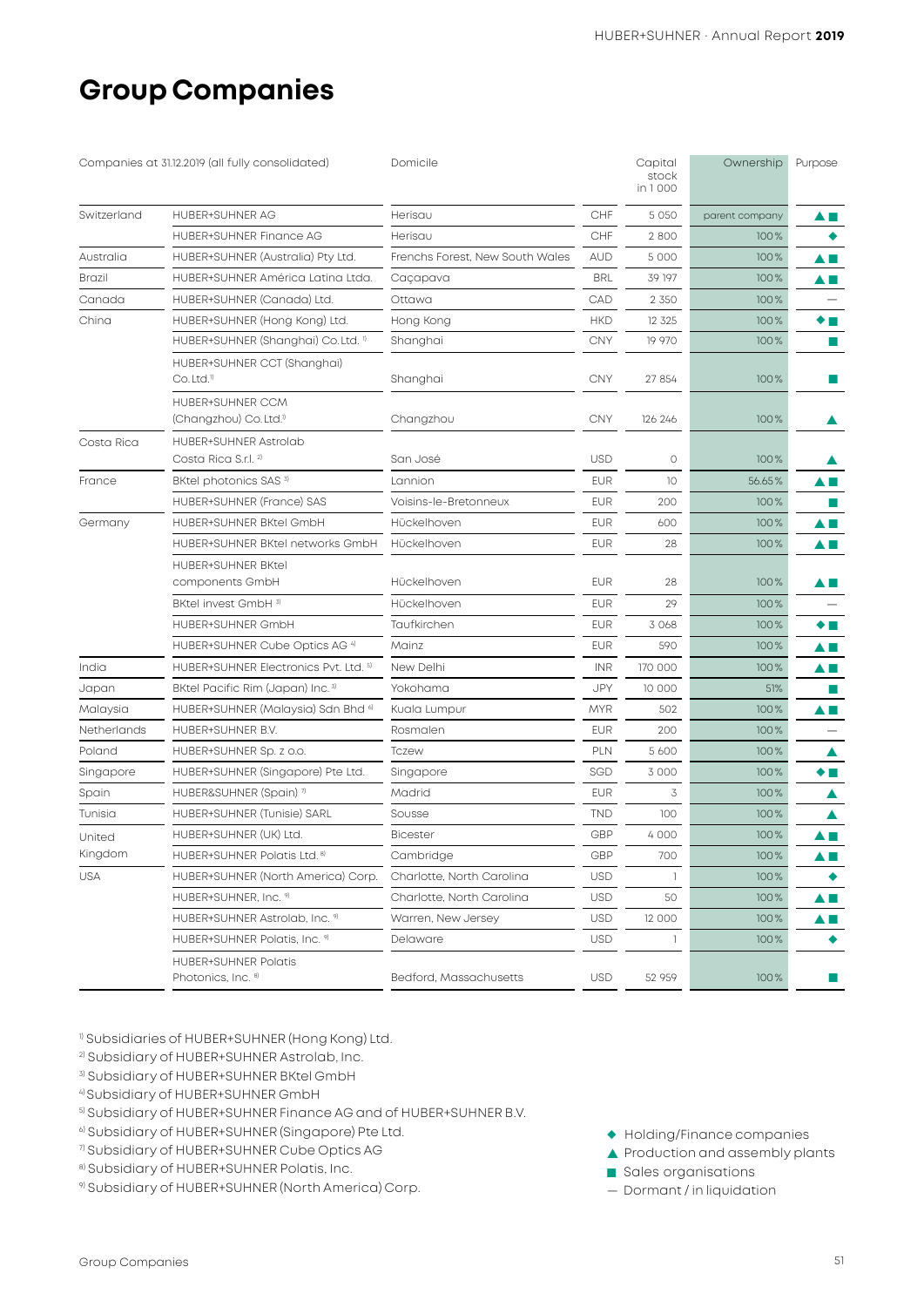# Group Companies

| Companies at 31.12.2019 (all fully consolidated) | | Domicile | | Capital stock in 1 000 | Ownership | Purpose |
|---|---|---|---|---|---|---|
| Switzerland | HUBER+SUHNER AG | Herisau | CHF | 5 050 | parent company | ▲■ |
| | HUBER+SUHNER Finance AG | Herisau | CHF | 2 800 | 100% | ◆ |
| Australia | HUBER+SUHNER (Australia) Pty Ltd. | Frenchs Forest, New South Wales | AUD | 5 000 | 100% | ▲■ |
| Brazil | HUBER+SUHNER América Latina Ltda. | Caçapava | BRL | 39 197 | 100% | ▲■ |
| Canada | HUBER+SUHNER (Canada) Ltd. | Ottawa | CAD | 2 350 | 100% | — |
| China | HUBER+SUHNER (Hong Kong) Ltd. | Hong Kong | HKD | 12 325 | 100% | ◆■ |
| | HUBER+SUHNER (Shanghai) Co.Ltd. [1] | Shanghai | CNY | 19 970 | 100% | ■ |
| | HUBER+SUHNER CCT (Shanghai) Co.Ltd.[1] | Shanghai | CNY | 27 854 | 100% | ■ |
| | HUBER+SUHNER CCM (Changzhou) Co.Ltd.[1] | Changzhou | CNY | 126 246 | 100% | ▲ |
| Costa Rica | HUBER+SUHNER Astrolab Costa Rica S.r.l. [2] | San José | USD | 0 | 100% | ▲ |
| France | BKtel photonics SAS [3] | Lannion | EUR | 10 | 56.65% | ▲■ |
| | HUBER+SUHNER (France) SAS | Voisins-le-Bretonneux | EUR | 200 | 100% | ■ |
| Germany | HUBER+SUHNER BKtel GmbH | Hückelhoven | EUR | 600 | 100% | ▲■ |
| | HUBER+SUHNER BKtel networks GmbH | Hückelhoven | EUR | 28 | 100% | ▲■ |
| | HUBER+SUHNER BKtel components GmbH | Hückelhoven | EUR | 28 | 100% | ▲■ |
| | BKtel invest GmbH [3] | Hückelhoven | EUR | 29 | 100% | — |
| | HUBER+SUHNER GmbH | Taufkirchen | EUR | 3 068 | 100% | ◆■ |
| | HUBER+SUHNER Cube Optics AG [4] | Mainz | EUR | 590 | 100% | ▲■ |
| India | HUBER+SUHNER Electronics Pvt. Ltd. [5] | New Delhi | INR | 170 000 | 100% | ▲■ |
| Japan | BKtel Pacific Rim (Japan) Inc. [3] | Yokohama | JPY | 10 000 | 51% | ■ |
| Malaysia | HUBER+SUHNER (Malaysia) Sdn Bhd [6] | Kuala Lumpur | MYR | 502 | 100% | ▲■ |
| Netherlands | HUBER+SUHNER B.V. | Rosmalen | EUR | 200 | 100% | — |
| Poland | HUBER+SUHNER Sp. z o.o. | Tczew | PLN | 5 600 | 100% | ▲ |
| Singapore | HUBER+SUHNER (Singapore) Pte Ltd. | Singapore | SGD | 3 000 | 100% | ◆■ |
| Spain | HUBER&SUHNER (Spain) [7] | Madrid | EUR | 3 | 100% | ▲ |
| Tunisia | HUBER+SUHNER (Tunisie) SARL | Sousse | TND | 100 | 100% | ▲ |
| United Kingdom | HUBER+SUHNER (UK) Ltd. | Bicester | GBP | 4 000 | 100% | ▲■ |
| | HUBER+SUHNER Polatis Ltd. [8] | Cambridge | GBP | 700 | 100% | ▲■ |
| USA | HUBER+SUHNER (North America) Corp. | Charlotte, North Carolina | USD | 1 | 100% | ◆ |
| | HUBER+SUHNER, Inc. [9] | Charlotte, North Carolina | USD | 50 | 100% | ▲■ |
| | HUBER+SUHNER Astrolab, Inc. [9] | Warren, New Jersey | USD | 12 000 | 100% | ▲■ |
| | HUBER+SUHNER Polatis, Inc. [9] | Delaware | USD | 1 | 100% | ◆ |
| | HUBER+SUHNER Polatis Photonics, Inc. [8] | Bedford, Massachusetts | USD | 52 959 | 100% | ■ |

[1] Subsidiaries of HUBER+SUHNER (Hong Kong) Ltd.
[2] Subsidiary of HUBER+SUHNER Astrolab, Inc.
[3] Subsidiary of HUBER+SUHNER BKtel GmbH
[4] Subsidiary of HUBER+SUHNER GmbH
[5] Subsidiary of HUBER+SUHNER Finance AG and of HUBER+SUHNER B.V.
[6] Subsidiary of HUBER+SUHNER (Singapore) Pte Ltd.
[7] Subsidiary of HUBER+SUHNER Cube Optics AG
[8] Subsidiary of HUBER+SUHNER Polatis, Inc.
[9] Subsidiary of HUBER+SUHNER (North America) Corp.

◆ Holding/Finance companies
▲ Production and assembly plants
■ Sales organisations
— Dormant / in liquidation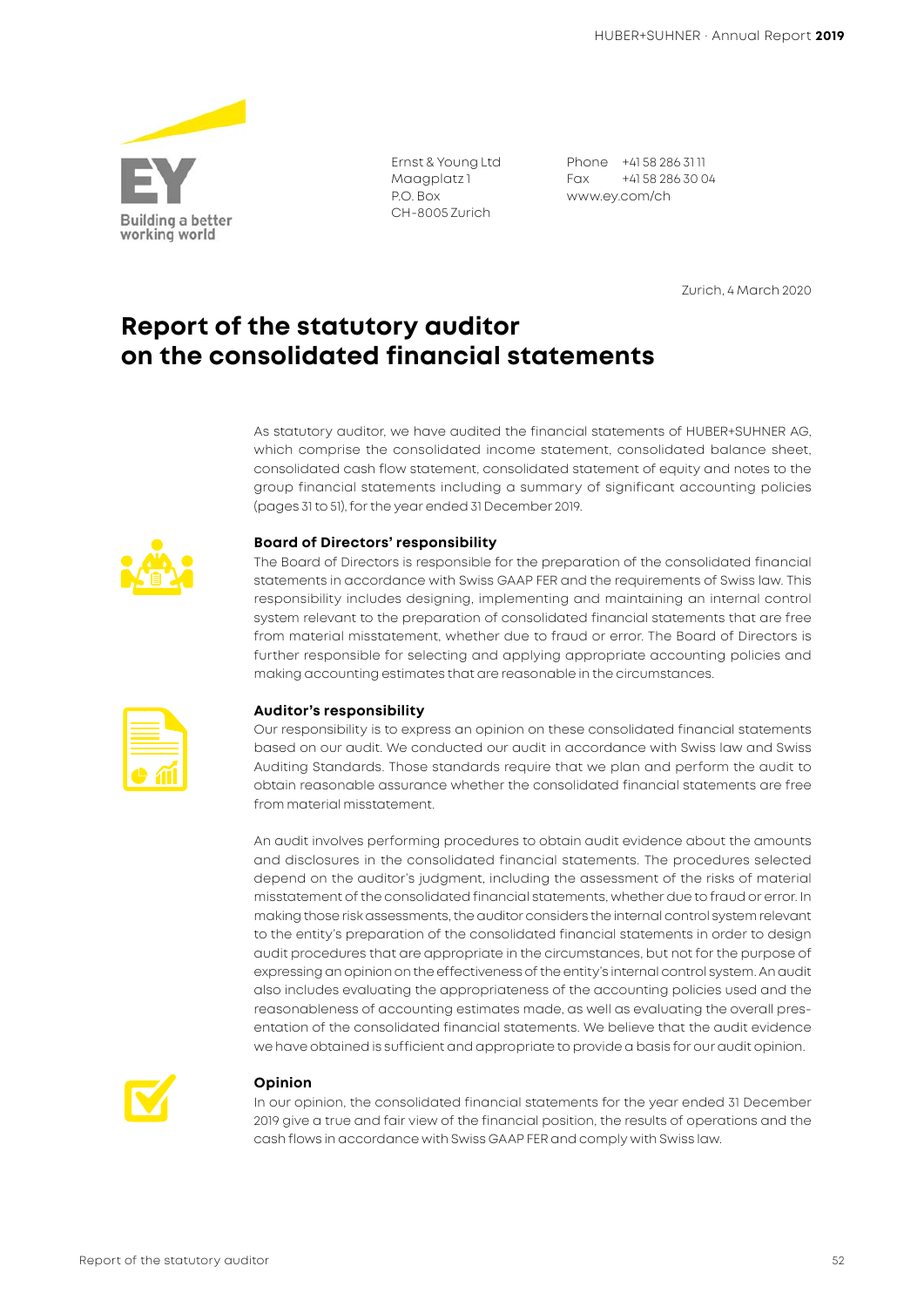Ernst & Young Ltd
Maagplatz 1
P.O. Box
CH-8005 Zurich

Phone +41 58 286 31 11
Fax +41 58 286 30 04
www.ey.com/ch

Zurich, 4 March 2020

# Report of the statutory auditor on the consolidated financial statements

As statutory auditor, we have audited the financial statements of HUBER+SUHNER AG, which comprise the consolidated income statement, consolidated balance sheet, consolidated cash flow statement, consolidated statement of equity and notes to the group financial statements including a summary of significant accounting policies (pages 31 to 51), for the year ended 31 December 2019.

### Board of Directors' responsibility

The Board of Directors is responsible for the preparation of the consolidated financial statements in accordance with Swiss GAAP FER and the requirements of Swiss law. This responsibility includes designing, implementing and maintaining an internal control system relevant to the preparation of consolidated financial statements that are free from material misstatement, whether due to fraud or error. The Board of Directors is further responsible for selecting and applying appropriate accounting policies and making accounting estimates that are reasonable in the circumstances.

### Auditor's responsibility

Our responsibility is to express an opinion on these consolidated financial statements based on our audit. We conducted our audit in accordance with Swiss law and Swiss Auditing Standards. Those standards require that we plan and perform the audit to obtain reasonable assurance whether the consolidated financial statements are free from material misstatement.

An audit involves performing procedures to obtain audit evidence about the amounts and disclosures in the consolidated financial statements. The procedures selected depend on the auditor's judgment, including the assessment of the risks of material misstatement of the consolidated financial statements, whether due to fraud or error. In making those risk assessments, the auditor considers the internal control system relevant to the entity's preparation of the consolidated financial statements in order to design audit procedures that are appropriate in the circumstances, but not for the purpose of expressing an opinion on the effectiveness of the entity's internal control system. An audit also includes evaluating the appropriateness of the accounting policies used and the reasonableness of accounting estimates made, as well as evaluating the overall presentation of the consolidated financial statements. We believe that the audit evidence we have obtained is sufficient and appropriate to provide a basis for our audit opinion.

### Opinion

In our opinion, the consolidated financial statements for the year ended 31 December 2019 give a true and fair view of the financial position, the results of operations and the cash flows in accordance with Swiss GAAP FER and comply with Swiss law.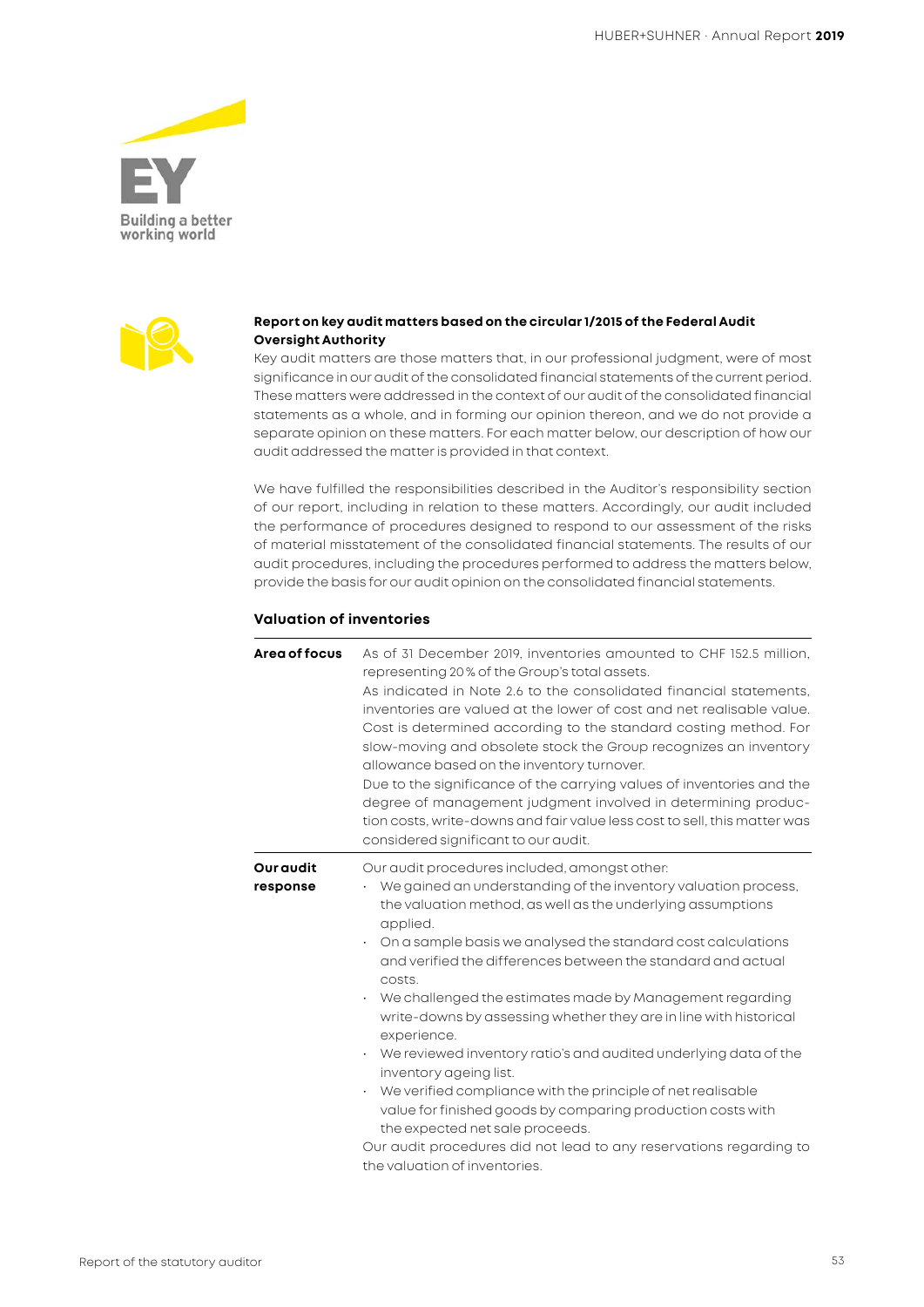**Report on key audit matters based on the circular 1/2015 of the Federal Audit Oversight Authority**

Key audit matters are those matters that, in our professional judgment, were of most significance in our audit of the consolidated financial statements of the current period. These matters were addressed in the context of our audit of the consolidated financial statements as a whole, and in forming our opinion thereon, and we do not provide a separate opinion on these matters. For each matter below, our description of how our audit addressed the matter is provided in that context.

We have fulfilled the responsibilities described in the Auditor's responsibility section of our report, including in relation to these matters. Accordingly, our audit included the performance of procedures designed to respond to our assessment of the risks of material misstatement of the consolidated financial statements. The results of our audit procedures, including the procedures performed to address the matters below, provide the basis for our audit opinion on the consolidated financial statements.

### Valuation of inventories

| | |
|---|---|
| **Area of focus** | As of 31 December 2019, inventories amounted to CHF 152.5 million, representing 20% of the Group's total assets. As indicated in Note 2.6 to the consolidated financial statements, inventories are valued at the lower of cost and net realisable value. Cost is determined according to the standard costing method. For slow-moving and obsolete stock the Group recognizes an inventory allowance based on the inventory turnover. Due to the significance of the carrying values of inventories and the degree of management judgment involved in determining production costs, write-downs and fair value less cost to sell, this matter was considered significant to our audit. |
| **Our audit response** | Our audit procedures included, amongst other: · We gained an understanding of the inventory valuation process, the valuation method, as well as the underlying assumptions applied. · On a sample basis we analysed the standard cost calculations and verified the differences between the standard and actual costs. · We challenged the estimates made by Management regarding write-downs by assessing whether they are in line with historical experience. · We reviewed inventory ratio's and audited underlying data of the inventory ageing list. · We verified compliance with the principle of net realisable value for finished goods by comparing production costs with the expected net sale proceeds. Our audit procedures did not lead to any reservations regarding to the valuation of inventories. |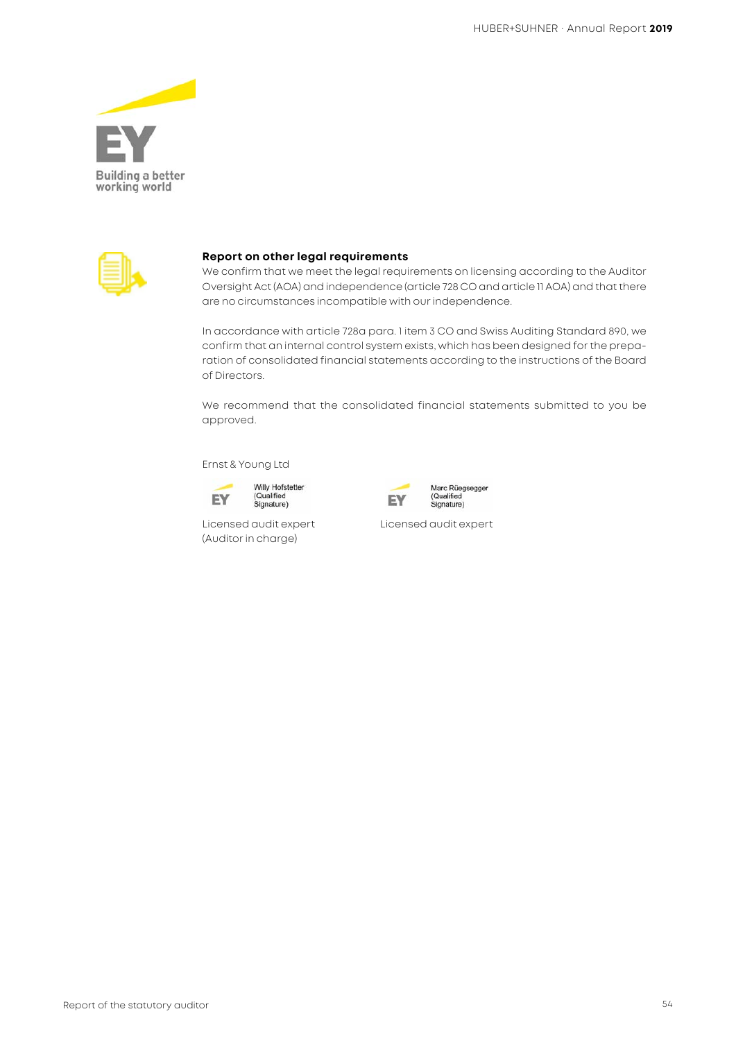## Report on other legal requirements

We confirm that we meet the legal requirements on licensing according to the Auditor Oversight Act (AOA) and independence (article 728 CO and article 11 AOA) and that there are no circumstances incompatible with our independence.

In accordance with article 728a para. 1 item 3 CO and Swiss Auditing Standard 890, we confirm that an internal control system exists, which has been designed for the preparation of consolidated financial statements according to the instructions of the Board of Directors.

We recommend that the consolidated financial statements submitted to you be approved.

Ernst & Young Ltd

| Willy Hofstetter (Qualified Signature) | Marc Rüegsegger (Qualified Signature) |
|---|---|
| Licensed audit expert (Auditor in charge) | Licensed audit expert |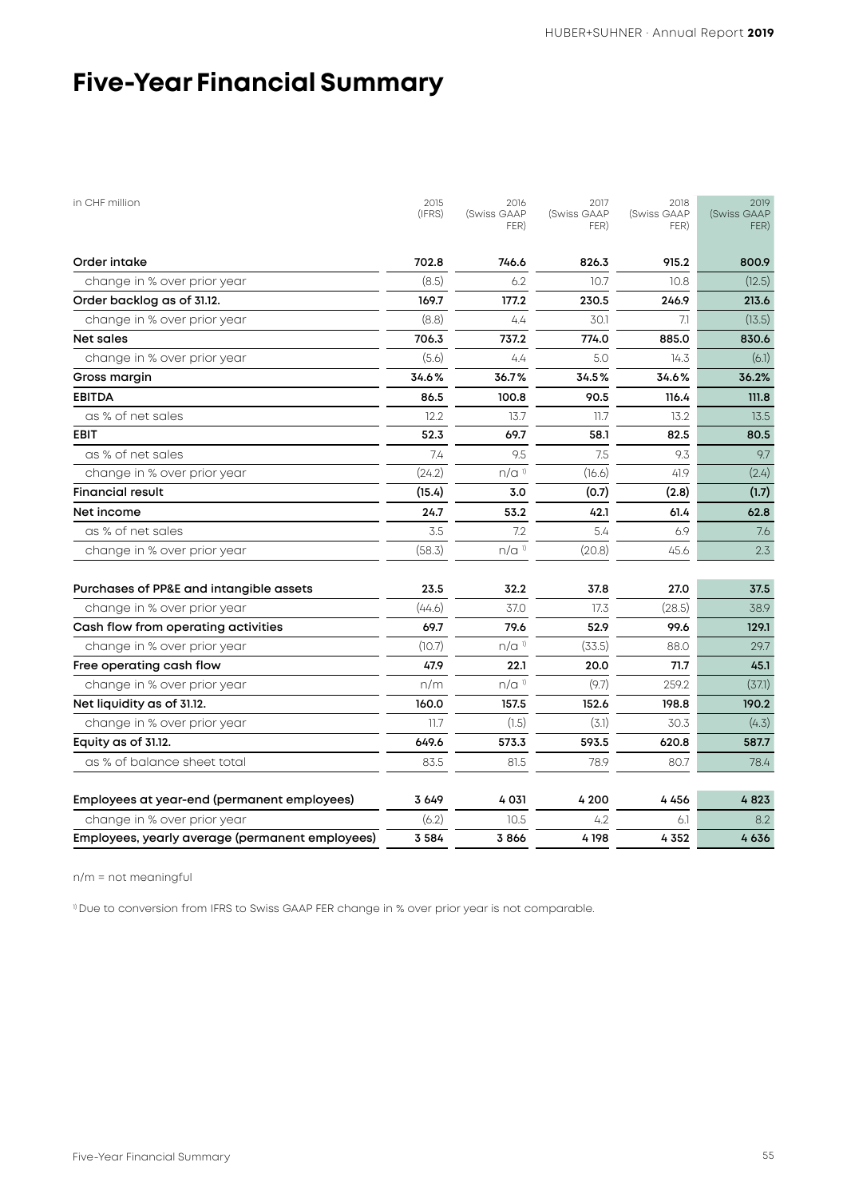# Five-Year Financial Summary

| in CHF million | 2015 (IFRS) | 2016 (Swiss GAAP FER) | 2017 (Swiss GAAP FER) | 2018 (Swiss GAAP FER) | 2019 (Swiss GAAP FER) |
|---|---|---|---|---|---|
| **Order intake** | **702.8** | **746.6** | **826.3** | **915.2** | **800.9** |
| change in % over prior year | (8.5) | 6.2 | 10.7 | 10.8 | (12.5) |
| **Order backlog as of 31.12.** | **169.7** | **177.2** | **230.5** | **246.9** | **213.6** |
| change in % over prior year | (8.8) | 4.4 | 30.1 | 7.1 | (13.5) |
| **Net sales** | **706.3** | **737.2** | **774.0** | **885.0** | **830.6** |
| change in % over prior year | (5.6) | 4.4 | 5.0 | 14.3 | (6.1) |
| **Gross margin** | **34.6%** | **36.7%** | **34.5%** | **34.6%** | **36.2%** |
| **EBITDA** | **86.5** | **100.8** | **90.5** | **116.4** | **111.8** |
| as % of net sales | 12.2 | 13.7 | 11.7 | 13.2 | 13.5 |
| **EBIT** | **52.3** | **69.7** | **58.1** | **82.5** | **80.5** |
| as % of net sales | 7.4 | 9.5 | 7.5 | 9.3 | 9.7 |
| change in % over prior year | (24.2) | n/a [1] | (16.6) | 41.9 | (2.4) |
| **Financial result** | **(15.4)** | **3.0** | **(0.7)** | **(2.8)** | **(1.7)** |
| **Net income** | **24.7** | **53.2** | **42.1** | **61.4** | **62.8** |
| as % of net sales | 3.5 | 7.2 | 5.4 | 6.9 | 7.6 |
| change in % over prior year | (58.3) | n/a [1] | (20.8) | 45.6 | 2.3 |
| **Purchases of PP&E and intangible assets** | **23.5** | **32.2** | **37.8** | **27.0** | **37.5** |
| change in % over prior year | (44.6) | 37.0 | 17.3 | (28.5) | 38.9 |
| **Cash flow from operating activities** | **69.7** | **79.6** | **52.9** | **99.6** | **129.1** |
| change in % over prior year | (10.7) | n/a [1] | (33.5) | 88.0 | 29.7 |
| **Free operating cash flow** | **47.9** | **22.1** | **20.0** | **71.7** | **45.1** |
| change in % over prior year | n/m | n/a [1] | (9.7) | 259.2 | (37.1) |
| **Net liquidity as of 31.12.** | **160.0** | **157.5** | **152.6** | **198.8** | **190.2** |
| change in % over prior year | 11.7 | (1.5) | (3.1) | 30.3 | (4.3) |
| **Equity as of 31.12.** | **649.6** | **573.3** | **593.5** | **620.8** | **587.7** |
| as % of balance sheet total | 83.5 | 81.5 | 78.9 | 80.7 | 78.4 |
| **Employees at year-end (permanent employees)** | **3 649** | **4 031** | **4 200** | **4 456** | **4 823** |
| change in % over prior year | (6.2) | 10.5 | 4.2 | 6.1 | 8.2 |
| **Employees, yearly average (permanent employees)** | **3 584** | **3 866** | **4 198** | **4 352** | **4 636** |

n/m = not meaningful

[1] Due to conversion from IFRS to Swiss GAAP FER change in % over prior year is not comparable.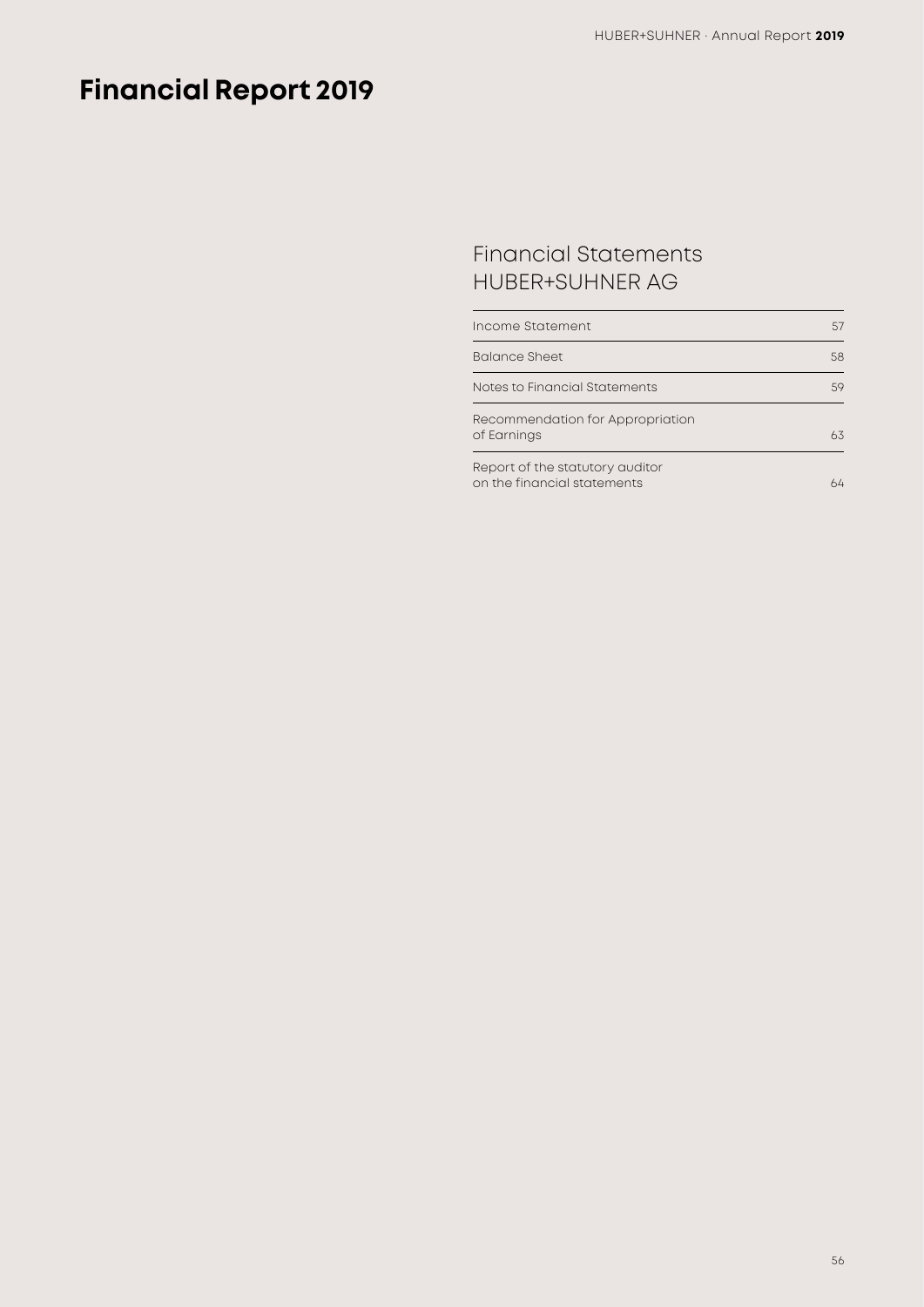# Financial Report 2019

## Financial Statements HUBER+SUHNER AG

| | |
|---|---|
| Income Statement | 57 |
| Balance Sheet | 58 |
| Notes to Financial Statements | 59 |
| Recommendation for Appropriation of Earnings | 63 |
| Report of the statutory auditor on the financial statements | 64 |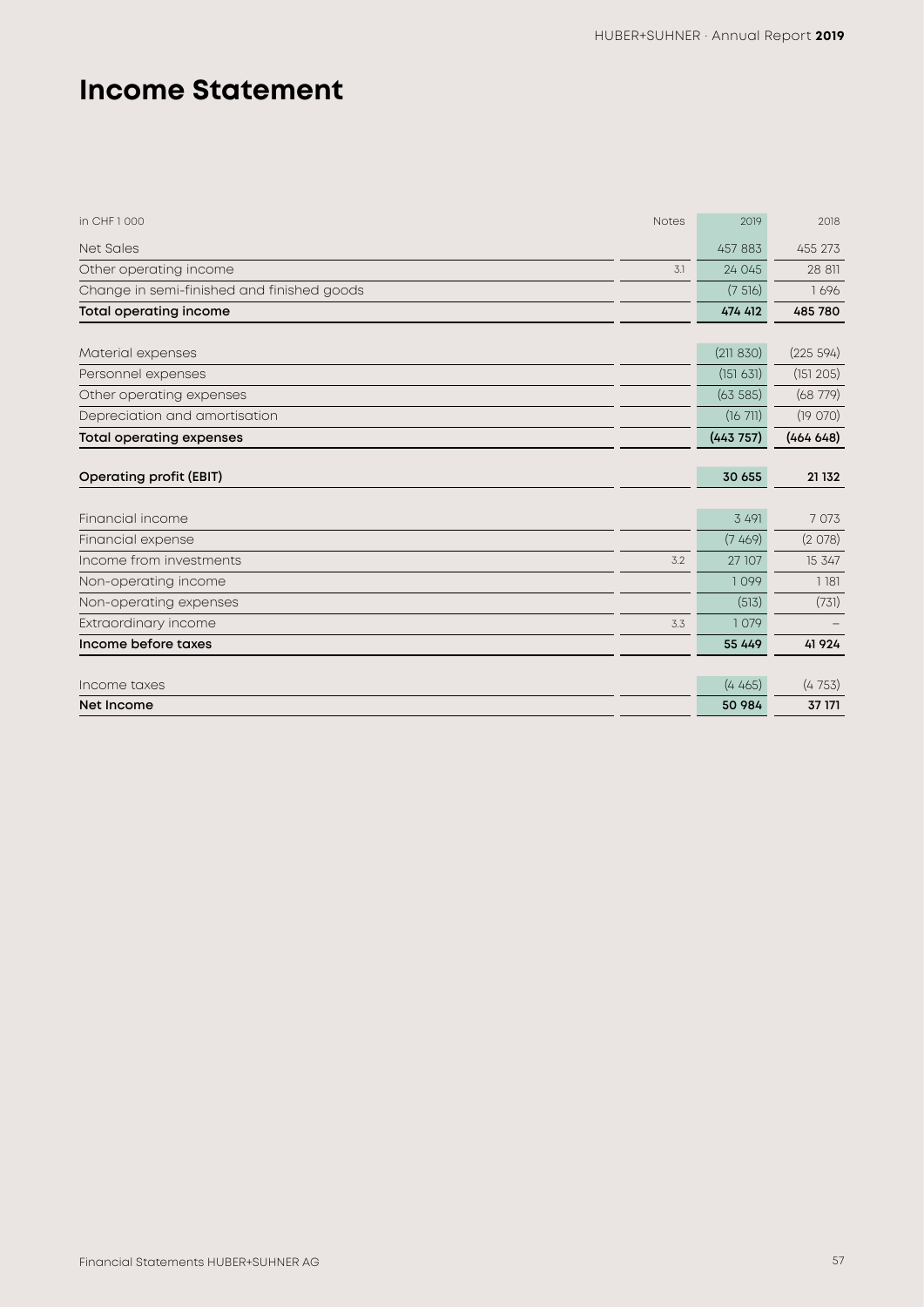# Income Statement

| in CHF 1 000 | Notes | 2019 | 2018 |
|---|---|---|---|
| Net Sales | | 457 883 | 455 273 |
| Other operating income | 3.1 | 24 045 | 28 811 |
| Change in semi-finished and finished goods | | (7 516) | 1 696 |
| **Total operating income** | | **474 412** | **485 780** |
| | | | |
| Material expenses | | (211 830) | (225 594) |
| Personnel expenses | | (151 631) | (151 205) |
| Other operating expenses | | (63 585) | (68 779) |
| Depreciation and amortisation | | (16 711) | (19 070) |
| **Total operating expenses** | | **(443 757)** | **(464 648)** |
| | | | |
| **Operating profit (EBIT)** | | **30 655** | **21 132** |
| | | | |
| Financial income | | 3 491 | 7 073 |
| Financial expense | | (7 469) | (2 078) |
| Income from investments | 3.2 | 27 107 | 15 347 |
| Non-operating income | | 1 099 | 1 181 |
| Non-operating expenses | | (513) | (731) |
| Extraordinary income | 3.3 | 1 079 | – |
| **Income before taxes** | | **55 449** | **41 924** |
| | | | |
| Income taxes | | (4 465) | (4 753) |
| **Net Income** | | **50 984** | **37 171** |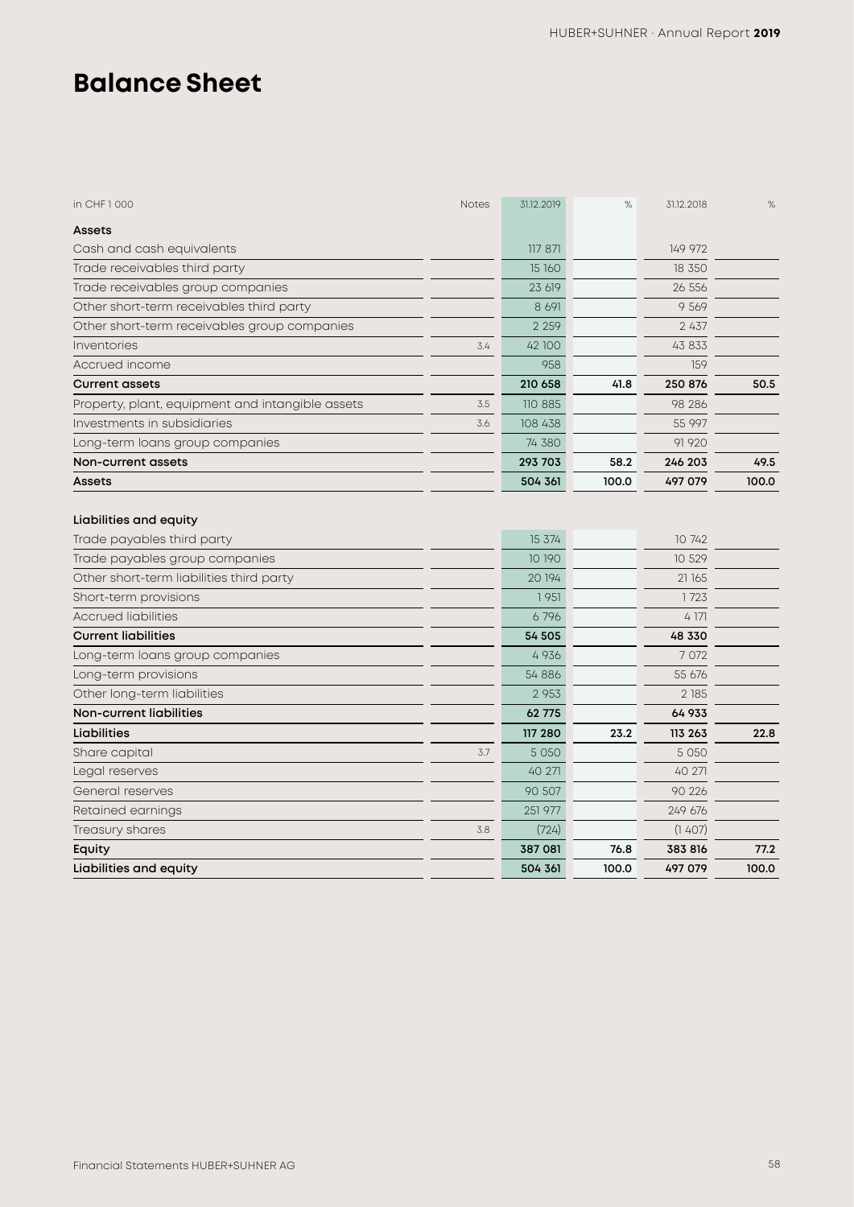# Balance Sheet

| in CHF 1 000 | Notes | 31.12.2019 | % | 31.12.2018 | % |
|---|---|---|---|---|---|
| **Assets** | | | | | |
| Cash and cash equivalents | | 117 871 | | 149 972 | |
| Trade receivables third party | | 15 160 | | 18 350 | |
| Trade receivables group companies | | 23 619 | | 26 556 | |
| Other short-term receivables third party | | 8 691 | | 9 569 | |
| Other short-term receivables group companies | | 2 259 | | 2 437 | |
| Inventories | 3.4 | 42 100 | | 43 833 | |
| Accrued income | | 958 | | 159 | |
| **Current assets** | | **210 658** | **41.8** | **250 876** | **50.5** |
| Property, plant, equipment and intangible assets | 3.5 | 110 885 | | 98 286 | |
| Investments in subsidiaries | 3.6 | 108 438 | | 55 997 | |
| Long-term loans group companies | | 74 380 | | 91 920 | |
| **Non-current assets** | | **293 703** | **58.2** | **246 203** | **49.5** |
| **Assets** | | **504 361** | **100.0** | **497 079** | **100.0** |
| | | | | | |
| **Liabilities and equity** | | | | | |
| Trade payables third party | | 15 374 | | 10 742 | |
| Trade payables group companies | | 10 190 | | 10 529 | |
| Other short-term liabilities third party | | 20 194 | | 21 165 | |
| Short-term provisions | | 1 951 | | 1 723 | |
| Accrued liabilities | | 6 796 | | 4 171 | |
| **Current liabilities** | | **54 505** | | **48 330** | |
| Long-term loans group companies | | 4 936 | | 7 072 | |
| Long-term provisions | | 54 886 | | 55 676 | |
| Other long-term liabilities | | 2 953 | | 2 185 | |
| **Non-current liabilities** | | **62 775** | | **64 933** | |
| **Liabilities** | | **117 280** | **23.2** | **113 263** | **22.8** |
| Share capital | 3.7 | 5 050 | | 5 050 | |
| Legal reserves | | 40 271 | | 40 271 | |
| General reserves | | 90 507 | | 90 226 | |
| Retained earnings | | 251 977 | | 249 676 | |
| Treasury shares | 3.8 | (724) | | (1 407) | |
| **Equity** | | **387 081** | **76.8** | **383 816** | **77.2** |
| **Liabilities and equity** | | **504 361** | **100.0** | **497 079** | **100.0** |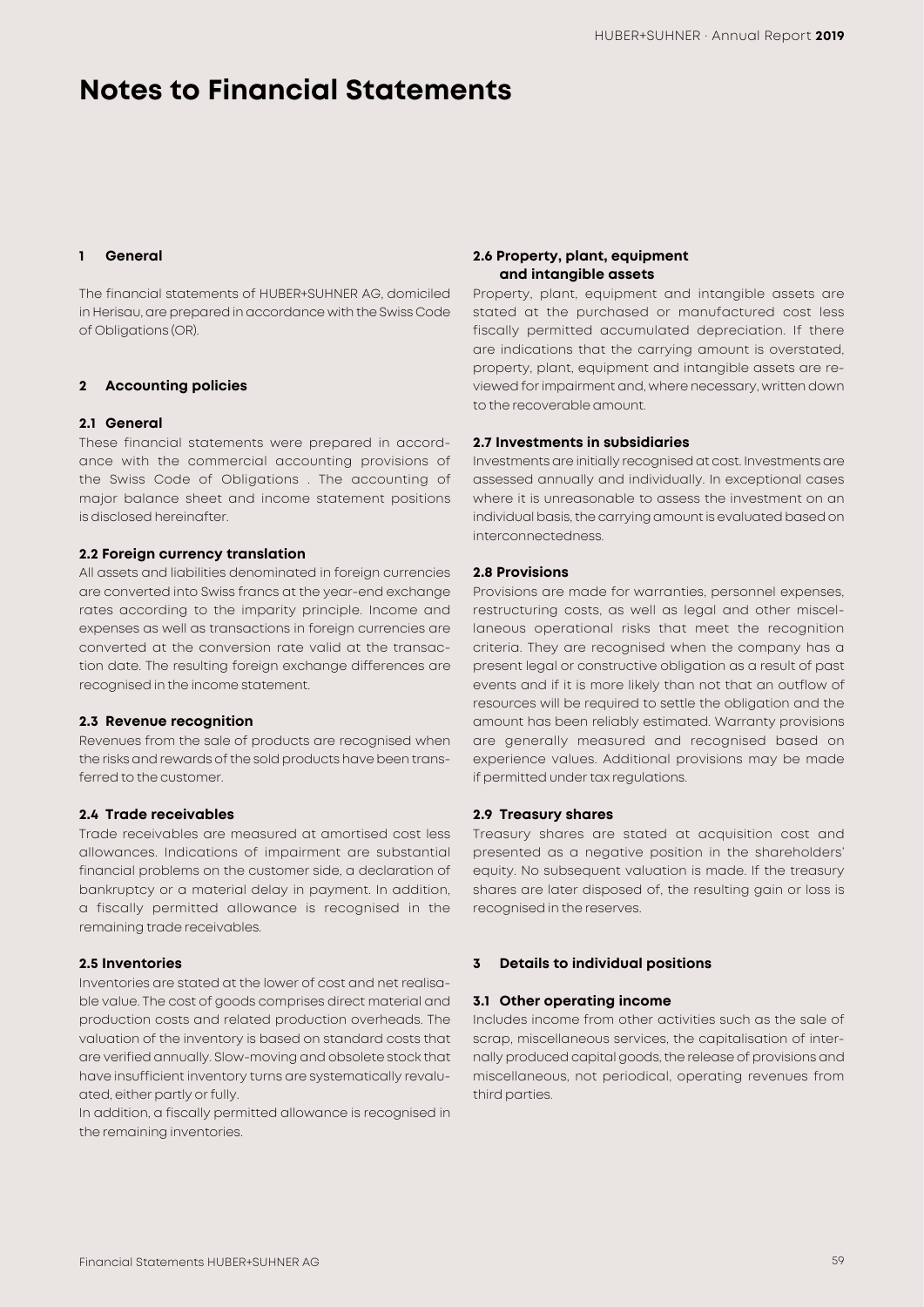# Notes to Financial Statements

## 1 General

The financial statements of HUBER+SUHNER AG, domiciled in Herisau, are prepared in accordance with the Swiss Code of Obligations (OR).

## 2 Accounting policies

### 2.1 General

These financial statements were prepared in accordance with the commercial accounting provisions of the Swiss Code of Obligations . The accounting of major balance sheet and income statement positions is disclosed hereinafter.

### 2.2 Foreign currency translation

All assets and liabilities denominated in foreign currencies are converted into Swiss francs at the year-end exchange rates according to the imparity principle. Income and expenses as well as transactions in foreign currencies are converted at the conversion rate valid at the transaction date. The resulting foreign exchange differences are recognised in the income statement.

### 2.3 Revenue recognition

Revenues from the sale of products are recognised when the risks and rewards of the sold products have been transferred to the customer.

### 2.4 Trade receivables

Trade receivables are measured at amortised cost less allowances. Indications of impairment are substantial financial problems on the customer side, a declaration of bankruptcy or a material delay in payment. In addition, a fiscally permitted allowance is recognised in the remaining trade receivables.

### 2.5 Inventories

Inventories are stated at the lower of cost and net realisable value. The cost of goods comprises direct material and production costs and related production overheads. The valuation of the inventory is based on standard costs that are verified annually. Slow-moving and obsolete stock that have insufficient inventory turns are systematically revaluated, either partly or fully.

In addition, a fiscally permitted allowance is recognised in the remaining inventories.

### 2.6 Property, plant, equipment and intangible assets

Property, plant, equipment and intangible assets are stated at the purchased or manufactured cost less fiscally permitted accumulated depreciation. If there are indications that the carrying amount is overstated, property, plant, equipment and intangible assets are reviewed for impairment and, where necessary, written down to the recoverable amount.

### 2.7 Investments in subsidiaries

Investments are initially recognised at cost. Investments are assessed annually and individually. In exceptional cases where it is unreasonable to assess the investment on an individual basis, the carrying amount is evaluated based on interconnectedness.

### 2.8 Provisions

Provisions are made for warranties, personnel expenses, restructuring costs, as well as legal and other miscellaneous operational risks that meet the recognition criteria. They are recognised when the company has a present legal or constructive obligation as a result of past events and if it is more likely than not that an outflow of resources will be required to settle the obligation and the amount has been reliably estimated. Warranty provisions are generally measured and recognised based on experience values. Additional provisions may be made if permitted under tax regulations.

### 2.9 Treasury shares

Treasury shares are stated at acquisition cost and presented as a negative position in the shareholders' equity. No subsequent valuation is made. If the treasury shares are later disposed of, the resulting gain or loss is recognised in the reserves.

## 3 Details to individual positions

### 3.1 Other operating income

Includes income from other activities such as the sale of scrap, miscellaneous services, the capitalisation of internally produced capital goods, the release of provisions and miscellaneous, not periodical, operating revenues from third parties.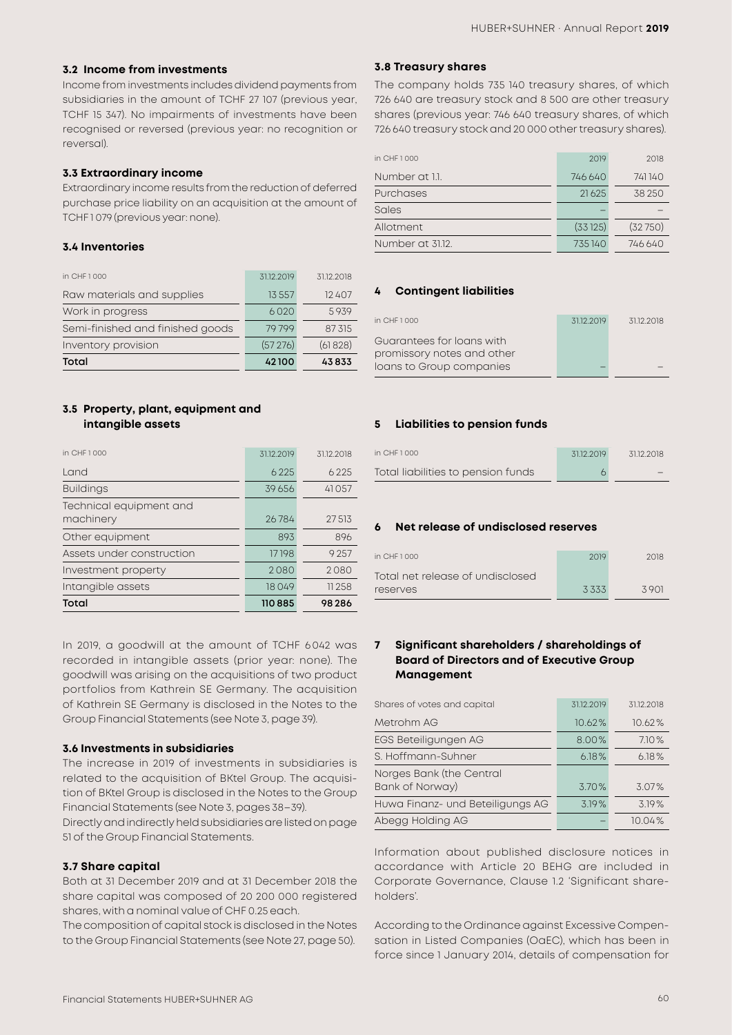### 3.2 Income from investments

Income from investments includes dividend payments from subsidiaries in the amount of TCHF 27 107 (previous year, TCHF 15 347). No impairments of investments have been recognised or reversed (previous year: no recognition or reversal).

### 3.3 Extraordinary income

Extraordinary income results from the reduction of deferred purchase price liability on an acquisition at the amount of TCHF 1 079 (previous year: none).

### 3.4 Inventories

| in CHF 1 000 | 31.12.2019 | 31.12.2018 |
|---|---|---|
| Raw materials and supplies | 13 557 | 12 407 |
| Work in progress | 6 020 | 5 939 |
| Semi-finished and finished goods | 79 799 | 87 315 |
| Inventory provision | (57 276) | (61 828) |
| **Total** | **42 100** | **43 833** |

### 3.5 Property, plant, equipment and intangible assets

| in CHF 1 000 | 31.12.2019 | 31.12.2018 |
|---|---|---|
| Land | 6 225 | 6 225 |
| Buildings | 39 656 | 41 057 |
| Technical equipment and machinery | 26 784 | 27 513 |
| Other equipment | 893 | 896 |
| Assets under construction | 17 198 | 9 257 |
| Investment property | 2 080 | 2 080 |
| Intangible assets | 18 049 | 11 258 |
| **Total** | **110 885** | **98 286** |

In 2019, a goodwill at the amount of TCHF 6 042 was recorded in intangible assets (prior year: none). The goodwill was arising on the acquisitions of two product portfolios from Kathrein SE Germany. The acquisition of Kathrein SE Germany is disclosed in the Notes to the Group Financial Statements (see Note 3, page 39).

### 3.6 Investments in subsidiaries

The increase in 2019 of investments in subsidiaries is related to the acquisition of BKtel Group. The acquisition of BKtel Group is disclosed in the Notes to the Group Financial Statements (see Note 3, pages 38–39).

Directly and indirectly held subsidiaries are listed on page 51 of the Group Financial Statements.

### 3.7 Share capital

Both at 31 December 2019 and at 31 December 2018 the share capital was composed of 20 200 000 registered shares, with a nominal value of CHF 0.25 each.

The composition of capital stock is disclosed in the Notes to the Group Financial Statements (see Note 27, page 50).

### 3.8 Treasury shares

The company holds 735 140 treasury shares, of which 726 640 are treasury stock and 8 500 are other treasury shares (previous year: 746 640 treasury shares, of which 726 640 treasury stock and 20 000 other treasury shares).

| in CHF 1 000 | 2019 | 2018 |
|---|---|---|
| Number at 1.1. | 746 640 | 741 140 |
| Purchases | 21 625 | 38 250 |
| Sales | – | – |
| Allotment | (33 125) | (32 750) |
| Number at 31.12. | 735 140 | 746 640 |

## 4 Contingent liabilities

| in CHF 1 000 | 31.12.2019 | 31.12.2018 |
|---|---|---|
| Guarantees for loans with promissory notes and other loans to Group companies | – | – |

## 5 Liabilities to pension funds

| in CHF 1 000 | 31.12.2019 | 31.12.2018 |
|---|---|---|
| Total liabilities to pension funds | 6 | – |

## 6 Net release of undisclosed reserves

| in CHF 1 000 | 2019 | 2018 |
|---|---|---|
| Total net release of undisclosed reserves | 3 333 | 3 901 |

## 7 Significant shareholders / shareholdings of Board of Directors and of Executive Group Management

| Shares of votes and capital | 31.12.2019 | 31.12.2018 |
|---|---|---|
| Metrohm AG | 10.62% | 10.62% |
| EGS Beteiligungen AG | 8.00% | 7.10% |
| S. Hoffmann-Suhner | 6.18% | 6.18% |
| Norges Bank (the Central Bank of Norway) | 3.70% | 3.07% |
| Huwa Finanz- und Beteiligungs AG | 3.19% | 3.19% |
| Abegg Holding AG | – | 10.04% |

Information about published disclosure notices in accordance with Article 20 BEHG are included in Corporate Governance, Clause 1.2 'Significant shareholders'.

According to the Ordinance against Excessive Compensation in Listed Companies (OaEC), which has been in force since 1 January 2014, details of compensation for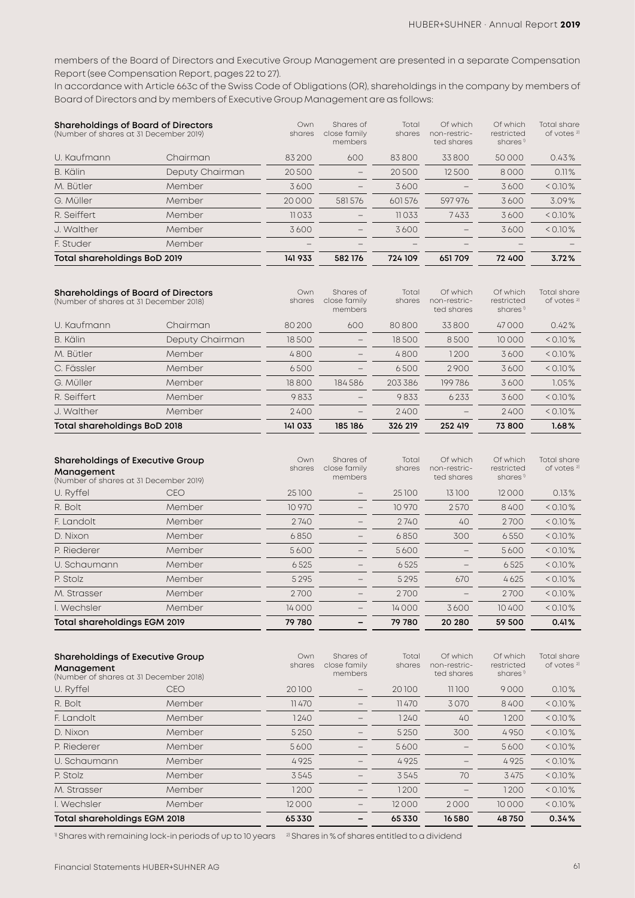members of the Board of Directors and Executive Group Management are presented in a separate Compensation Report (see Compensation Report, pages 22 to 27).

In accordance with Article 663c of the Swiss Code of Obligations (OR), shareholdings in the company by members of Board of Directors and by members of Executive Group Management are as follows:

| **Shareholdings of Board of Directors** (Number of shares at 31 December 2019) | | Own shares | Shares of close family members | Total shares | Of which non-restricted shares | Of which restricted shares [1] | Total share of votes [2] |
|---|---|---|---|---|---|---|---|
| U. Kaufmann | Chairman | 83200 | 600 | 83800 | 33800 | 50000 | 0.43% |
| B. Kälin | Deputy Chairman | 20500 | – | 20500 | 12500 | 8000 | 0.11% |
| M. Bütler | Member | 3600 | – | 3600 | – | 3600 | < 0.10% |
| G. Müller | Member | 20000 | 581576 | 601576 | 597976 | 3600 | 3.09% |
| R. Seiffert | Member | 11033 | – | 11033 | 7433 | 3600 | < 0.10% |
| J. Walther | Member | 3600 | – | 3600 | – | 3600 | < 0.10% |
| F. Studer | Member | – | – | – | – | – | – |
| **Total shareholdings BoD 2019** | | **141 933** | **582 176** | **724 109** | **651 709** | **72 400** | **3.72%** |

| **Shareholdings of Board of Directors** (Number of shares at 31 December 2018) | | Own shares | Shares of close family members | Total shares | Of which non-restricted shares | Of which restricted shares [1] | Total share of votes [2] |
|---|---|---|---|---|---|---|---|
| U. Kaufmann | Chairman | 80200 | 600 | 80800 | 33800 | 47000 | 0.42% |
| B. Kälin | Deputy Chairman | 18500 | – | 18500 | 8500 | 10000 | < 0.10% |
| M. Bütler | Member | 4800 | – | 4800 | 1200 | 3600 | < 0.10% |
| C. Fässler | Member | 6500 | – | 6500 | 2900 | 3600 | < 0.10% |
| G. Müller | Member | 18800 | 184586 | 203386 | 199786 | 3600 | 1.05% |
| R. Seiffert | Member | 9833 | – | 9833 | 6233 | 3600 | < 0.10% |
| J. Walther | Member | 2400 | – | 2400 | – | 2400 | < 0.10% |
| **Total shareholdings BoD 2018** | | **141 033** | **185 186** | **326 219** | **252 419** | **73 800** | **1.68%** |

| **Shareholdings of Executive Group Management** (Number of shares at 31 December 2019) | | Own shares | Shares of close family members | Total shares | Of which non-restricted shares | Of which restricted shares [1] | Total share of votes [2] |
|---|---|---|---|---|---|---|---|
| U. Ryffel | CEO | 25100 | – | 25100 | 13100 | 12000 | 0.13% |
| R. Bolt | Member | 10970 | – | 10970 | 2570 | 8400 | < 0.10% |
| F. Landolt | Member | 2740 | – | 2740 | 40 | 2700 | < 0.10% |
| D. Nixon | Member | 6850 | – | 6850 | 300 | 6550 | < 0.10% |
| P. Riederer | Member | 5600 | – | 5600 | – | 5600 | < 0.10% |
| U. Schaumann | Member | 6525 | – | 6525 | – | 6525 | < 0.10% |
| P. Stolz | Member | 5295 | – | 5295 | 670 | 4625 | < 0.10% |
| M. Strasser | Member | 2700 | – | 2700 | – | 2700 | < 0.10% |
| I. Wechsler | Member | 14000 | – | 14000 | 3600 | 10400 | < 0.10% |
| **Total shareholdings EGM 2019** | | **79 780** | **–** | **79 780** | **20 280** | **59 500** | **0.41%** |

| **Shareholdings of Executive Group Management** (Number of shares at 31 December 2018) | | Own shares | Shares of close family members | Total shares | Of which non-restricted shares | Of which restricted shares [1] | Total share of votes [2] |
|---|---|---|---|---|---|---|---|
| U. Ryffel | CEO | 20100 | – | 20100 | 11100 | 9000 | 0.10% |
| R. Bolt | Member | 11470 | – | 11470 | 3070 | 8400 | < 0.10% |
| F. Landolt | Member | 1240 | – | 1240 | 40 | 1200 | < 0.10% |
| D. Nixon | Member | 5250 | – | 5250 | 300 | 4950 | < 0.10% |
| P. Riederer | Member | 5600 | – | 5600 | – | 5600 | < 0.10% |
| U. Schaumann | Member | 4925 | – | 4925 | – | 4925 | < 0.10% |
| P. Stolz | Member | 3545 | – | 3545 | 70 | 3475 | < 0.10% |
| M. Strasser | Member | 1200 | – | 1200 | – | 1200 | < 0.10% |
| I. Wechsler | Member | 12000 | – | 12000 | 2000 | 10000 | < 0.10% |
| **Total shareholdings EGM 2018** | | **65330** | **–** | **65330** | **16580** | **48750** | **0.34%** |

[1] Shares with remaining lock-in periods of up to 10 years [2] Shares in % of shares entitled to a dividend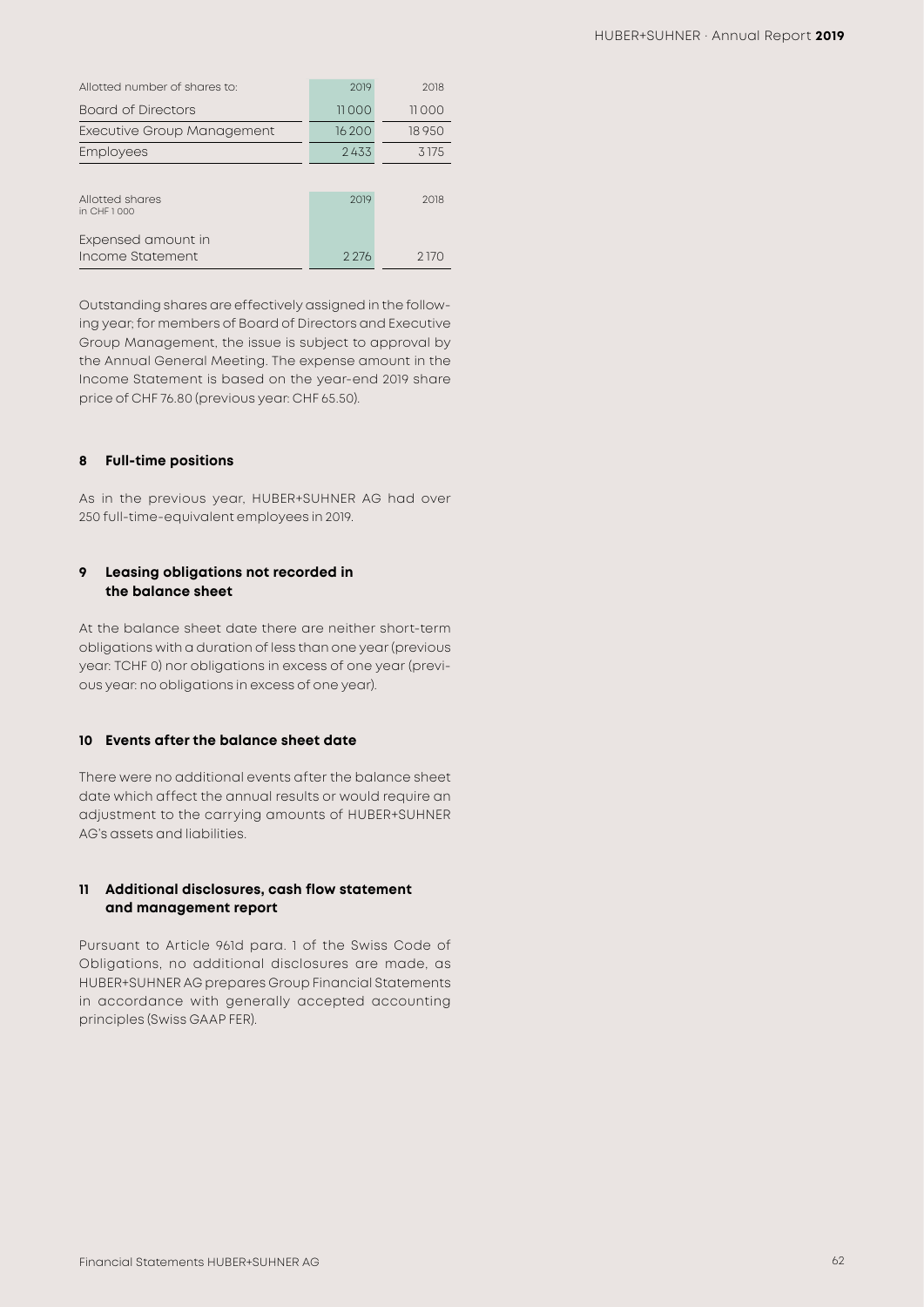| Allotted number of shares to: | 2019 | 2018 |
|---|---|---|
| Board of Directors | 11 000 | 11 000 |
| Executive Group Management | 16 200 | 18 950 |
| Employees | 2 433 | 3 175 |

| Allotted shares in CHF 1 000 | 2019 | 2018 |
|---|---|---|
| Expensed amount in Income Statement | 2 276 | 2 170 |

Outstanding shares are effectively assigned in the following year; for members of Board of Directors and Executive Group Management, the issue is subject to approval by the Annual General Meeting. The expense amount in the Income Statement is based on the year-end 2019 share price of CHF 76.80 (previous year: CHF 65.50).

### 8 Full-time positions

As in the previous year, HUBER+SUHNER AG had over 250 full-time-equivalent employees in 2019.

### 9 Leasing obligations not recorded in the balance sheet

At the balance sheet date there are neither short-term obligations with a duration of less than one year (previous year: TCHF 0) nor obligations in excess of one year (previous year: no obligations in excess of one year).

### 10 Events after the balance sheet date

There were no additional events after the balance sheet date which affect the annual results or would require an adjustment to the carrying amounts of HUBER+SUHNER AG's assets and liabilities.

### 11 Additional disclosures, cash flow statement and management report

Pursuant to Article 961d para. 1 of the Swiss Code of Obligations, no additional disclosures are made, as HUBER+SUHNER AG prepares Group Financial Statements in accordance with generally accepted accounting principles (Swiss GAAP FER).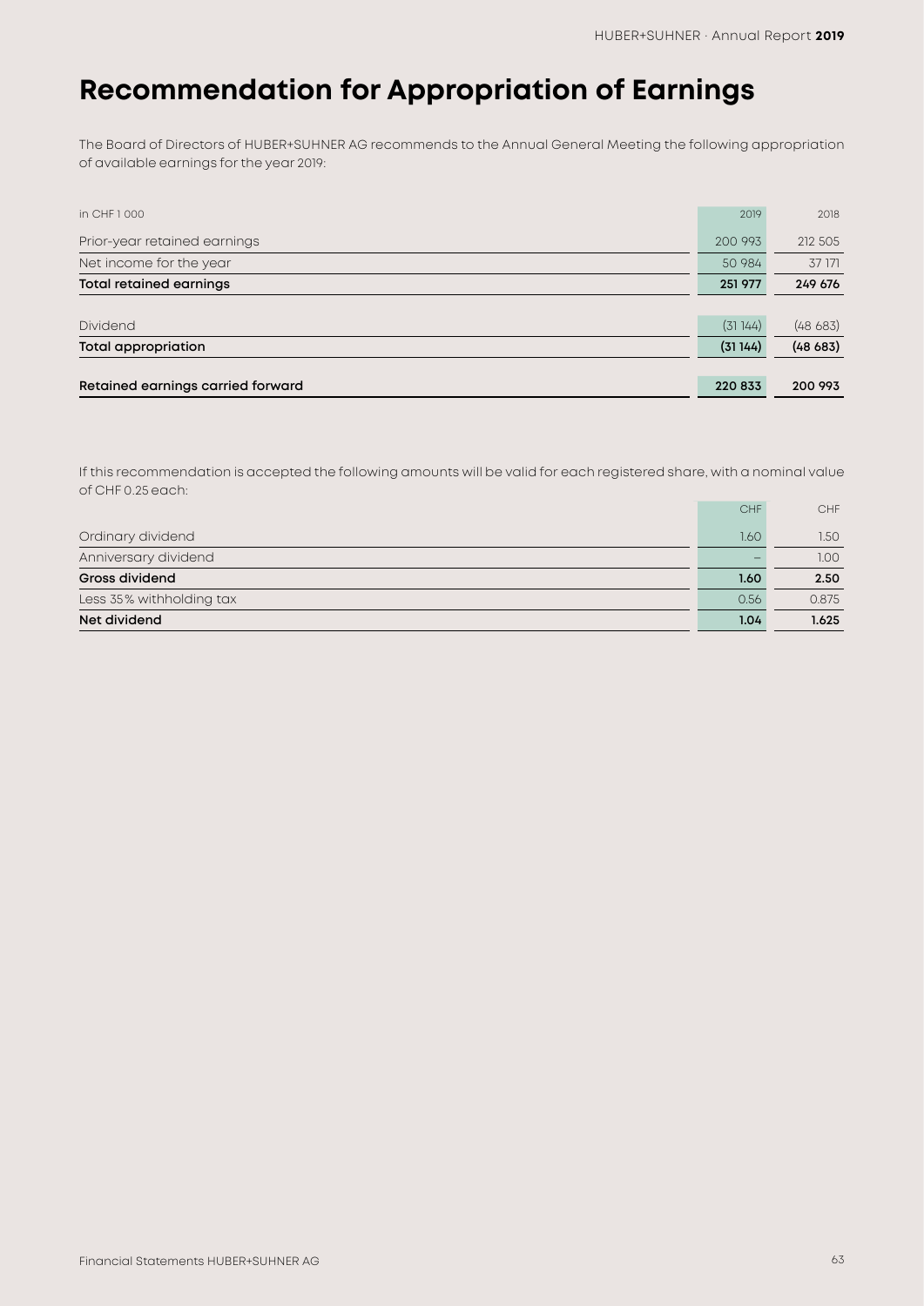# Recommendation for Appropriation of Earnings

The Board of Directors of HUBER+SUHNER AG recommends to the Annual General Meeting the following appropriation of available earnings for the year 2019:

| in CHF 1 000 | 2019 | 2018 |
|---|---|---|
| Prior-year retained earnings | 200 993 | 212 505 |
| Net income for the year | 50 984 | 37 171 |
| **Total retained earnings** | **251 977** | **249 676** |
| Dividend | (31 144) | (48 683) |
| **Total appropriation** | **(31 144)** | **(48 683)** |
| **Retained earnings carried forward** | **220 833** | **200 993** |

If this recommendation is accepted the following amounts will be valid for each registered share, with a nominal value of CHF 0.25 each:

| | CHF | CHF |
|---|---|---|
| Ordinary dividend | 1.60 | 1.50 |
| Anniversary dividend | – | 1.00 |
| **Gross dividend** | **1.60** | **2.50** |
| Less 35% withholding tax | 0.56 | 0.875 |
| **Net dividend** | **1.04** | **1.625** |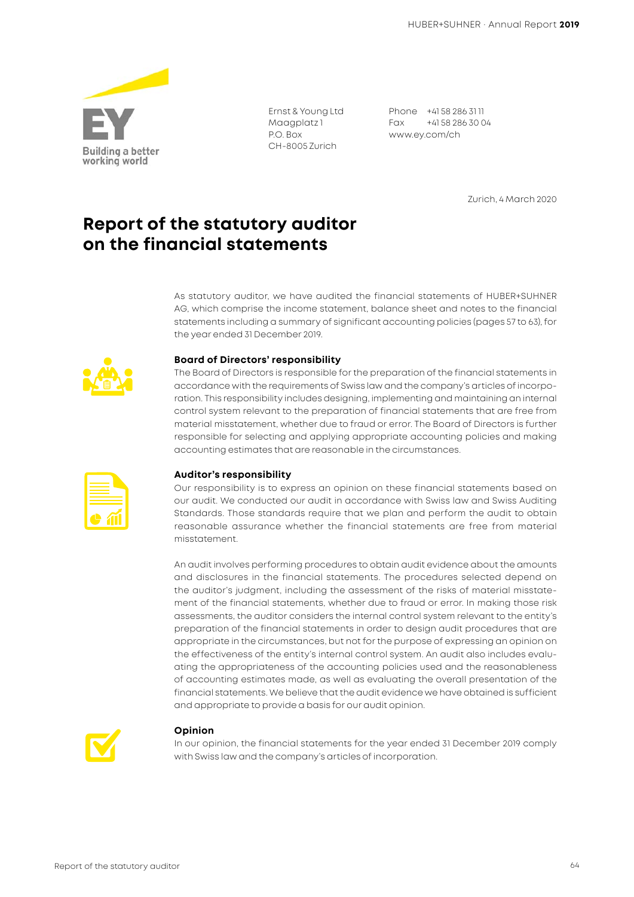Ernst & Young Ltd
Maagplatz 1
P.O. Box
CH-8005 Zurich

Phone +41 58 286 31 11
Fax +41 58 286 30 04
www.ey.com/ch

Zurich, 4 March 2020

# Report of the statutory auditor on the financial statements

As statutory auditor, we have audited the financial statements of HUBER+SUHNER AG, which comprise the income statement, balance sheet and notes to the financial statements including a summary of significant accounting policies (pages 57 to 63), for the year ended 31 December 2019.

**Board of Directors' responsibility**
The Board of Directors is responsible for the preparation of the financial statements in accordance with the requirements of Swiss law and the company's articles of incorporation. This responsibility includes designing, implementing and maintaining an internal control system relevant to the preparation of financial statements that are free from material misstatement, whether due to fraud or error. The Board of Directors is further responsible for selecting and applying appropriate accounting policies and making accounting estimates that are reasonable in the circumstances.

**Auditor's responsibility**
Our responsibility is to express an opinion on these financial statements based on our audit. We conducted our audit in accordance with Swiss law and Swiss Auditing Standards. Those standards require that we plan and perform the audit to obtain reasonable assurance whether the financial statements are free from material misstatement.

An audit involves performing procedures to obtain audit evidence about the amounts and disclosures in the financial statements. The procedures selected depend on the auditor's judgment, including the assessment of the risks of material misstatement of the financial statements, whether due to fraud or error. In making those risk assessments, the auditor considers the internal control system relevant to the entity's preparation of the financial statements in order to design audit procedures that are appropriate in the circumstances, but not for the purpose of expressing an opinion on the effectiveness of the entity's internal control system. An audit also includes evaluating the appropriateness of the accounting policies used and the reasonableness of accounting estimates made, as well as evaluating the overall presentation of the financial statements. We believe that the audit evidence we have obtained is sufficient and appropriate to provide a basis for our audit opinion.

**Opinion**
In our opinion, the financial statements for the year ended 31 December 2019 comply with Swiss law and the company's articles of incorporation.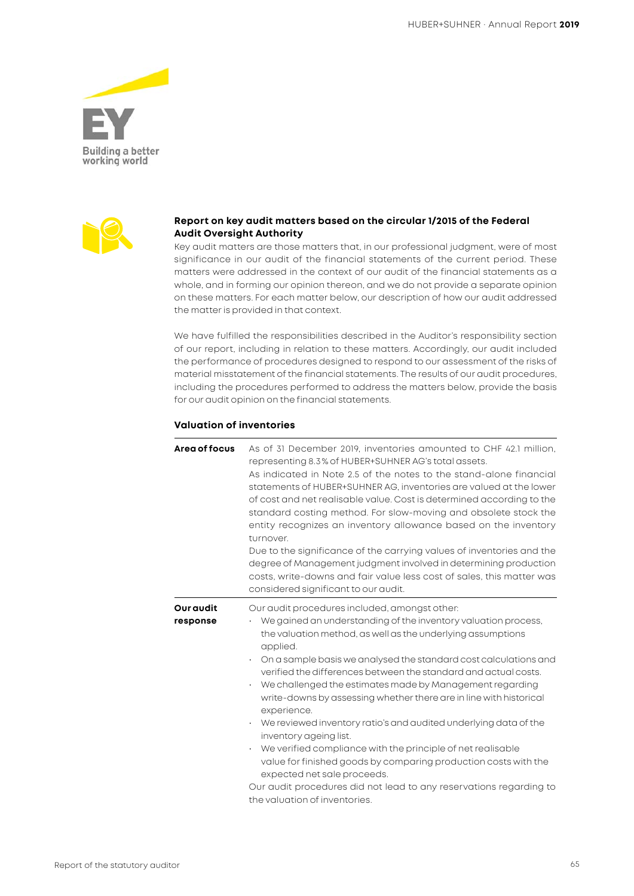## Report on key audit matters based on the circular 1/2015 of the Federal Audit Oversight Authority

Key audit matters are those matters that, in our professional judgment, were of most significance in our audit of the financial statements of the current period. These matters were addressed in the context of our audit of the financial statements as a whole, and in forming our opinion thereon, and we do not provide a separate opinion on these matters. For each matter below, our description of how our audit addressed the matter is provided in that context.

We have fulfilled the responsibilities described in the Auditor's responsibility section of our report, including in relation to these matters. Accordingly, our audit included the performance of procedures designed to respond to our assessment of the risks of material misstatement of the financial statements. The results of our audit procedures, including the procedures performed to address the matters below, provide the basis for our audit opinion on the financial statements.

### Valuation of inventories

**Area of focus**

As of 31 December 2019, inventories amounted to CHF 42.1 million, representing 8.3% of HUBER+SUHNER AG's total assets.
As indicated in Note 2.5 of the notes to the stand-alone financial statements of HUBER+SUHNER AG, inventories are valued at the lower of cost and net realisable value. Cost is determined according to the standard costing method. For slow-moving and obsolete stock the entity recognizes an inventory allowance based on the inventory turnover.
Due to the significance of the carrying values of inventories and the degree of Management judgment involved in determining production costs, write-downs and fair value less cost of sales, this matter was considered significant to our audit.

**Our audit response**

Our audit procedures included, amongst other:

- We gained an understanding of the inventory valuation process, the valuation method, as well as the underlying assumptions applied.
- On a sample basis we analysed the standard cost calculations and verified the differences between the standard and actual costs.
- We challenged the estimates made by Management regarding write-downs by assessing whether there are in line with historical experience.
- We reviewed inventory ratio's and audited underlying data of the inventory ageing list.
- We verified compliance with the principle of net realisable value for finished goods by comparing production costs with the expected net sale proceeds.

Our audit procedures did not lead to any reservations regarding to the valuation of inventories.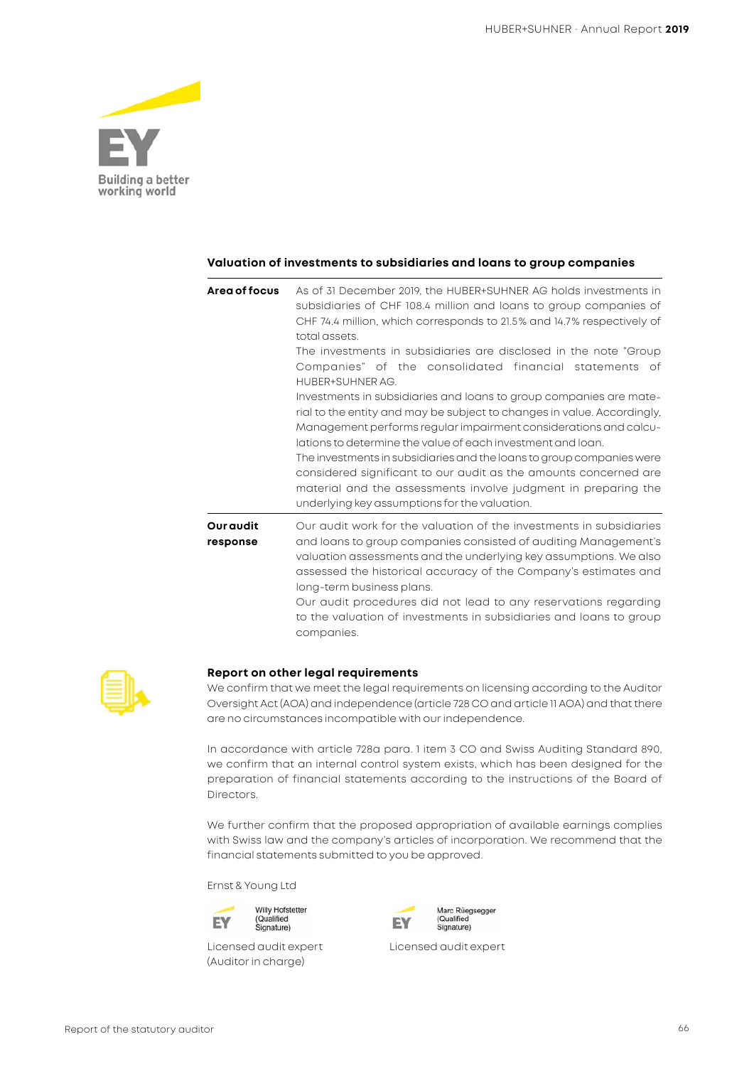### Valuation of investments to subsidiaries and loans to group companies

| | |
|---|---|
| **Area of focus** | As of 31 December 2019, the HUBER+SUHNER AG holds investments in subsidiaries of CHF 108.4 million and loans to group companies of CHF 74.4 million, which corresponds to 21.5% and 14.7% respectively of total assets.<br>The investments in subsidiaries are disclosed in the note "Group Companies" of the consolidated financial statements of HUBER+SUHNER AG.<br>Investments in subsidiaries and loans to group companies are material to the entity and may be subject to changes in value. Accordingly, Management performs regular impairment considerations and calculations to determine the value of each investment and loan.<br>The investments in subsidiaries and the loans to group companies were considered significant to our audit as the amounts concerned are material and the assessments involve judgment in preparing the underlying key assumptions for the valuation. |
| **Our audit response** | Our audit work for the valuation of the investments in subsidiaries and loans to group companies consisted of auditing Management's valuation assessments and the underlying key assumptions. We also assessed the historical accuracy of the Company's estimates and long-term business plans.<br>Our audit procedures did not lead to any reservations regarding to the valuation of investments in subsidiaries and loans to group companies. |

### Report on other legal requirements

We confirm that we meet the legal requirements on licensing according to the Auditor Oversight Act (AOA) and independence (article 728 CO and article 11 AOA) and that there are no circumstances incompatible with our independence.

In accordance with article 728a para. 1 item 3 CO and Swiss Auditing Standard 890, we confirm that an internal control system exists, which has been designed for the preparation of financial statements according to the instructions of the Board of Directors.

We further confirm that the proposed appropriation of available earnings complies with Swiss law and the company's articles of incorporation. We recommend that the financial statements submitted to you be approved.

Ernst & Young Ltd

| | |
|---|---|
| Willy Hofstetter (Qualified Signature) | Marc Rüegsegger (Qualified Signature) |
| Licensed audit expert (Auditor in charge) | Licensed audit expert |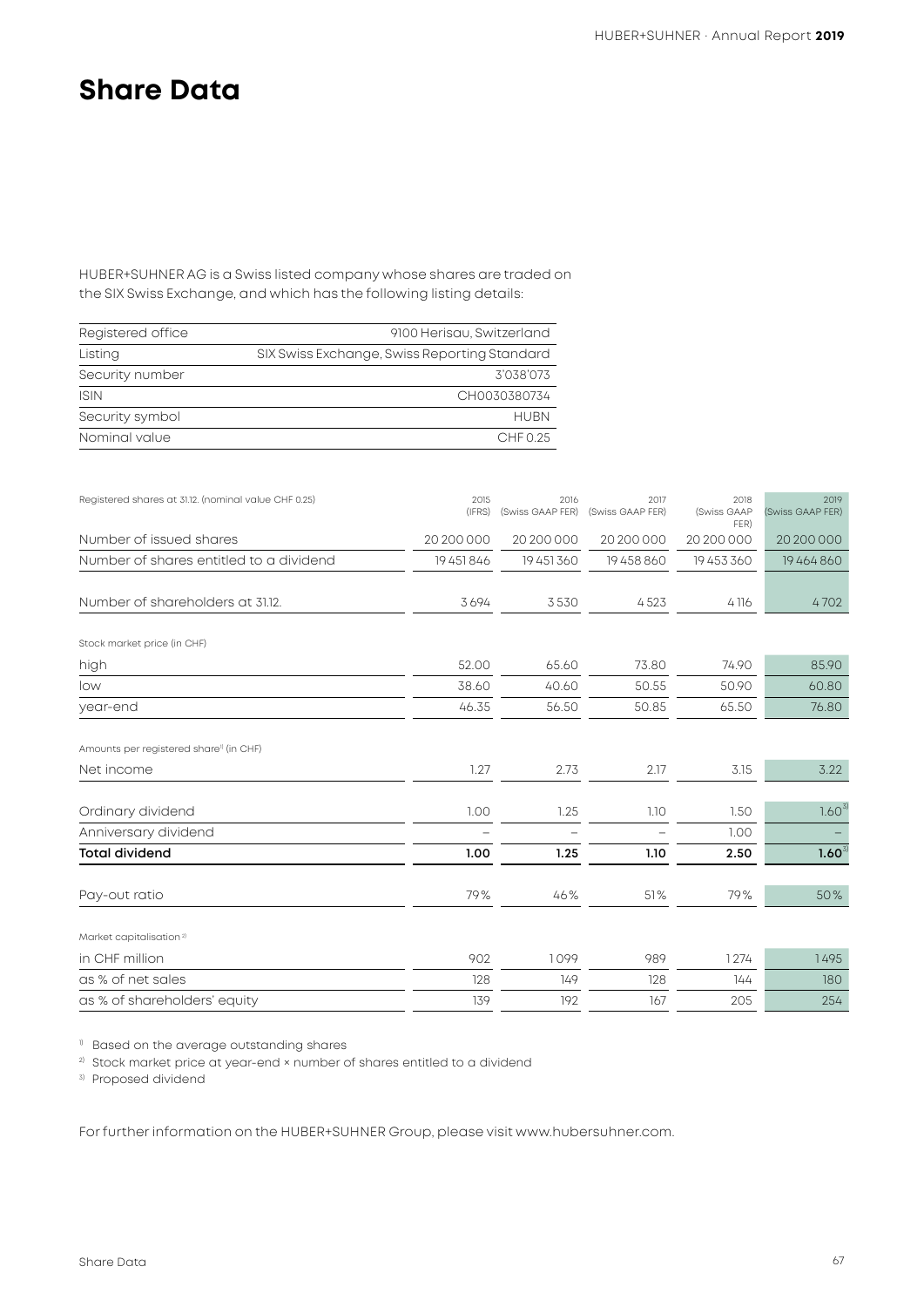# Share Data

HUBER+SUHNER AG is a Swiss listed company whose shares are traded on the SIX Swiss Exchange, and which has the following listing details:

| | |
|---|---|
| Registered office | 9100 Herisau, Switzerland |
| Listing | SIX Swiss Exchange, Swiss Reporting Standard |
| Security number | 3'038'073 |
| ISIN | CH0030380734 |
| Security symbol | HUBN |
| Nominal value | CHF 0.25 |

| Registered shares at 31.12. (nominal value CHF 0.25) | 2015 (IFRS) | 2016 (Swiss GAAP FER) | 2017 (Swiss GAAP FER) | 2018 (Swiss GAAP FER) | 2019 (Swiss GAAP FER) |
|---|---|---|---|---|---|
| Number of issued shares | 20 200 000 | 20 200 000 | 20 200 000 | 20 200 000 | 20 200 000 |
| Number of shares entitled to a dividend | 19 451 846 | 19 451 360 | 19 458 860 | 19 453 360 | 19 464 860 |
| Number of shareholders at 31.12. | 3 694 | 3 530 | 4 523 | 4 116 | 4 702 |
| Stock market price (in CHF) | | | | | |
| high | 52.00 | 65.60 | 73.80 | 74.90 | 85.90 |
| low | 38.60 | 40.60 | 50.55 | 50.90 | 60.80 |
| year-end | 46.35 | 56.50 | 50.85 | 65.50 | 76.80 |
| Amounts per registered share[1] (in CHF) | | | | | |
| Net income | 1.27 | 2.73 | 2.17 | 3.15 | 3.22 |
| Ordinary dividend | 1.00 | 1.25 | 1.10 | 1.50 | 1.60[3] |
| Anniversary dividend | – | – | – | 1.00 | – |
| **Total dividend** | **1.00** | **1.25** | **1.10** | **2.50** | **1.60**[3] |
| Pay-out ratio | 79% | 46% | 51% | 79% | 50% |
| Market capitalisation[2] | | | | | |
| in CHF million | 902 | 1 099 | 989 | 1 274 | 1 495 |
| as % of net sales | 128 | 149 | 128 | 144 | 180 |
| as % of shareholders' equity | 139 | 192 | 167 | 205 | 254 |

[1] Based on the average outstanding shares
[2] Stock market price at year-end × number of shares entitled to a dividend
[3] Proposed dividend

For further information on the HUBER+SUHNER Group, please visit www.hubersuhner.com.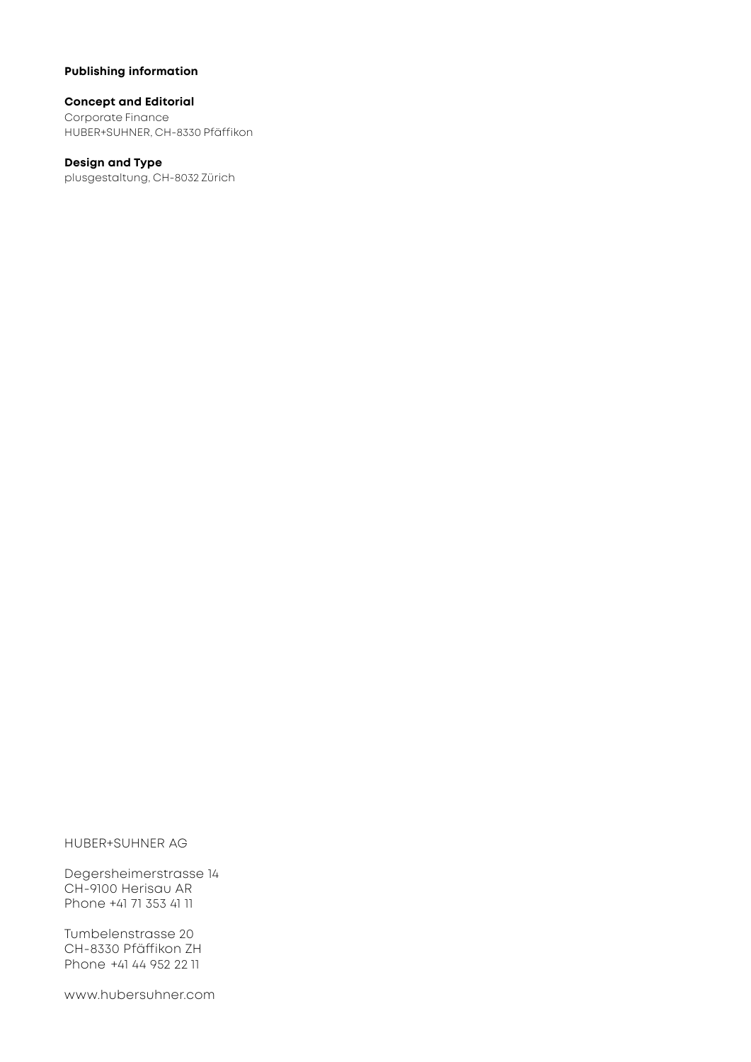## Publishing information

**Concept and Editorial**
Corporate Finance
HUBER+SUHNER, CH-8330 Pfäffikon

**Design and Type**
plusgestaltung, CH-8032 Zürich

HUBER+SUHNER AG

Degersheimerstrasse 14
CH-9100 Herisau AR
Phone +41 71 353 41 11

Tumbelenstrasse 20
CH-8330 Pfäffikon ZH
Phone +41 44 952 22 11

www.hubersuhner.com